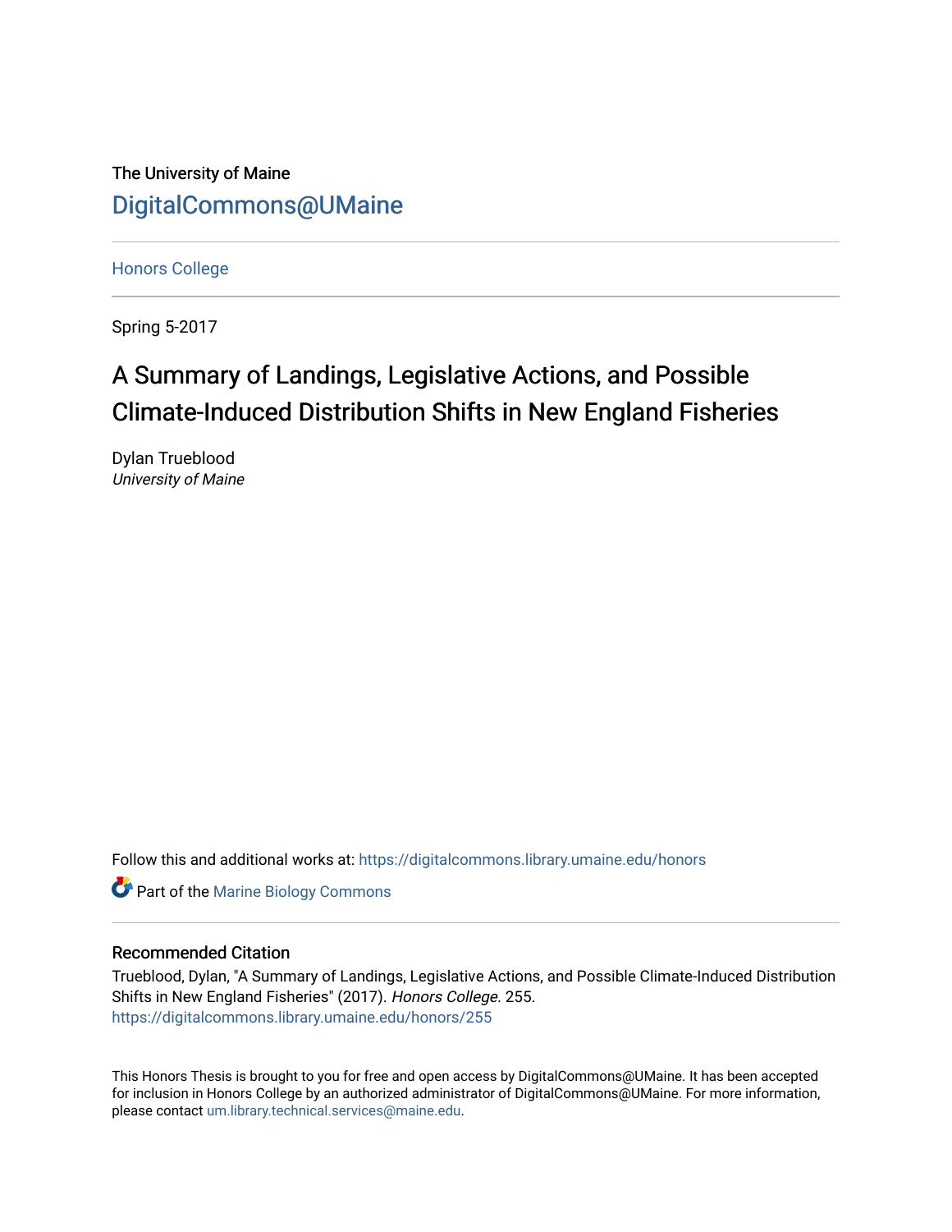The University of Maine

DigitalCommons@UMaine

Honors College

Spring 5-2017

# A Summary of Landings, Legislative Actions, and Possible Climate-Induced Distribution Shifts in New England Fisheries

Dylan Trueblood
*University of Maine*

Follow this and additional works at: https://digitalcommons.library.umaine.edu/honors

Part of the Marine Biology Commons

## Recommended Citation

Trueblood, Dylan, "A Summary of Landings, Legislative Actions, and Possible Climate-Induced Distribution Shifts in New England Fisheries" (2017). *Honors College*. 255.
https://digitalcommons.library.umaine.edu/honors/255

This Honors Thesis is brought to you for free and open access by DigitalCommons@UMaine. It has been accepted for inclusion in Honors College by an authorized administrator of DigitalCommons@UMaine. For more information, please contact um.library.technical.services@maine.edu.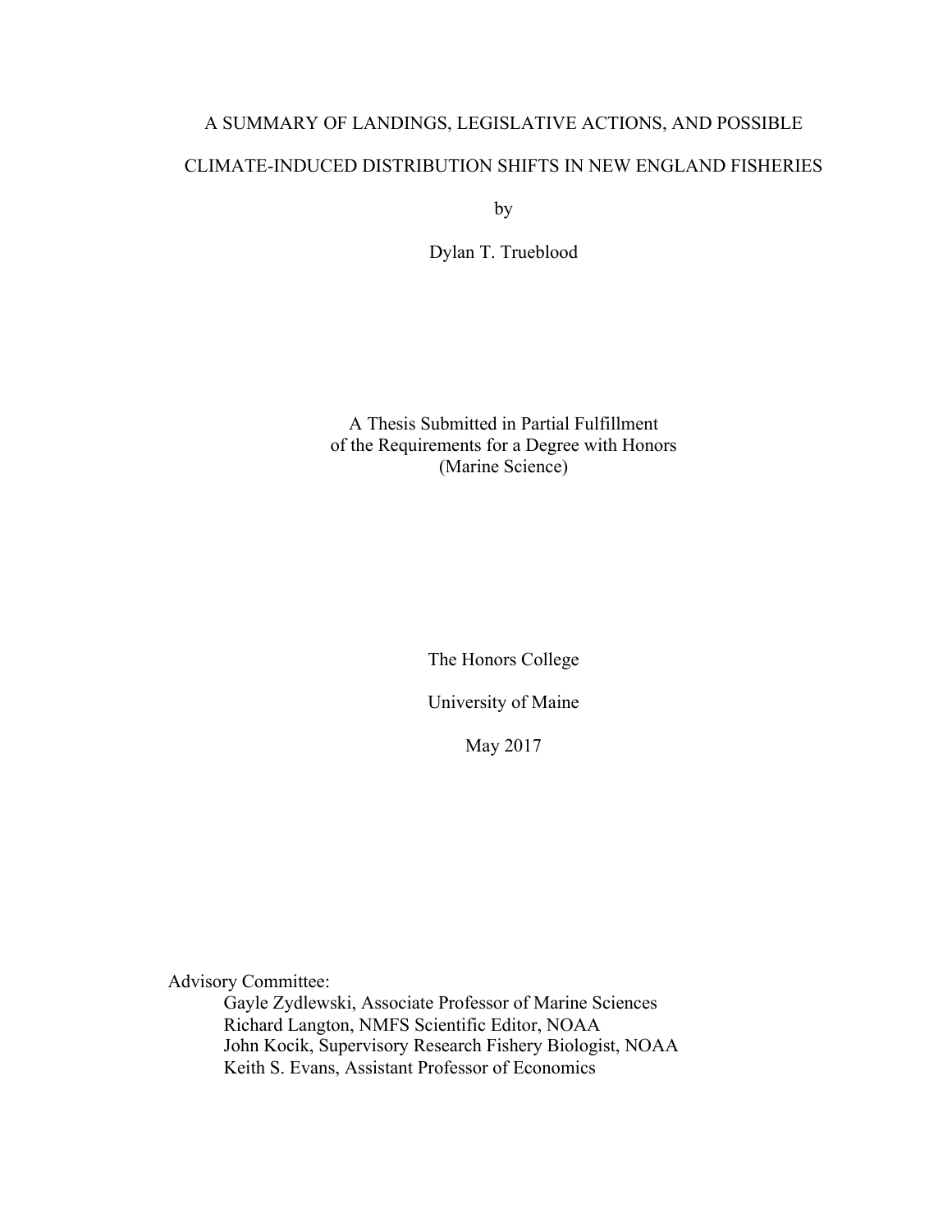# A SUMMARY OF LANDINGS, LEGISLATIVE ACTIONS, AND POSSIBLE CLIMATE-INDUCED DISTRIBUTION SHIFTS IN NEW ENGLAND FISHERIES

by

Dylan T. Trueblood

A Thesis Submitted in Partial Fulfillment
of the Requirements for a Degree with Honors
(Marine Science)

The Honors College

University of Maine

May 2017

Advisory Committee:

Gayle Zydlewski, Associate Professor of Marine Sciences
Richard Langton, NMFS Scientific Editor, NOAA
John Kocik, Supervisory Research Fishery Biologist, NOAA
Keith S. Evans, Assistant Professor of Economics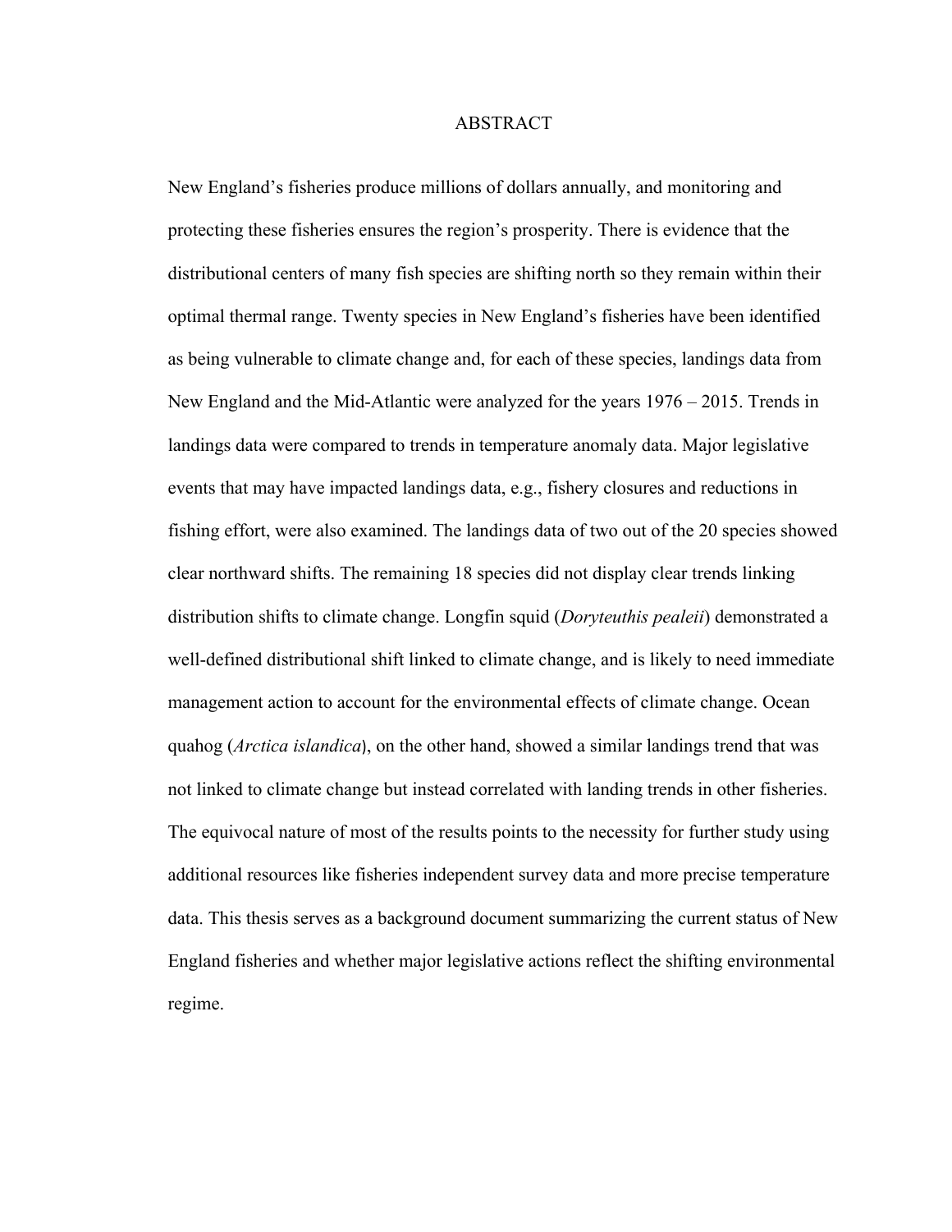# ABSTRACT

New England's fisheries produce millions of dollars annually, and monitoring and protecting these fisheries ensures the region's prosperity. There is evidence that the distributional centers of many fish species are shifting north so they remain within their optimal thermal range. Twenty species in New England's fisheries have been identified as being vulnerable to climate change and, for each of these species, landings data from New England and the Mid-Atlantic were analyzed for the years 1976 – 2015. Trends in landings data were compared to trends in temperature anomaly data. Major legislative events that may have impacted landings data, e.g., fishery closures and reductions in fishing effort, were also examined. The landings data of two out of the 20 species showed clear northward shifts. The remaining 18 species did not display clear trends linking distribution shifts to climate change. Longfin squid (*Doryteuthis pealeii*) demonstrated a well-defined distributional shift linked to climate change, and is likely to need immediate management action to account for the environmental effects of climate change. Ocean quahog (*Arctica islandica*), on the other hand, showed a similar landings trend that was not linked to climate change but instead correlated with landing trends in other fisheries. The equivocal nature of most of the results points to the necessity for further study using additional resources like fisheries independent survey data and more precise temperature data. This thesis serves as a background document summarizing the current status of New England fisheries and whether major legislative actions reflect the shifting environmental regime.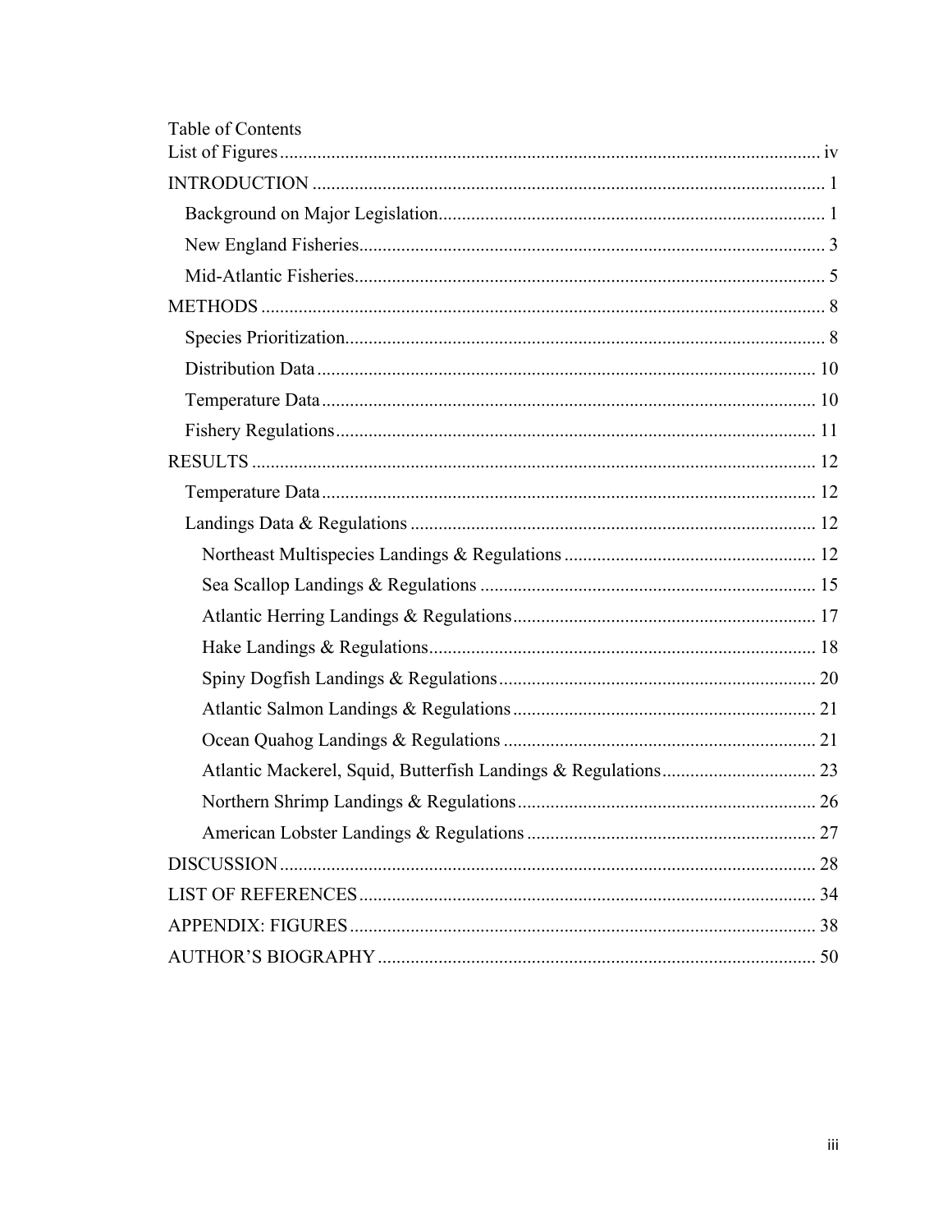# Table of Contents

List of Figures .......... iv

INTRODUCTION .......... 1

- Background on Major Legislation .......... 1
- New England Fisheries .......... 3
- Mid-Atlantic Fisheries .......... 5

METHODS .......... 8

- Species Prioritization .......... 8
- Distribution Data .......... 10
- Temperature Data .......... 10
- Fishery Regulations .......... 11

RESULTS .......... 12

- Temperature Data .......... 12
- Landings Data & Regulations .......... 12
  - Northeast Multispecies Landings & Regulations .......... 12
  - Sea Scallop Landings & Regulations .......... 15
  - Atlantic Herring Landings & Regulations .......... 17
  - Hake Landings & Regulations .......... 18
  - Spiny Dogfish Landings & Regulations .......... 20
  - Atlantic Salmon Landings & Regulations .......... 21
  - Ocean Quahog Landings & Regulations .......... 21
  - Atlantic Mackerel, Squid, Butterfish Landings & Regulations .......... 23
  - Northern Shrimp Landings & Regulations .......... 26
  - American Lobster Landings & Regulations .......... 27

DISCUSSION .......... 28

LIST OF REFERENCES .......... 34

APPENDIX: FIGURES .......... 38

AUTHOR'S BIOGRAPHY .......... 50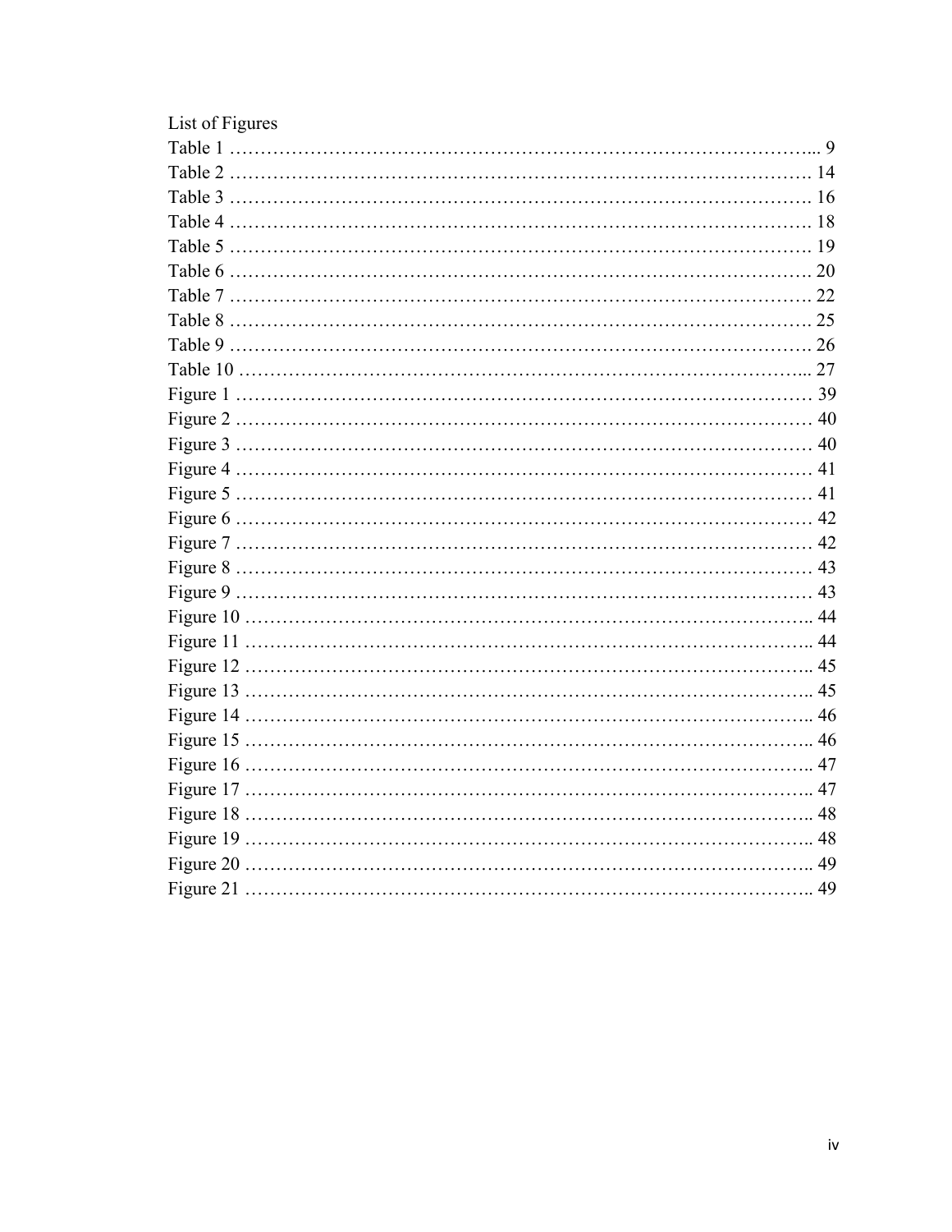List of Figures

Table 1 …………………………………………………………………………………... 9
Table 2 ………………………………………………………………………………. 14
Table 3 ………………………………………………………………………………. 16
Table 4 ………………………………………………………………………………. 18
Table 5 ………………………………………………………………………………. 19
Table 6 ………………………………………………………………………………. 20
Table 7 ………………………………………………………………………………. 22
Table 8 ………………………………………………………………………………. 25
Table 9 ………………………………………………………………………………. 26
Table 10 ……………………………………………………………………………... 27
Figure 1 …………………………………………………………………………… 39
Figure 2 …………………………………………………………………………… 40
Figure 3 …………………………………………………………………………… 40
Figure 4 …………………………………………………………………………… 41
Figure 5 …………………………………………………………………………… 41
Figure 6 …………………………………………………………………………… 42
Figure 7 …………………………………………………………………………… 42
Figure 8 …………………………………………………………………………… 43
Figure 9 …………………………………………………………………………… 43
Figure 10 ………………………………………………………………………….. 44
Figure 11 ………………………………………………………………………….. 44
Figure 12 ………………………………………………………………………….. 45
Figure 13 ………………………………………………………………………….. 45
Figure 14 ………………………………………………………………………….. 46
Figure 15 ………………………………………………………………………….. 46
Figure 16 ………………………………………………………………………….. 47
Figure 17 ………………………………………………………………………….. 47
Figure 18 ………………………………………………………………………….. 48
Figure 19 ………………………………………………………………………….. 48
Figure 20 ………………………………………………………………………….. 49
Figure 21 ………………………………………………………………………….. 49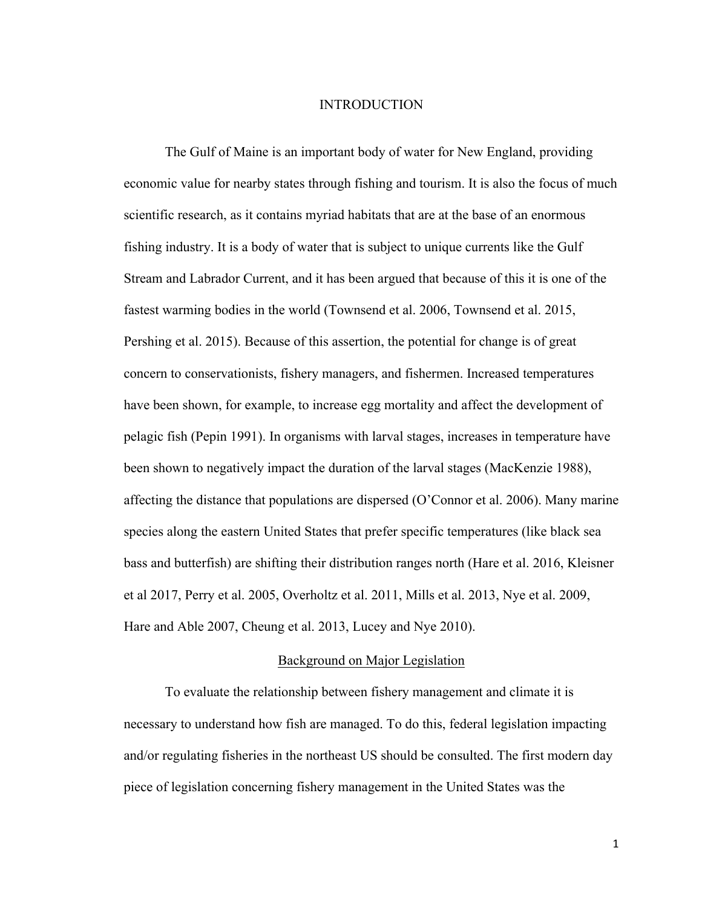# INTRODUCTION

The Gulf of Maine is an important body of water for New England, providing economic value for nearby states through fishing and tourism. It is also the focus of much scientific research, as it contains myriad habitats that are at the base of an enormous fishing industry. It is a body of water that is subject to unique currents like the Gulf Stream and Labrador Current, and it has been argued that because of this it is one of the fastest warming bodies in the world (Townsend et al. 2006, Townsend et al. 2015, Pershing et al. 2015). Because of this assertion, the potential for change is of great concern to conservationists, fishery managers, and fishermen. Increased temperatures have been shown, for example, to increase egg mortality and affect the development of pelagic fish (Pepin 1991). In organisms with larval stages, increases in temperature have been shown to negatively impact the duration of the larval stages (MacKenzie 1988), affecting the distance that populations are dispersed (O'Connor et al. 2006). Many marine species along the eastern United States that prefer specific temperatures (like black sea bass and butterfish) are shifting their distribution ranges north (Hare et al. 2016, Kleisner et al 2017, Perry et al. 2005, Overholtz et al. 2011, Mills et al. 2013, Nye et al. 2009, Hare and Able 2007, Cheung et al. 2013, Lucey and Nye 2010).

## Background on Major Legislation

To evaluate the relationship between fishery management and climate it is necessary to understand how fish are managed. To do this, federal legislation impacting and/or regulating fisheries in the northeast US should be consulted. The first modern day piece of legislation concerning fishery management in the United States was the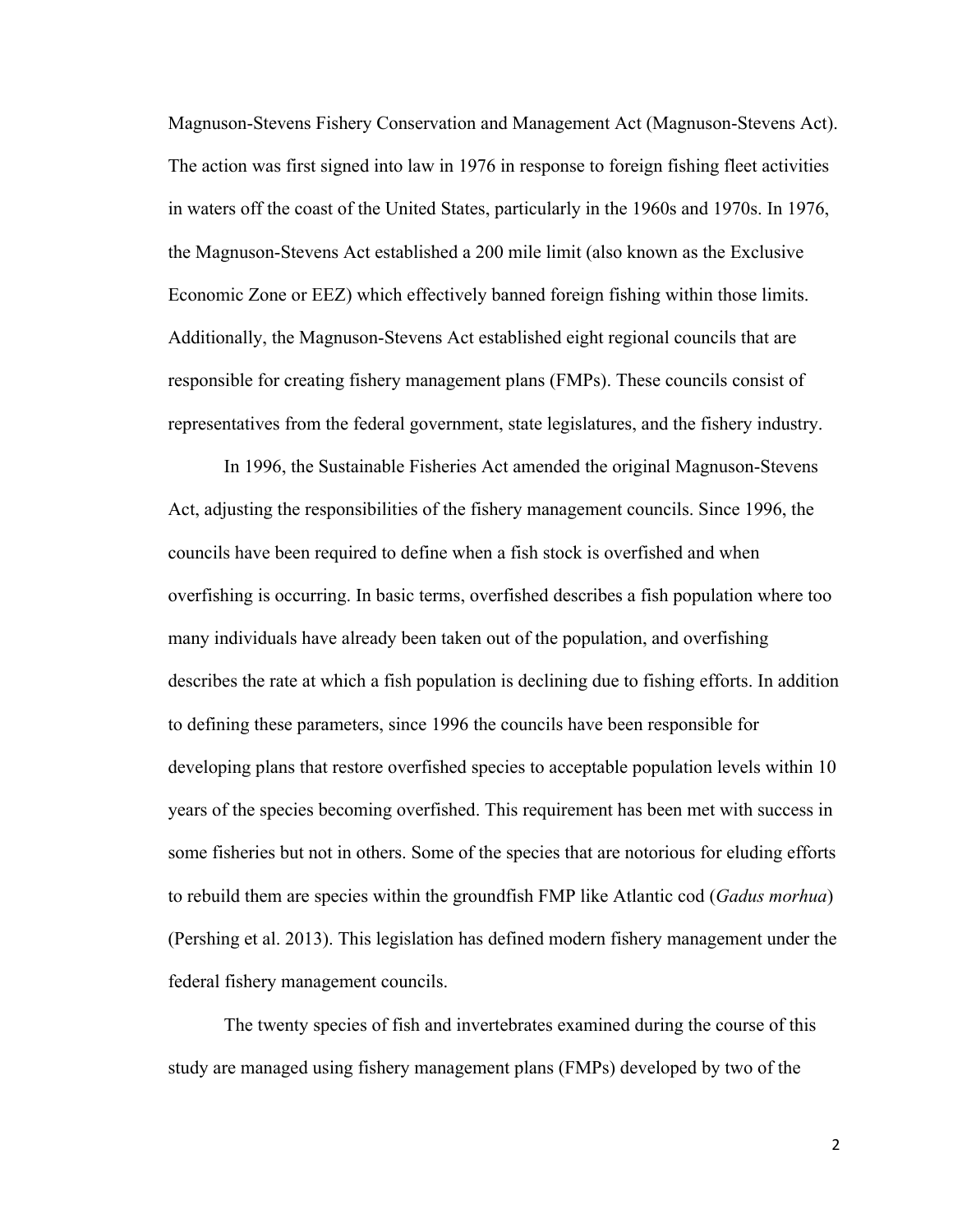Magnuson-Stevens Fishery Conservation and Management Act (Magnuson-Stevens Act). The action was first signed into law in 1976 in response to foreign fishing fleet activities in waters off the coast of the United States, particularly in the 1960s and 1970s. In 1976, the Magnuson-Stevens Act established a 200 mile limit (also known as the Exclusive Economic Zone or EEZ) which effectively banned foreign fishing within those limits. Additionally, the Magnuson-Stevens Act established eight regional councils that are responsible for creating fishery management plans (FMPs). These councils consist of representatives from the federal government, state legislatures, and the fishery industry.

In 1996, the Sustainable Fisheries Act amended the original Magnuson-Stevens Act, adjusting the responsibilities of the fishery management councils. Since 1996, the councils have been required to define when a fish stock is overfished and when overfishing is occurring. In basic terms, overfished describes a fish population where too many individuals have already been taken out of the population, and overfishing describes the rate at which a fish population is declining due to fishing efforts. In addition to defining these parameters, since 1996 the councils have been responsible for developing plans that restore overfished species to acceptable population levels within 10 years of the species becoming overfished. This requirement has been met with success in some fisheries but not in others. Some of the species that are notorious for eluding efforts to rebuild them are species within the groundfish FMP like Atlantic cod (*Gadus morhua*) (Pershing et al. 2013). This legislation has defined modern fishery management under the federal fishery management councils.

The twenty species of fish and invertebrates examined during the course of this study are managed using fishery management plans (FMPs) developed by two of the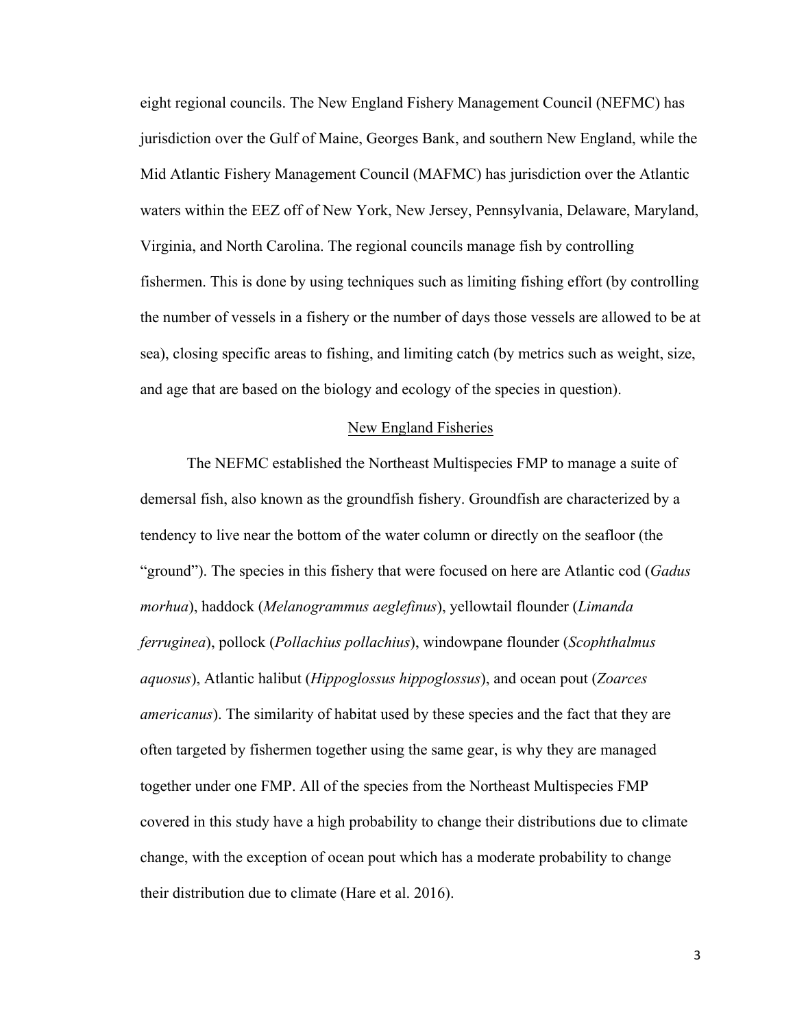eight regional councils. The New England Fishery Management Council (NEFMC) has jurisdiction over the Gulf of Maine, Georges Bank, and southern New England, while the Mid Atlantic Fishery Management Council (MAFMC) has jurisdiction over the Atlantic waters within the EEZ off of New York, New Jersey, Pennsylvania, Delaware, Maryland, Virginia, and North Carolina. The regional councils manage fish by controlling fishermen. This is done by using techniques such as limiting fishing effort (by controlling the number of vessels in a fishery or the number of days those vessels are allowed to be at sea), closing specific areas to fishing, and limiting catch (by metrics such as weight, size, and age that are based on the biology and ecology of the species in question).

## New England Fisheries

The NEFMC established the Northeast Multispecies FMP to manage a suite of demersal fish, also known as the groundfish fishery. Groundfish are characterized by a tendency to live near the bottom of the water column or directly on the seafloor (the "ground"). The species in this fishery that were focused on here are Atlantic cod (*Gadus morhua*), haddock (*Melanogrammus aeglefinus*), yellowtail flounder (*Limanda ferruginea*), pollock (*Pollachius pollachius*), windowpane flounder (*Scophthalmus aquosus*), Atlantic halibut (*Hippoglossus hippoglossus*), and ocean pout (*Zoarces americanus*). The similarity of habitat used by these species and the fact that they are often targeted by fishermen together using the same gear, is why they are managed together under one FMP. All of the species from the Northeast Multispecies FMP covered in this study have a high probability to change their distributions due to climate change, with the exception of ocean pout which has a moderate probability to change their distribution due to climate (Hare et al. 2016).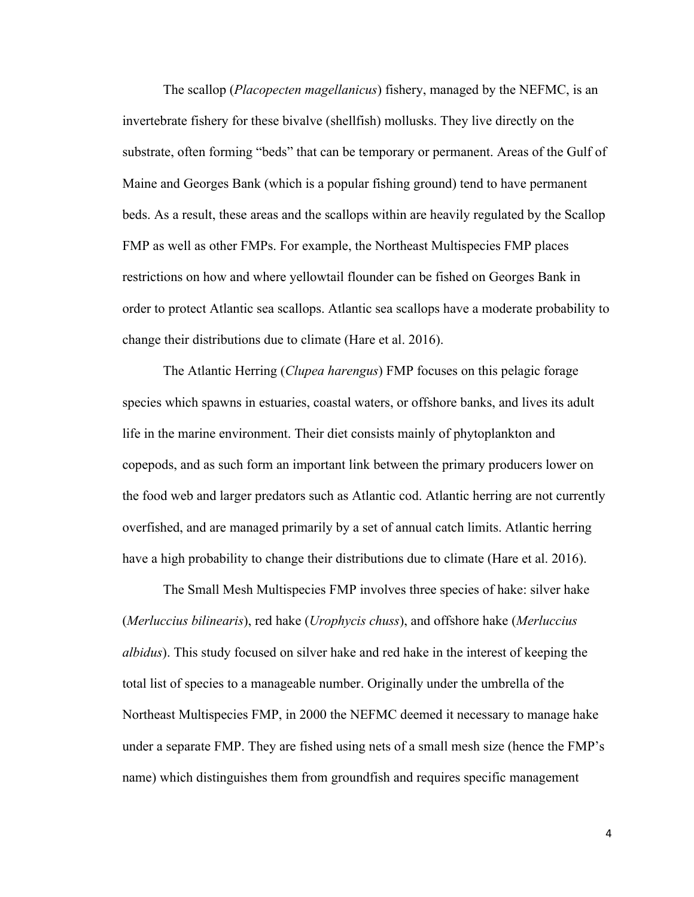The scallop (*Placopecten magellanicus*) fishery, managed by the NEFMC, is an invertebrate fishery for these bivalve (shellfish) mollusks. They live directly on the substrate, often forming "beds" that can be temporary or permanent. Areas of the Gulf of Maine and Georges Bank (which is a popular fishing ground) tend to have permanent beds. As a result, these areas and the scallops within are heavily regulated by the Scallop FMP as well as other FMPs. For example, the Northeast Multispecies FMP places restrictions on how and where yellowtail flounder can be fished on Georges Bank in order to protect Atlantic sea scallops. Atlantic sea scallops have a moderate probability to change their distributions due to climate (Hare et al. 2016).

The Atlantic Herring (*Clupea harengus*) FMP focuses on this pelagic forage species which spawns in estuaries, coastal waters, or offshore banks, and lives its adult life in the marine environment. Their diet consists mainly of phytoplankton and copepods, and as such form an important link between the primary producers lower on the food web and larger predators such as Atlantic cod. Atlantic herring are not currently overfished, and are managed primarily by a set of annual catch limits. Atlantic herring have a high probability to change their distributions due to climate (Hare et al. 2016).

The Small Mesh Multispecies FMP involves three species of hake: silver hake (*Merluccius bilinearis*), red hake (*Urophycis chuss*), and offshore hake (*Merluccius albidus*). This study focused on silver hake and red hake in the interest of keeping the total list of species to a manageable number. Originally under the umbrella of the Northeast Multispecies FMP, in 2000 the NEFMC deemed it necessary to manage hake under a separate FMP. They are fished using nets of a small mesh size (hence the FMP's name) which distinguishes them from groundfish and requires specific management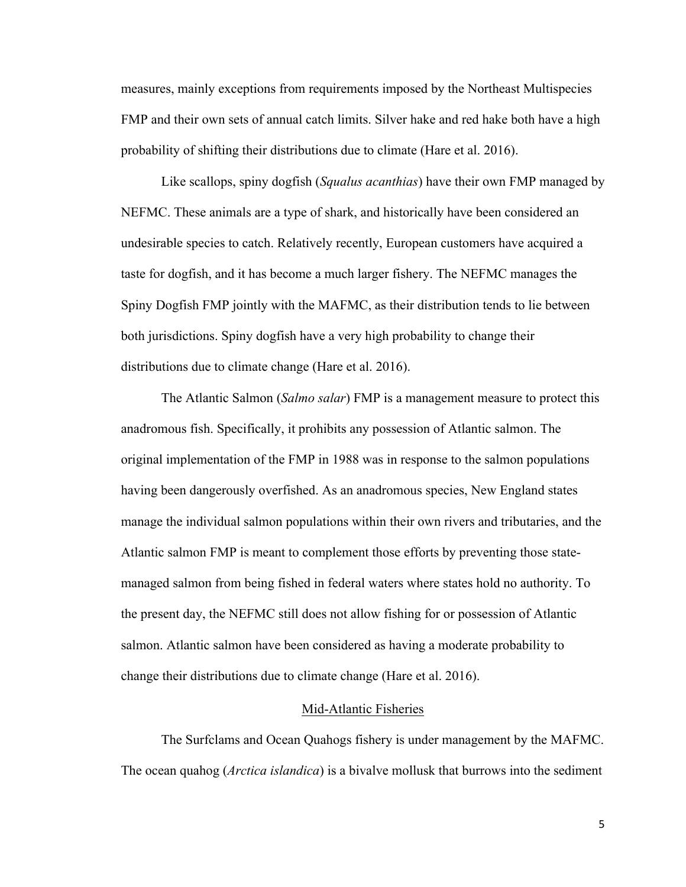measures, mainly exceptions from requirements imposed by the Northeast Multispecies FMP and their own sets of annual catch limits. Silver hake and red hake both have a high probability of shifting their distributions due to climate (Hare et al. 2016).

Like scallops, spiny dogfish (*Squalus acanthias*) have their own FMP managed by NEFMC. These animals are a type of shark, and historically have been considered an undesirable species to catch. Relatively recently, European customers have acquired a taste for dogfish, and it has become a much larger fishery. The NEFMC manages the Spiny Dogfish FMP jointly with the MAFMC, as their distribution tends to lie between both jurisdictions. Spiny dogfish have a very high probability to change their distributions due to climate change (Hare et al. 2016).

The Atlantic Salmon (*Salmo salar*) FMP is a management measure to protect this anadromous fish. Specifically, it prohibits any possession of Atlantic salmon. The original implementation of the FMP in 1988 was in response to the salmon populations having been dangerously overfished. As an anadromous species, New England states manage the individual salmon populations within their own rivers and tributaries, and the Atlantic salmon FMP is meant to complement those efforts by preventing those state-managed salmon from being fished in federal waters where states hold no authority. To the present day, the NEFMC still does not allow fishing for or possession of Atlantic salmon. Atlantic salmon have been considered as having a moderate probability to change their distributions due to climate change (Hare et al. 2016).

## Mid-Atlantic Fisheries

The Surfclams and Ocean Quahogs fishery is under management by the MAFMC. The ocean quahog (*Arctica islandica*) is a bivalve mollusk that burrows into the sediment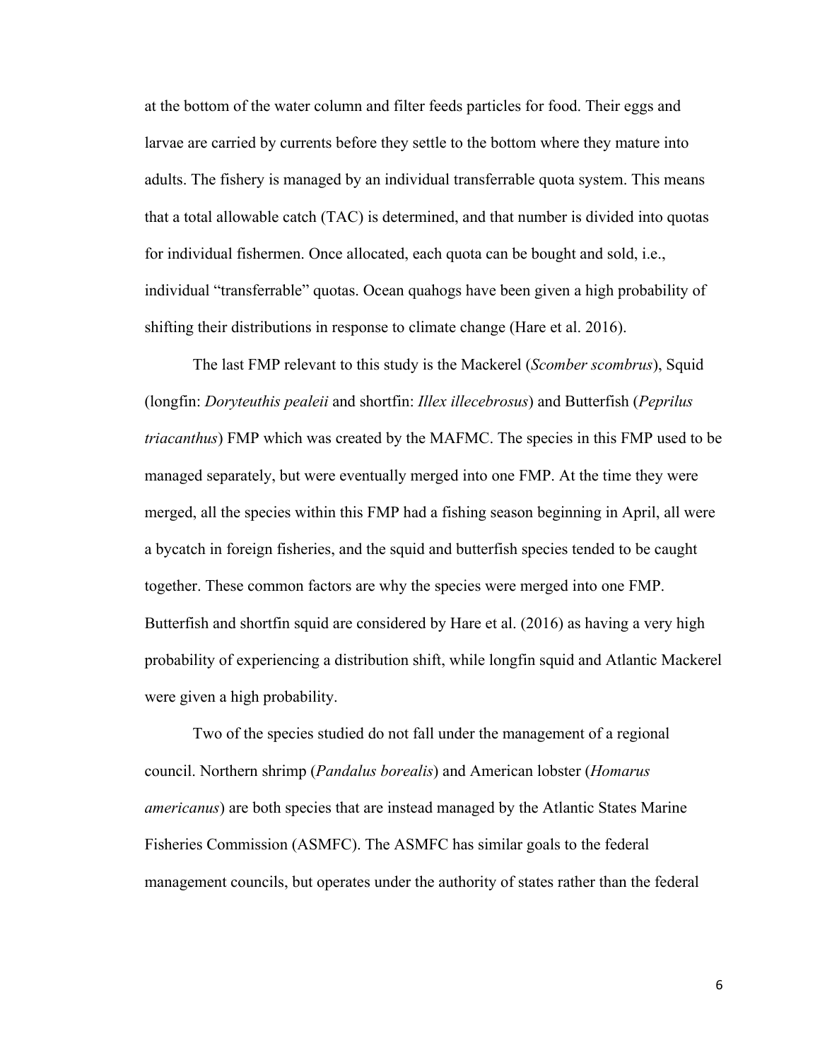at the bottom of the water column and filter feeds particles for food. Their eggs and larvae are carried by currents before they settle to the bottom where they mature into adults. The fishery is managed by an individual transferrable quota system. This means that a total allowable catch (TAC) is determined, and that number is divided into quotas for individual fishermen. Once allocated, each quota can be bought and sold, i.e., individual "transferrable" quotas. Ocean quahogs have been given a high probability of shifting their distributions in response to climate change (Hare et al. 2016).

The last FMP relevant to this study is the Mackerel (*Scomber scombrus*), Squid (longfin: *Doryteuthis pealeii* and shortfin: *Illex illecebrosus*) and Butterfish (*Peprilus triacanthus*) FMP which was created by the MAFMC. The species in this FMP used to be managed separately, but were eventually merged into one FMP. At the time they were merged, all the species within this FMP had a fishing season beginning in April, all were a bycatch in foreign fisheries, and the squid and butterfish species tended to be caught together. These common factors are why the species were merged into one FMP. Butterfish and shortfin squid are considered by Hare et al. (2016) as having a very high probability of experiencing a distribution shift, while longfin squid and Atlantic Mackerel were given a high probability.

Two of the species studied do not fall under the management of a regional council. Northern shrimp (*Pandalus borealis*) and American lobster (*Homarus americanus*) are both species that are instead managed by the Atlantic States Marine Fisheries Commission (ASMFC). The ASMFC has similar goals to the federal management councils, but operates under the authority of states rather than the federal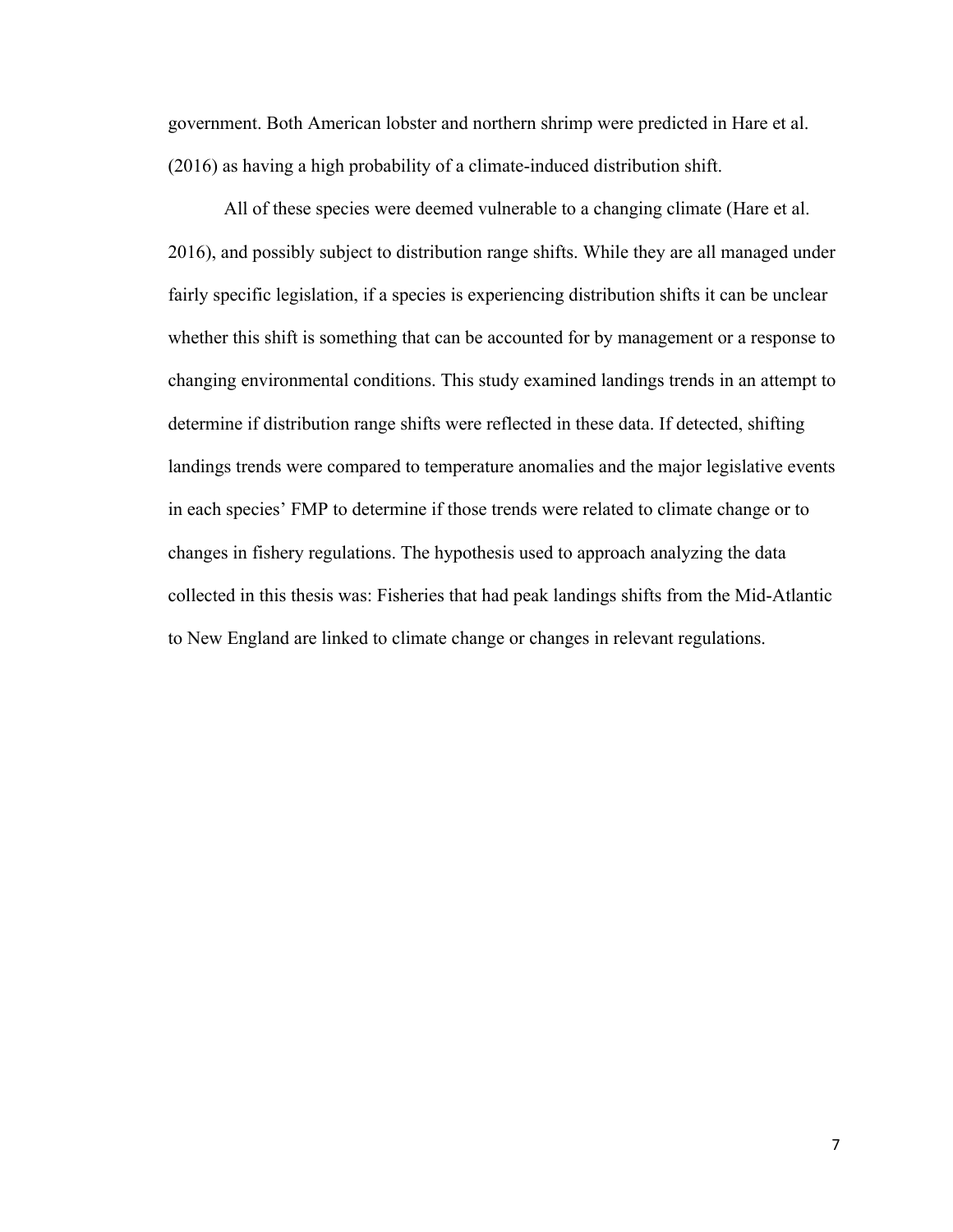government. Both American lobster and northern shrimp were predicted in Hare et al. (2016) as having a high probability of a climate-induced distribution shift.

All of these species were deemed vulnerable to a changing climate (Hare et al. 2016), and possibly subject to distribution range shifts. While they are all managed under fairly specific legislation, if a species is experiencing distribution shifts it can be unclear whether this shift is something that can be accounted for by management or a response to changing environmental conditions. This study examined landings trends in an attempt to determine if distribution range shifts were reflected in these data. If detected, shifting landings trends were compared to temperature anomalies and the major legislative events in each species' FMP to determine if those trends were related to climate change or to changes in fishery regulations. The hypothesis used to approach analyzing the data collected in this thesis was: Fisheries that had peak landings shifts from the Mid-Atlantic to New England are linked to climate change or changes in relevant regulations.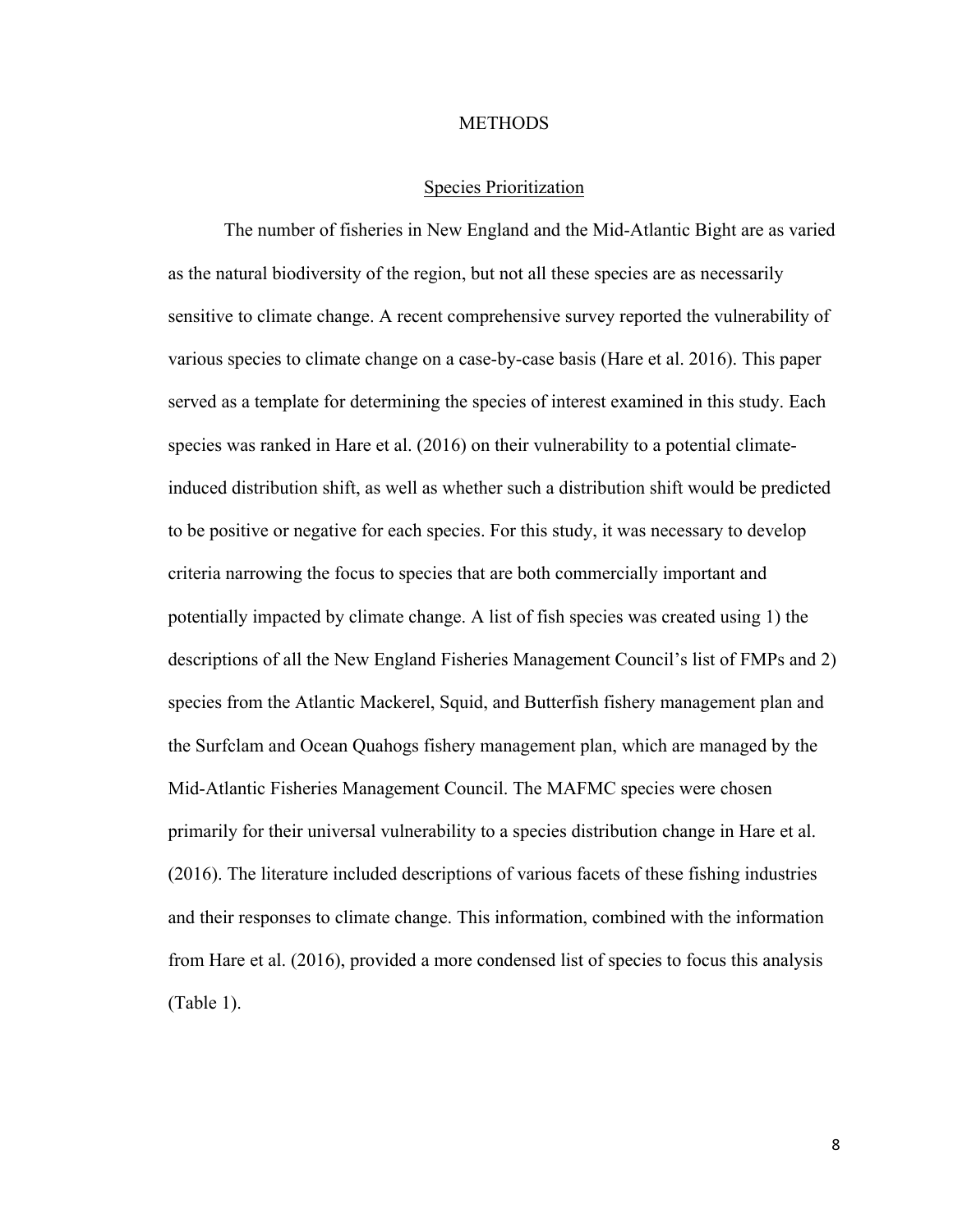# METHODS

## Species Prioritization

The number of fisheries in New England and the Mid-Atlantic Bight are as varied as the natural biodiversity of the region, but not all these species are as necessarily sensitive to climate change. A recent comprehensive survey reported the vulnerability of various species to climate change on a case-by-case basis (Hare et al. 2016). This paper served as a template for determining the species of interest examined in this study. Each species was ranked in Hare et al. (2016) on their vulnerability to a potential climate-induced distribution shift, as well as whether such a distribution shift would be predicted to be positive or negative for each species. For this study, it was necessary to develop criteria narrowing the focus to species that are both commercially important and potentially impacted by climate change. A list of fish species was created using 1) the descriptions of all the New England Fisheries Management Council's list of FMPs and 2) species from the Atlantic Mackerel, Squid, and Butterfish fishery management plan and the Surfclam and Ocean Quahogs fishery management plan, which are managed by the Mid-Atlantic Fisheries Management Council. The MAFMC species were chosen primarily for their universal vulnerability to a species distribution change in Hare et al. (2016). The literature included descriptions of various facets of these fishing industries and their responses to climate change. This information, combined with the information from Hare et al. (2016), provided a more condensed list of species to focus this analysis (Table 1).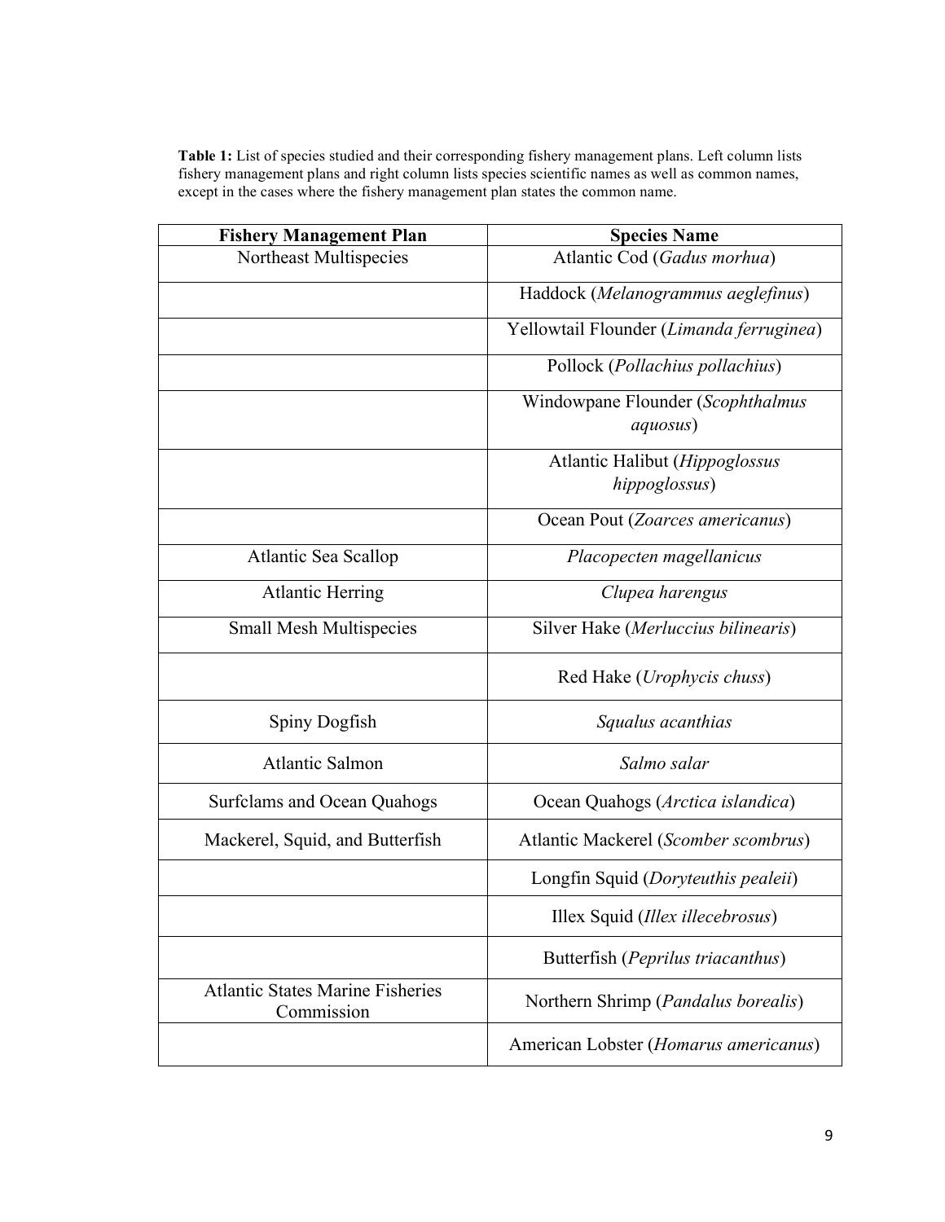**Table 1:** List of species studied and their corresponding fishery management plans. Left column lists fishery management plans and right column lists species scientific names as well as common names, except in the cases where the fishery management plan states the common name.

| Fishery Management Plan | Species Name |
|---|---|
| Northeast Multispecies | Atlantic Cod (*Gadus morhua*) |
| | Haddock (*Melanogrammus aeglefinus*) |
| | Yellowtail Flounder (*Limanda ferruginea*) |
| | Pollock (*Pollachius pollachius*) |
| | Windowpane Flounder (*Scophthalmus aquosus*) |
| | Atlantic Halibut (*Hippoglossus hippoglossus*) |
| | Ocean Pout (*Zoarces americanus*) |
| Atlantic Sea Scallop | *Placopecten magellanicus* |
| Atlantic Herring | *Clupea harengus* |
| Small Mesh Multispecies | Silver Hake (*Merluccius bilinearis*) |
| | Red Hake (*Urophycis chuss*) |
| Spiny Dogfish | *Squalus acanthias* |
| Atlantic Salmon | *Salmo salar* |
| Surfclams and Ocean Quahogs | Ocean Quahogs (*Arctica islandica*) |
| Mackerel, Squid, and Butterfish | Atlantic Mackerel (*Scomber scombrus*) |
| | Longfin Squid (*Doryteuthis pealeii*) |
| | Illex Squid (*Illex illecebrosus*) |
| | Butterfish (*Peprilus triacanthus*) |
| Atlantic States Marine Fisheries Commission | Northern Shrimp (*Pandalus borealis*) |
| | American Lobster (*Homarus americanus*) |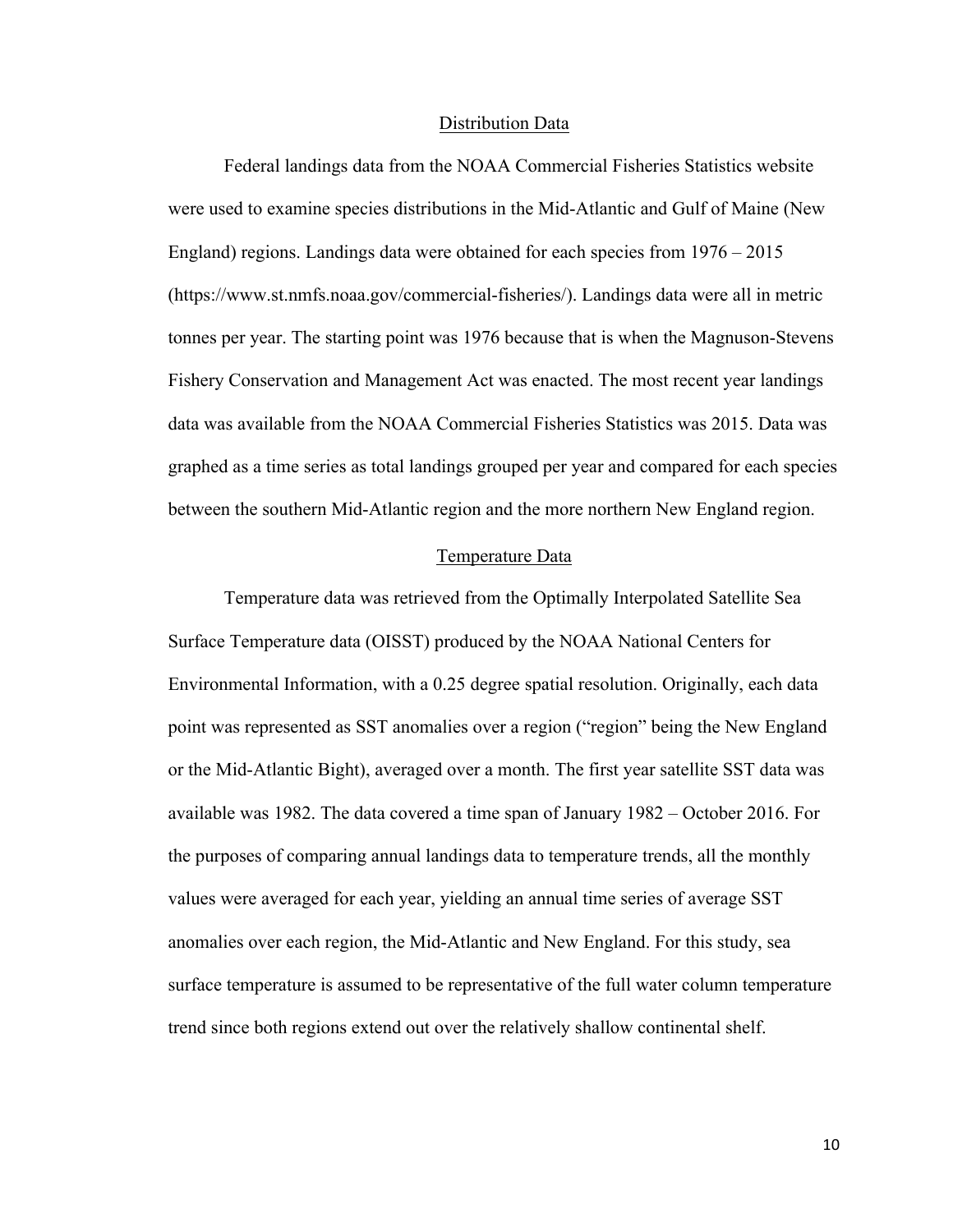### Distribution Data

Federal landings data from the NOAA Commercial Fisheries Statistics website were used to examine species distributions in the Mid-Atlantic and Gulf of Maine (New England) regions. Landings data were obtained for each species from 1976 – 2015 (https://www.st.nmfs.noaa.gov/commercial-fisheries/). Landings data were all in metric tonnes per year. The starting point was 1976 because that is when the Magnuson-Stevens Fishery Conservation and Management Act was enacted. The most recent year landings data was available from the NOAA Commercial Fisheries Statistics was 2015. Data was graphed as a time series as total landings grouped per year and compared for each species between the southern Mid-Atlantic region and the more northern New England region.

### Temperature Data

Temperature data was retrieved from the Optimally Interpolated Satellite Sea Surface Temperature data (OISST) produced by the NOAA National Centers for Environmental Information, with a 0.25 degree spatial resolution. Originally, each data point was represented as SST anomalies over a region ("region" being the New England or the Mid-Atlantic Bight), averaged over a month. The first year satellite SST data was available was 1982. The data covered a time span of January 1982 – October 2016. For the purposes of comparing annual landings data to temperature trends, all the monthly values were averaged for each year, yielding an annual time series of average SST anomalies over each region, the Mid-Atlantic and New England. For this study, sea surface temperature is assumed to be representative of the full water column temperature trend since both regions extend out over the relatively shallow continental shelf.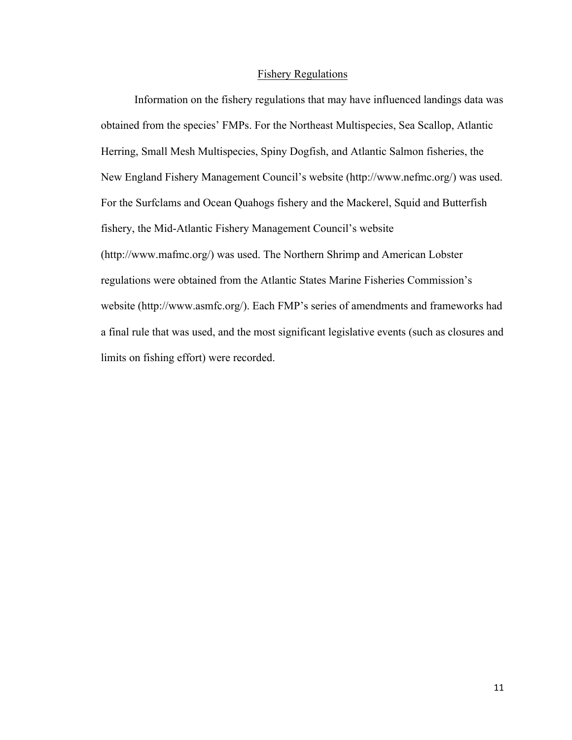## Fishery Regulations

Information on the fishery regulations that may have influenced landings data was obtained from the species' FMPs. For the Northeast Multispecies, Sea Scallop, Atlantic Herring, Small Mesh Multispecies, Spiny Dogfish, and Atlantic Salmon fisheries, the New England Fishery Management Council's website (http://www.nefmc.org/) was used. For the Surfclams and Ocean Quahogs fishery and the Mackerel, Squid and Butterfish fishery, the Mid-Atlantic Fishery Management Council's website (http://www.mafmc.org/) was used. The Northern Shrimp and American Lobster regulations were obtained from the Atlantic States Marine Fisheries Commission's website (http://www.asmfc.org/). Each FMP's series of amendments and frameworks had a final rule that was used, and the most significant legislative events (such as closures and limits on fishing effort) were recorded.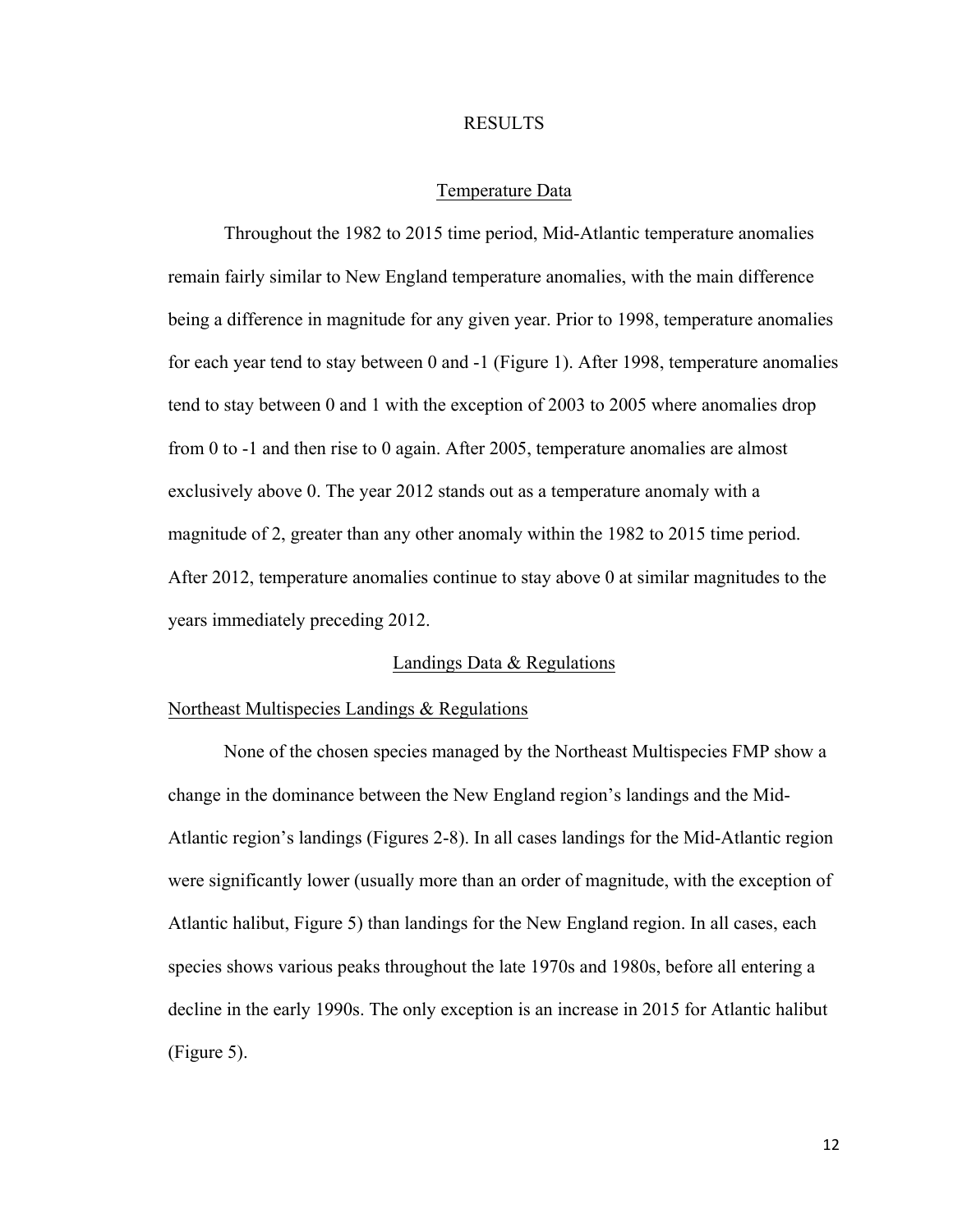# RESULTS

## Temperature Data

Throughout the 1982 to 2015 time period, Mid-Atlantic temperature anomalies remain fairly similar to New England temperature anomalies, with the main difference being a difference in magnitude for any given year. Prior to 1998, temperature anomalies for each year tend to stay between 0 and -1 (Figure 1). After 1998, temperature anomalies tend to stay between 0 and 1 with the exception of 2003 to 2005 where anomalies drop from 0 to -1 and then rise to 0 again. After 2005, temperature anomalies are almost exclusively above 0. The year 2012 stands out as a temperature anomaly with a magnitude of 2, greater than any other anomaly within the 1982 to 2015 time period. After 2012, temperature anomalies continue to stay above 0 at similar magnitudes to the years immediately preceding 2012.

## Landings Data & Regulations

### Northeast Multispecies Landings & Regulations

None of the chosen species managed by the Northeast Multispecies FMP show a change in the dominance between the New England region's landings and the Mid-Atlantic region's landings (Figures 2-8). In all cases landings for the Mid-Atlantic region were significantly lower (usually more than an order of magnitude, with the exception of Atlantic halibut, Figure 5) than landings for the New England region. In all cases, each species shows various peaks throughout the late 1970s and 1980s, before all entering a decline in the early 1990s. The only exception is an increase in 2015 for Atlantic halibut (Figure 5).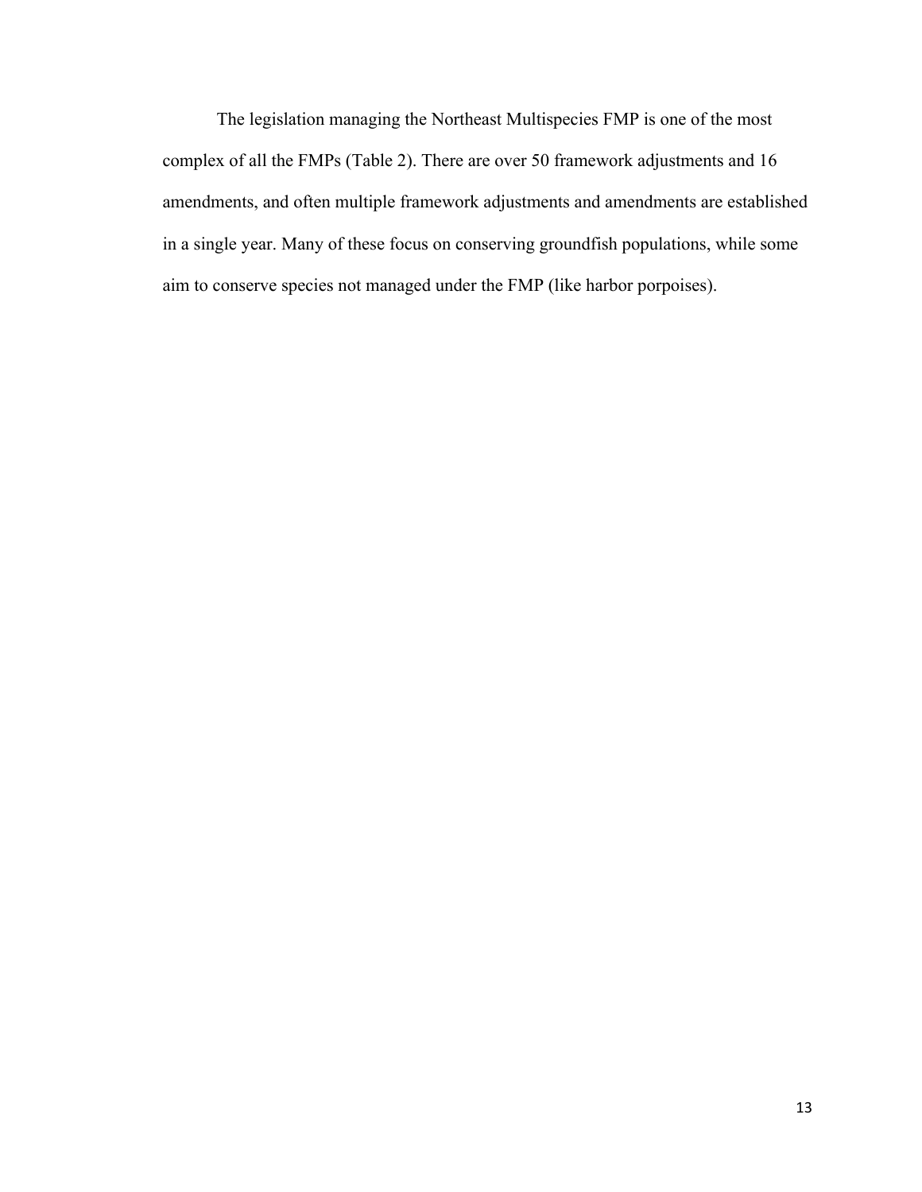The legislation managing the Northeast Multispecies FMP is one of the most complex of all the FMPs (Table 2). There are over 50 framework adjustments and 16 amendments, and often multiple framework adjustments and amendments are established in a single year. Many of these focus on conserving groundfish populations, while some aim to conserve species not managed under the FMP (like harbor porpoises).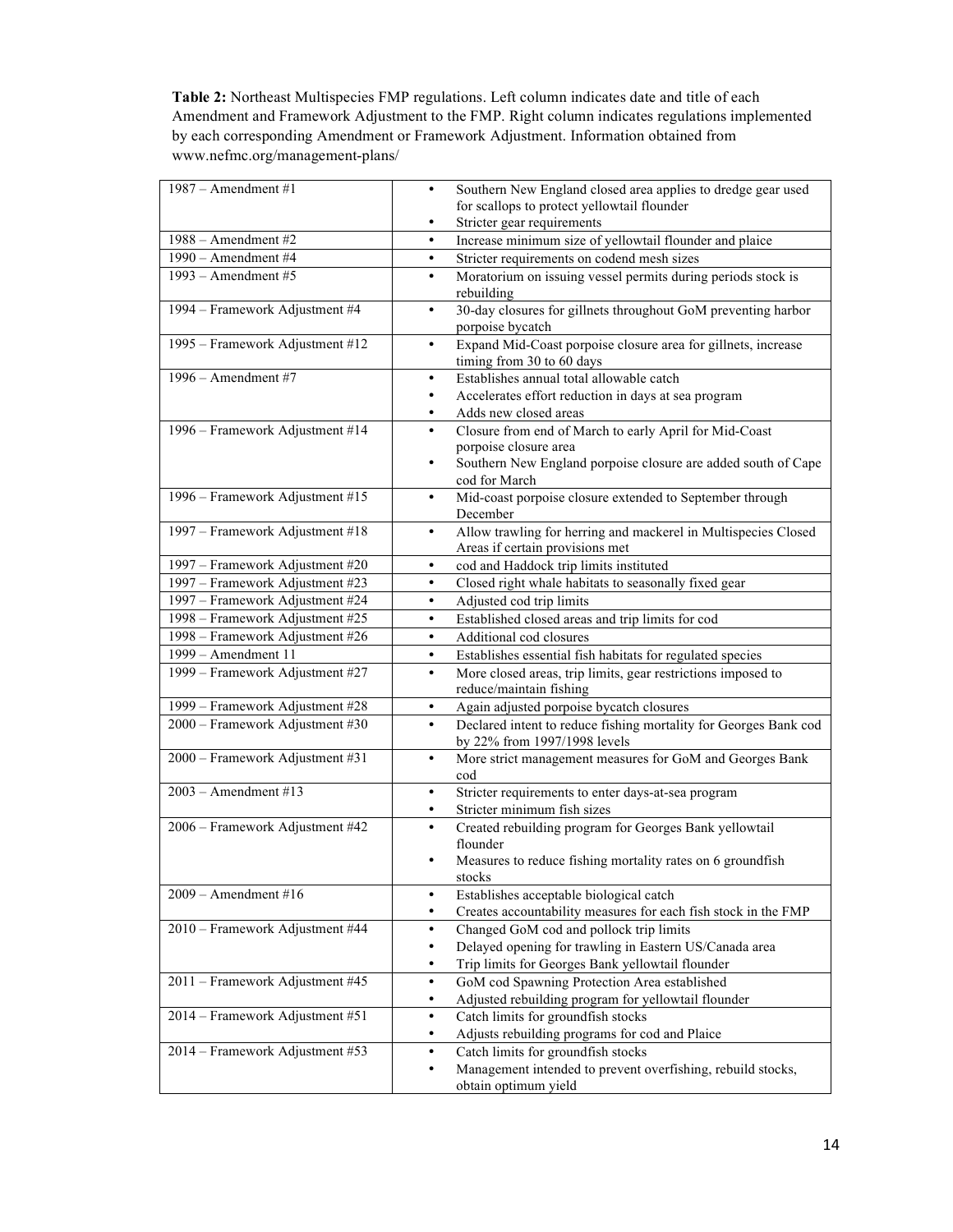**Table 2:** Northeast Multispecies FMP regulations. Left column indicates date and title of each Amendment and Framework Adjustment to the FMP. Right column indicates regulations implemented by each corresponding Amendment or Framework Adjustment. Information obtained from www.nefmc.org/management-plans/

| | |
|---|---|
| 1987 – Amendment #1 | • Southern New England closed area applies to dredge gear used for scallops to protect yellowtail flounder<br>• Stricter gear requirements |
| 1988 – Amendment #2 | • Increase minimum size of yellowtail flounder and plaice |
| 1990 – Amendment #4 | • Stricter requirements on codend mesh sizes |
| 1993 – Amendment #5 | • Moratorium on issuing vessel permits during periods stock is rebuilding |
| 1994 – Framework Adjustment #4 | • 30-day closures for gillnets throughout GoM preventing harbor porpoise bycatch |
| 1995 – Framework Adjustment #12 | • Expand Mid-Coast porpoise closure area for gillnets, increase timing from 30 to 60 days |
| 1996 – Amendment #7 | • Establishes annual total allowable catch<br>• Accelerates effort reduction in days at sea program<br>• Adds new closed areas |
| 1996 – Framework Adjustment #14 | • Closure from end of March to early April for Mid-Coast porpoise closure area<br>• Southern New England porpoise closure are added south of Cape cod for March |
| 1996 – Framework Adjustment #15 | • Mid-coast porpoise closure extended to September through December |
| 1997 – Framework Adjustment #18 | • Allow trawling for herring and mackerel in Multispecies Closed Areas if certain provisions met |
| 1997 – Framework Adjustment #20 | • cod and Haddock trip limits instituted |
| 1997 – Framework Adjustment #23 | • Closed right whale habitats to seasonally fixed gear |
| 1997 – Framework Adjustment #24 | • Adjusted cod trip limits |
| 1998 – Framework Adjustment #25 | • Established closed areas and trip limits for cod |
| 1998 – Framework Adjustment #26 | • Additional cod closures |
| 1999 – Amendment 11 | • Establishes essential fish habitats for regulated species |
| 1999 – Framework Adjustment #27 | • More closed areas, trip limits, gear restrictions imposed to reduce/maintain fishing |
| 1999 – Framework Adjustment #28 | • Again adjusted porpoise bycatch closures |
| 2000 – Framework Adjustment #30 | • Declared intent to reduce fishing mortality for Georges Bank cod by 22% from 1997/1998 levels |
| 2000 – Framework Adjustment #31 | • More strict management measures for GoM and Georges Bank cod |
| 2003 – Amendment #13 | • Stricter requirements to enter days-at-sea program<br>• Stricter minimum fish sizes |
| 2006 – Framework Adjustment #42 | • Created rebuilding program for Georges Bank yellowtail flounder<br>• Measures to reduce fishing mortality rates on 6 groundfish stocks |
| 2009 – Amendment #16 | • Establishes acceptable biological catch<br>• Creates accountability measures for each fish stock in the FMP |
| 2010 – Framework Adjustment #44 | • Changed GoM cod and pollock trip limits<br>• Delayed opening for trawling in Eastern US/Canada area<br>• Trip limits for Georges Bank yellowtail flounder |
| 2011 – Framework Adjustment #45 | • GoM cod Spawning Protection Area established<br>• Adjusted rebuilding program for yellowtail flounder |
| 2014 – Framework Adjustment #51 | • Catch limits for groundfish stocks<br>• Adjusts rebuilding programs for cod and Plaice |
| 2014 – Framework Adjustment #53 | • Catch limits for groundfish stocks<br>• Management intended to prevent overfishing, rebuild stocks, obtain optimum yield |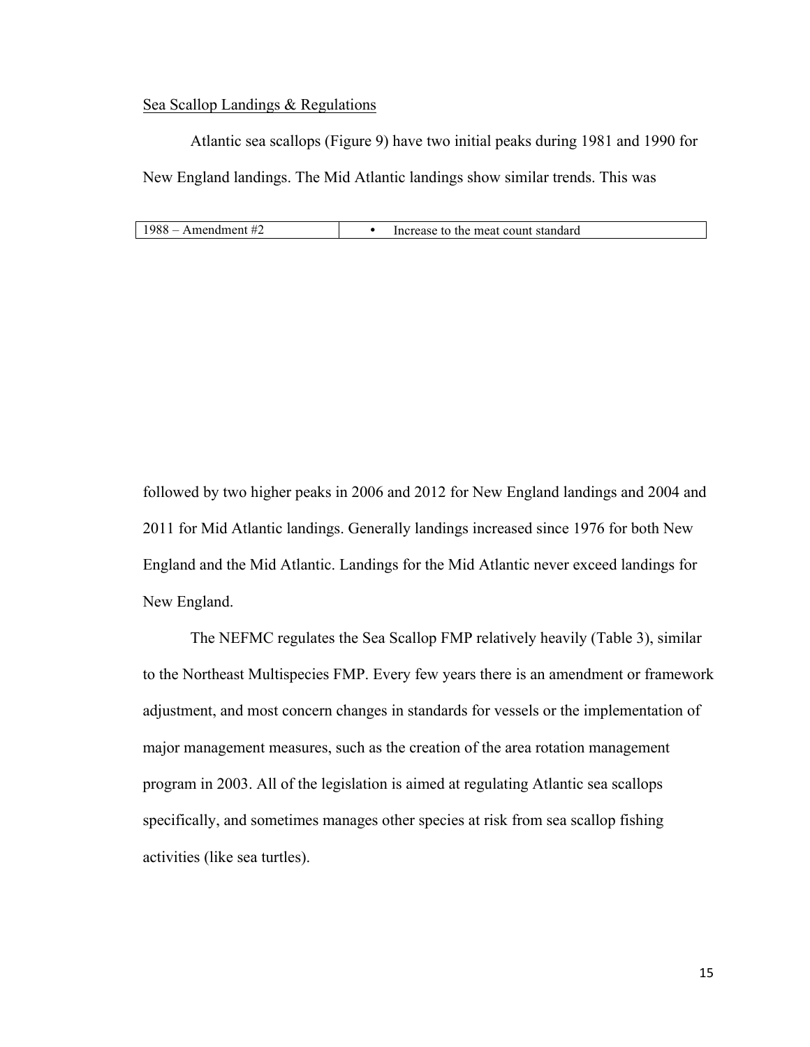Sea Scallop Landings & Regulations

Atlantic sea scallops (Figure 9) have two initial peaks during 1981 and 1990 for New England landings. The Mid Atlantic landings show similar trends. This was

| 1988 – Amendment #2 | • Increase to the meat count standard |
|---|---|

followed by two higher peaks in 2006 and 2012 for New England landings and 2004 and 2011 for Mid Atlantic landings. Generally landings increased since 1976 for both New England and the Mid Atlantic. Landings for the Mid Atlantic never exceed landings for New England.

The NEFMC regulates the Sea Scallop FMP relatively heavily (Table 3), similar to the Northeast Multispecies FMP. Every few years there is an amendment or framework adjustment, and most concern changes in standards for vessels or the implementation of major management measures, such as the creation of the area rotation management program in 2003. All of the legislation is aimed at regulating Atlantic sea scallops specifically, and sometimes manages other species at risk from sea scallop fishing activities (like sea turtles).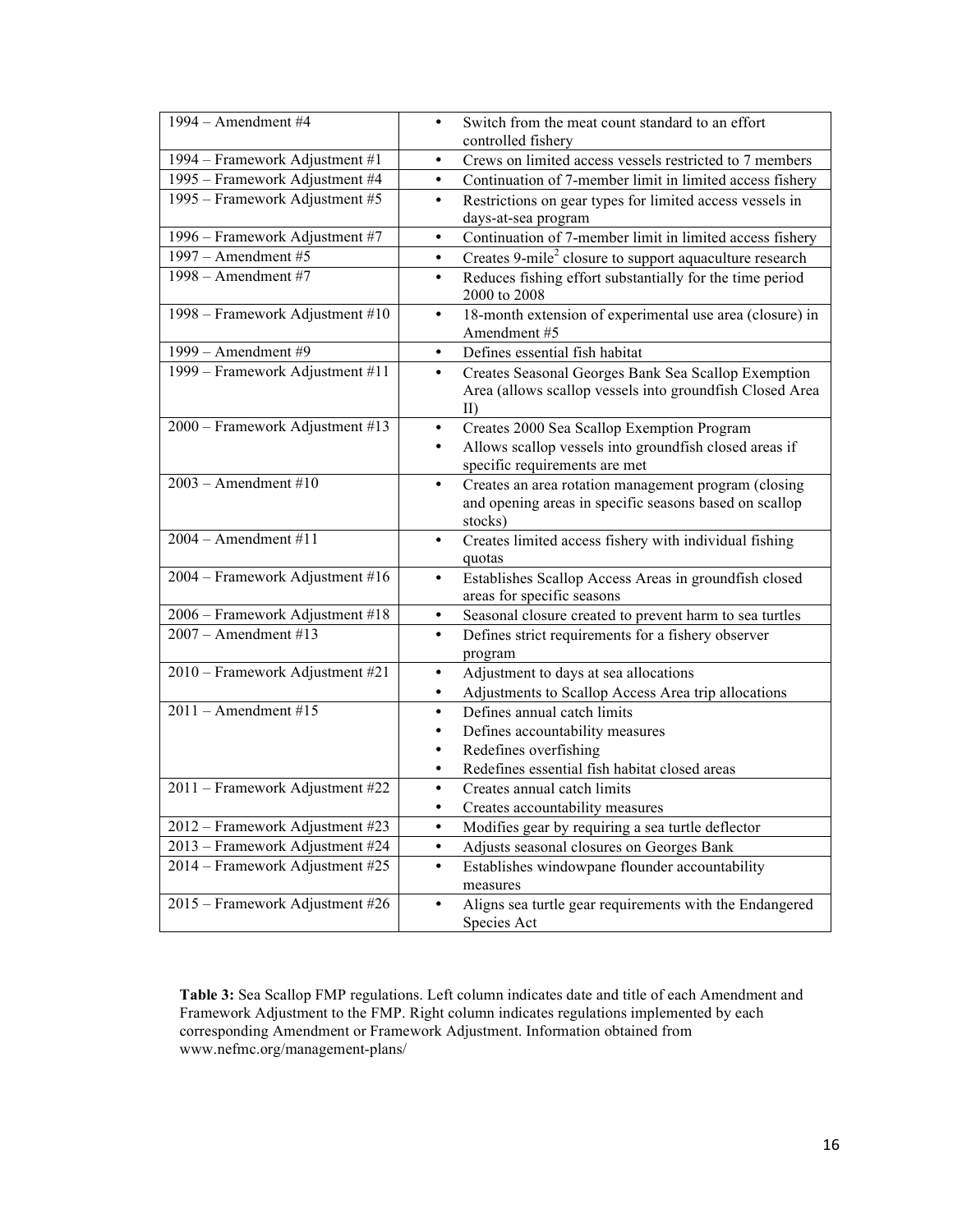| | |
|---|---|
| 1994 – Amendment #4 | • Switch from the meat count standard to an effort controlled fishery |
| 1994 – Framework Adjustment #1 | • Crews on limited access vessels restricted to 7 members |
| 1995 – Framework Adjustment #4 | • Continuation of 7-member limit in limited access fishery |
| 1995 – Framework Adjustment #5 | • Restrictions on gear types for limited access vessels in days-at-sea program |
| 1996 – Framework Adjustment #7 | • Continuation of 7-member limit in limited access fishery |
| 1997 – Amendment #5 | • Creates 9-mile$^2$ closure to support aquaculture research |
| 1998 – Amendment #7 | • Reduces fishing effort substantially for the time period 2000 to 2008 |
| 1998 – Framework Adjustment #10 | • 18-month extension of experimental use area (closure) in Amendment #5 |
| 1999 – Amendment #9 | • Defines essential fish habitat |
| 1999 – Framework Adjustment #11 | • Creates Seasonal Georges Bank Sea Scallop Exemption Area (allows scallop vessels into groundfish Closed Area II) |
| 2000 – Framework Adjustment #13 | • Creates 2000 Sea Scallop Exemption Program<br>• Allows scallop vessels into groundfish closed areas if specific requirements are met |
| 2003 – Amendment #10 | • Creates an area rotation management program (closing and opening areas in specific seasons based on scallop stocks) |
| 2004 – Amendment #11 | • Creates limited access fishery with individual fishing quotas |
| 2004 – Framework Adjustment #16 | • Establishes Scallop Access Areas in groundfish closed areas for specific seasons |
| 2006 – Framework Adjustment #18 | • Seasonal closure created to prevent harm to sea turtles |
| 2007 – Amendment #13 | • Defines strict requirements for a fishery observer program |
| 2010 – Framework Adjustment #21 | • Adjustment to days at sea allocations<br>• Adjustments to Scallop Access Area trip allocations |
| 2011 – Amendment #15 | • Defines annual catch limits<br>• Defines accountability measures<br>• Redefines overfishing<br>• Redefines essential fish habitat closed areas |
| 2011 – Framework Adjustment #22 | • Creates annual catch limits<br>• Creates accountability measures |
| 2012 – Framework Adjustment #23 | • Modifies gear by requiring a sea turtle deflector |
| 2013 – Framework Adjustment #24 | • Adjusts seasonal closures on Georges Bank |
| 2014 – Framework Adjustment #25 | • Establishes windowpane flounder accountability measures |
| 2015 – Framework Adjustment #26 | • Aligns sea turtle gear requirements with the Endangered Species Act |

**Table 3:** Sea Scallop FMP regulations. Left column indicates date and title of each Amendment and Framework Adjustment to the FMP. Right column indicates regulations implemented by each corresponding Amendment or Framework Adjustment. Information obtained from www.nefmc.org/management-plans/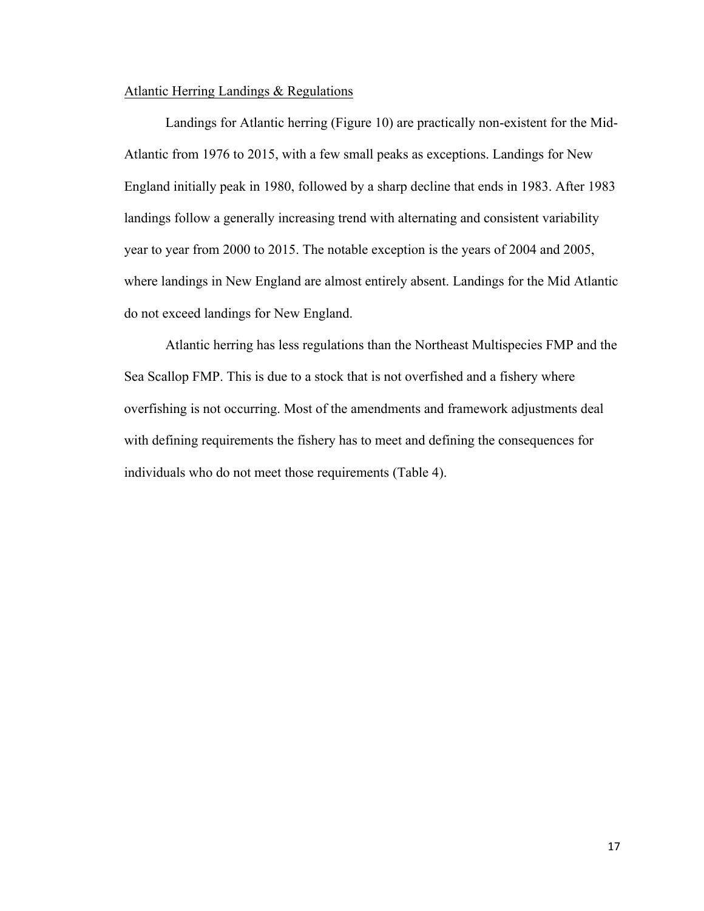Atlantic Herring Landings & Regulations

Landings for Atlantic herring (Figure 10) are practically non-existent for the Mid-Atlantic from 1976 to 2015, with a few small peaks as exceptions. Landings for New England initially peak in 1980, followed by a sharp decline that ends in 1983. After 1983 landings follow a generally increasing trend with alternating and consistent variability year to year from 2000 to 2015. The notable exception is the years of 2004 and 2005, where landings in New England are almost entirely absent. Landings for the Mid Atlantic do not exceed landings for New England.

Atlantic herring has less regulations than the Northeast Multispecies FMP and the Sea Scallop FMP. This is due to a stock that is not overfished and a fishery where overfishing is not occurring. Most of the amendments and framework adjustments deal with defining requirements the fishery has to meet and defining the consequences for individuals who do not meet those requirements (Table 4).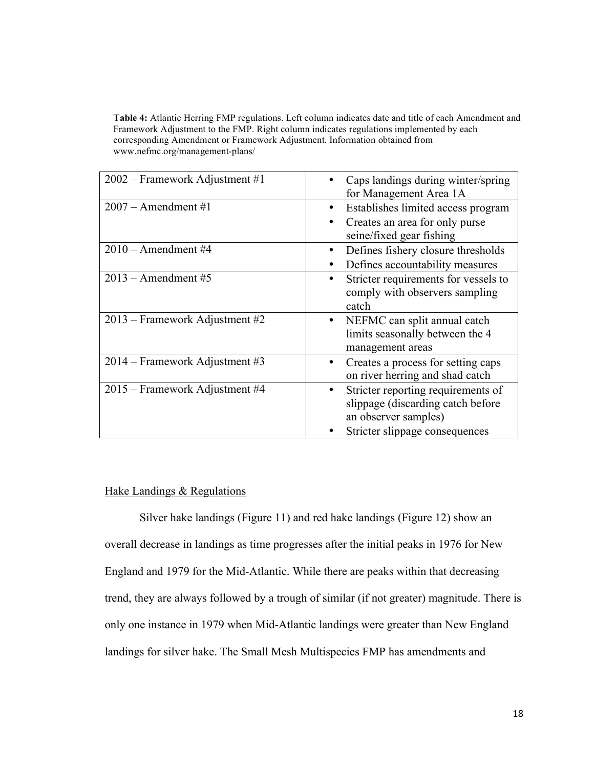**Table 4:** Atlantic Herring FMP regulations. Left column indicates date and title of each Amendment and Framework Adjustment to the FMP. Right column indicates regulations implemented by each corresponding Amendment or Framework Adjustment. Information obtained from www.nefmc.org/management-plans/

| | |
|---|---|
| 2002 – Framework Adjustment #1 | • Caps landings during winter/spring for Management Area 1A |
| 2007 – Amendment #1 | • Establishes limited access program<br>• Creates an area for only purse seine/fixed gear fishing |
| 2010 – Amendment #4 | • Defines fishery closure thresholds<br>• Defines accountability measures |
| 2013 – Amendment #5 | • Stricter requirements for vessels to comply with observers sampling catch |
| 2013 – Framework Adjustment #2 | • NEFMC can split annual catch limits seasonally between the 4 management areas |
| 2014 – Framework Adjustment #3 | • Creates a process for setting caps on river herring and shad catch |
| 2015 – Framework Adjustment #4 | • Stricter reporting requirements of slippage (discarding catch before an observer samples)<br>• Stricter slippage consequences |

Hake Landings & Regulations

Silver hake landings (Figure 11) and red hake landings (Figure 12) show an overall decrease in landings as time progresses after the initial peaks in 1976 for New England and 1979 for the Mid-Atlantic. While there are peaks within that decreasing trend, they are always followed by a trough of similar (if not greater) magnitude. There is only one instance in 1979 when Mid-Atlantic landings were greater than New England landings for silver hake. The Small Mesh Multispecies FMP has amendments and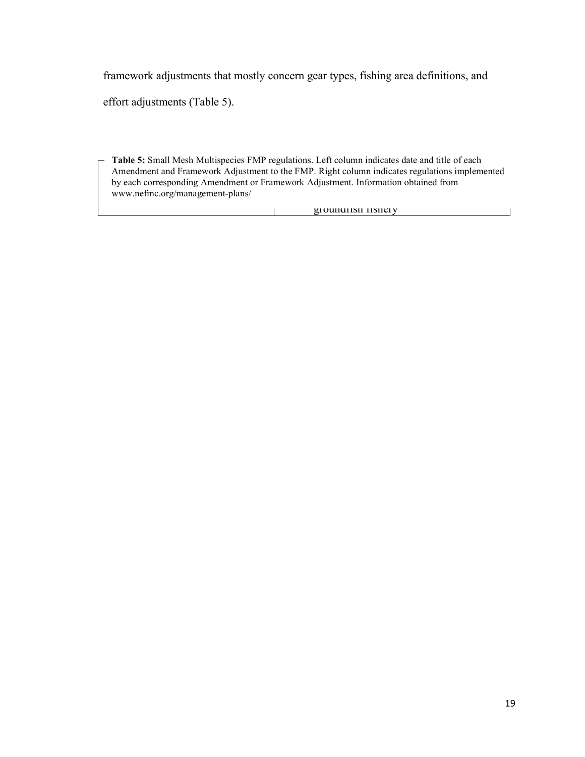framework adjustments that mostly concern gear types, fishing area definitions, and effort adjustments (Table 5).

**Table 5:** Small Mesh Multispecies FMP regulations. Left column indicates date and title of each Amendment and Framework Adjustment to the FMP. Right column indicates regulations implemented by each corresponding Amendment or Framework Adjustment. Information obtained from www.nefmc.org/management-plans/

| | |
|---|---|
| | groundfish fishery |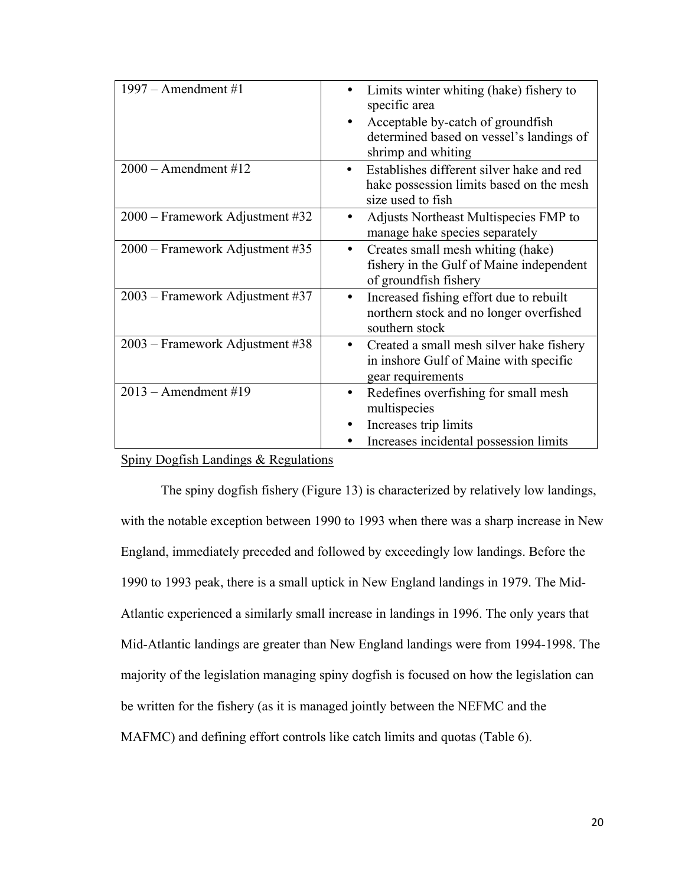| | |
|---|---|
| 1997 – Amendment #1 | • Limits winter whiting (hake) fishery to specific area<br>• Acceptable by-catch of groundfish determined based on vessel's landings of shrimp and whiting |
| 2000 – Amendment #12 | • Establishes different silver hake and red hake possession limits based on the mesh size used to fish |
| 2000 – Framework Adjustment #32 | • Adjusts Northeast Multispecies FMP to manage hake species separately |
| 2000 – Framework Adjustment #35 | • Creates small mesh whiting (hake) fishery in the Gulf of Maine independent of groundfish fishery |
| 2003 – Framework Adjustment #37 | • Increased fishing effort due to rebuilt northern stock and no longer overfished southern stock |
| 2003 – Framework Adjustment #38 | • Created a small mesh silver hake fishery in inshore Gulf of Maine with specific gear requirements |
| 2013 – Amendment #19 | • Redefines overfishing for small mesh multispecies<br>• Increases trip limits<br>• Increases incidental possession limits |

Spiny Dogfish Landings & Regulations

The spiny dogfish fishery (Figure 13) is characterized by relatively low landings, with the notable exception between 1990 to 1993 when there was a sharp increase in New England, immediately preceded and followed by exceedingly low landings. Before the 1990 to 1993 peak, there is a small uptick in New England landings in 1979. The Mid-Atlantic experienced a similarly small increase in landings in 1996. The only years that Mid-Atlantic landings are greater than New England landings were from 1994-1998. The majority of the legislation managing spiny dogfish is focused on how the legislation can be written for the fishery (as it is managed jointly between the NEFMC and the MAFMC) and defining effort controls like catch limits and quotas (Table 6).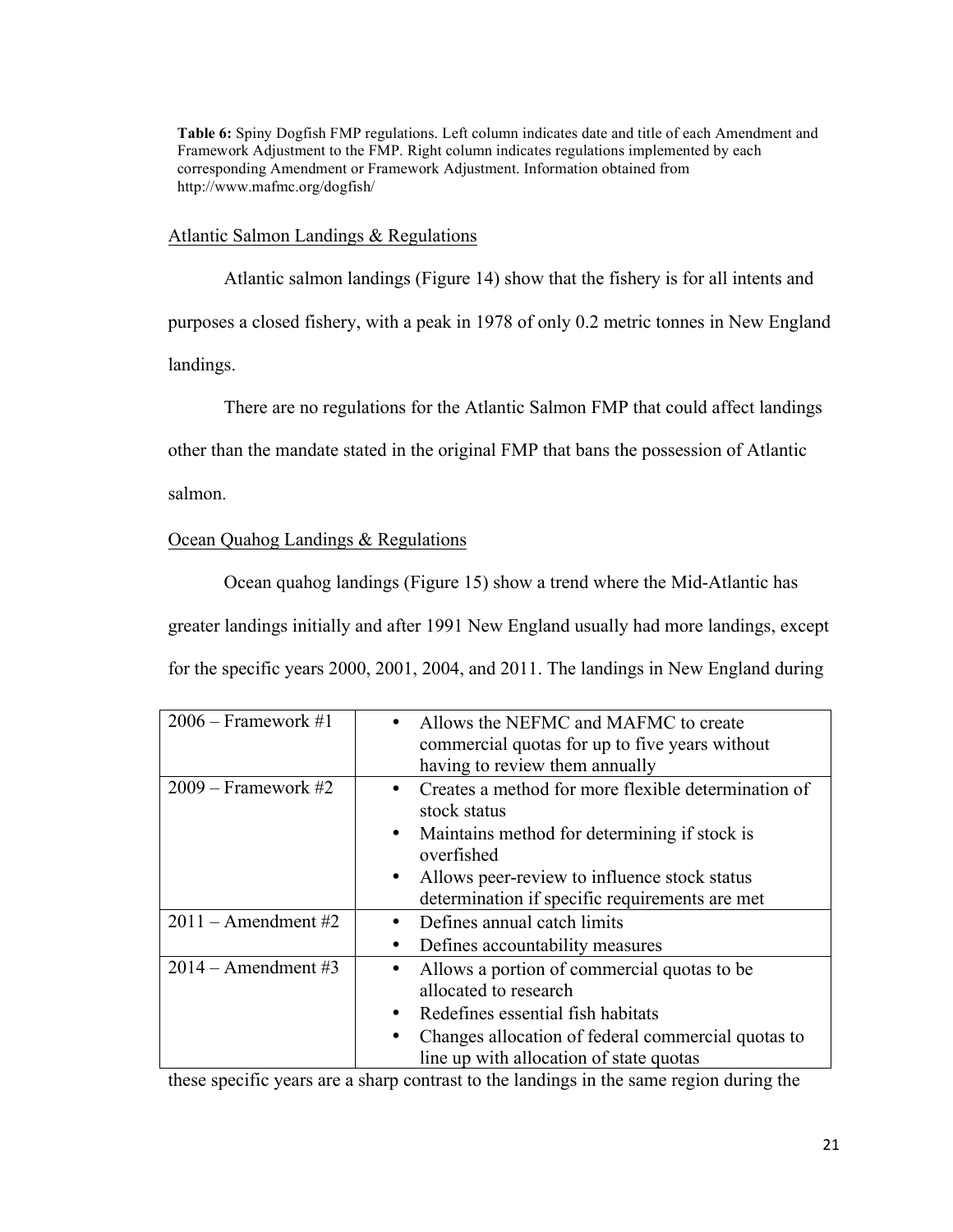**Table 6:** Spiny Dogfish FMP regulations. Left column indicates date and title of each Amendment and Framework Adjustment to the FMP. Right column indicates regulations implemented by each corresponding Amendment or Framework Adjustment. Information obtained from http://www.mafmc.org/dogfish/

Atlantic Salmon Landings & Regulations

Atlantic salmon landings (Figure 14) show that the fishery is for all intents and purposes a closed fishery, with a peak in 1978 of only 0.2 metric tonnes in New England landings.

There are no regulations for the Atlantic Salmon FMP that could affect landings other than the mandate stated in the original FMP that bans the possession of Atlantic salmon.

Ocean Quahog Landings & Regulations

Ocean quahog landings (Figure 15) show a trend where the Mid-Atlantic has greater landings initially and after 1991 New England usually had more landings, except for the specific years 2000, 2001, 2004, and 2011. The landings in New England during these specific years are a sharp contrast to the landings in the same region during the

| | |
|---|---|
| 2006 – Framework #1 | • Allows the NEFMC and MAFMC to create commercial quotas for up to five years without having to review them annually |
| 2009 – Framework #2 | • Creates a method for more flexible determination of stock status<br>• Maintains method for determining if stock is overfished<br>• Allows peer-review to influence stock status determination if specific requirements are met |
| 2011 – Amendment #2 | • Defines annual catch limits<br>• Defines accountability measures |
| 2014 – Amendment #3 | • Allows a portion of commercial quotas to be allocated to research<br>• Redefines essential fish habitats<br>• Changes allocation of federal commercial quotas to line up with allocation of state quotas |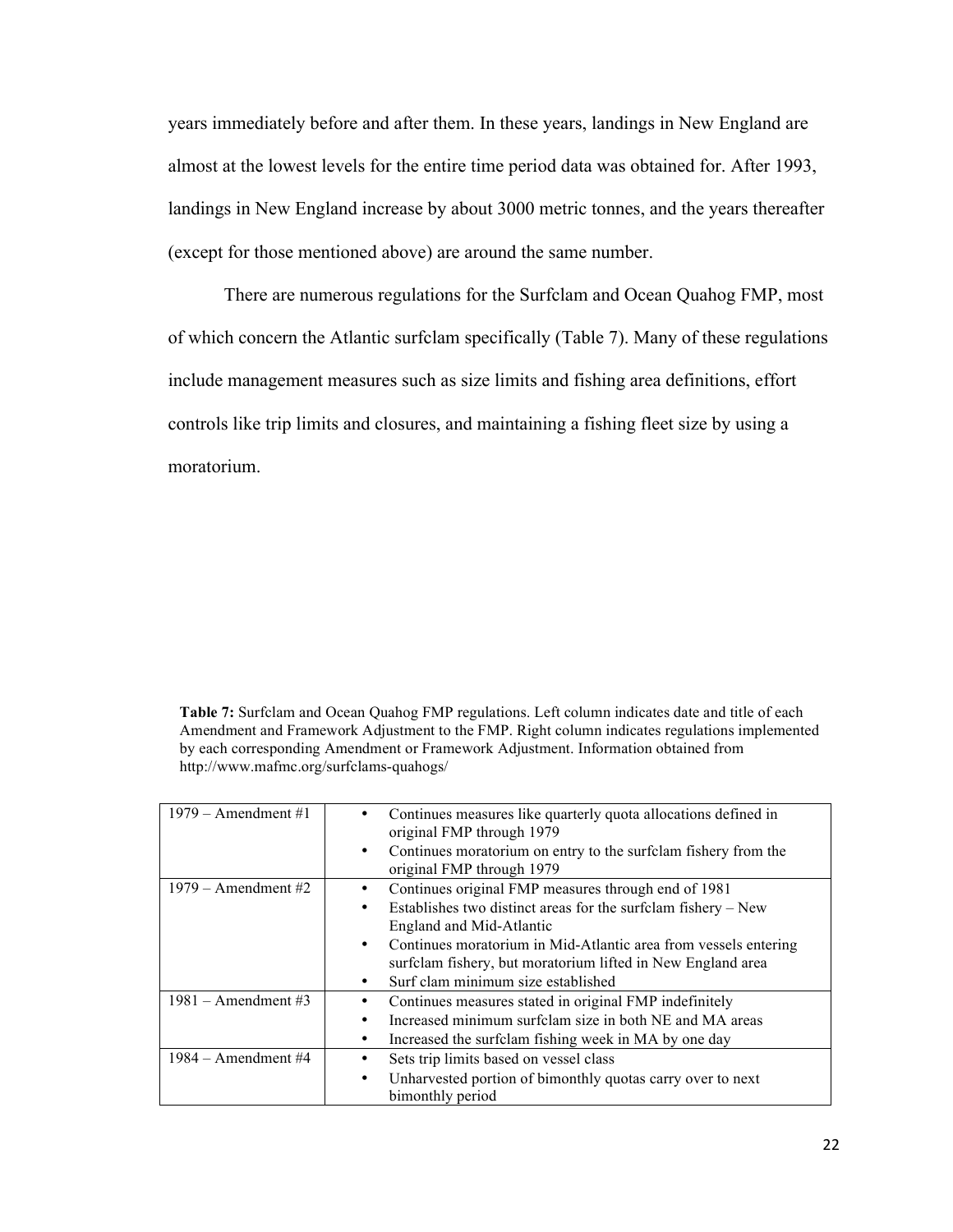years immediately before and after them. In these years, landings in New England are almost at the lowest levels for the entire time period data was obtained for. After 1993, landings in New England increase by about 3000 metric tonnes, and the years thereafter (except for those mentioned above) are around the same number.

There are numerous regulations for the Surfclam and Ocean Quahog FMP, most of which concern the Atlantic surfclam specifically (Table 7). Many of these regulations include management measures such as size limits and fishing area definitions, effort controls like trip limits and closures, and maintaining a fishing fleet size by using a moratorium.

**Table 7:** Surfclam and Ocean Quahog FMP regulations. Left column indicates date and title of each Amendment and Framework Adjustment to the FMP. Right column indicates regulations implemented by each corresponding Amendment or Framework Adjustment. Information obtained from http://www.mafmc.org/surfclams-quahogs/

| | |
|---|---|
| 1979 – Amendment #1 | • Continues measures like quarterly quota allocations defined in original FMP through 1979<br>• Continues moratorium on entry to the surfclam fishery from the original FMP through 1979 |
| 1979 – Amendment #2 | • Continues original FMP measures through end of 1981<br>• Establishes two distinct areas for the surfclam fishery – New England and Mid-Atlantic<br>• Continues moratorium in Mid-Atlantic area from vessels entering surfclam fishery, but moratorium lifted in New England area<br>• Surf clam minimum size established |
| 1981 – Amendment #3 | • Continues measures stated in original FMP indefinitely<br>• Increased minimum surfclam size in both NE and MA areas<br>• Increased the surfclam fishing week in MA by one day |
| 1984 – Amendment #4 | • Sets trip limits based on vessel class<br>• Unharvested portion of bimonthly quotas carry over to next bimonthly period |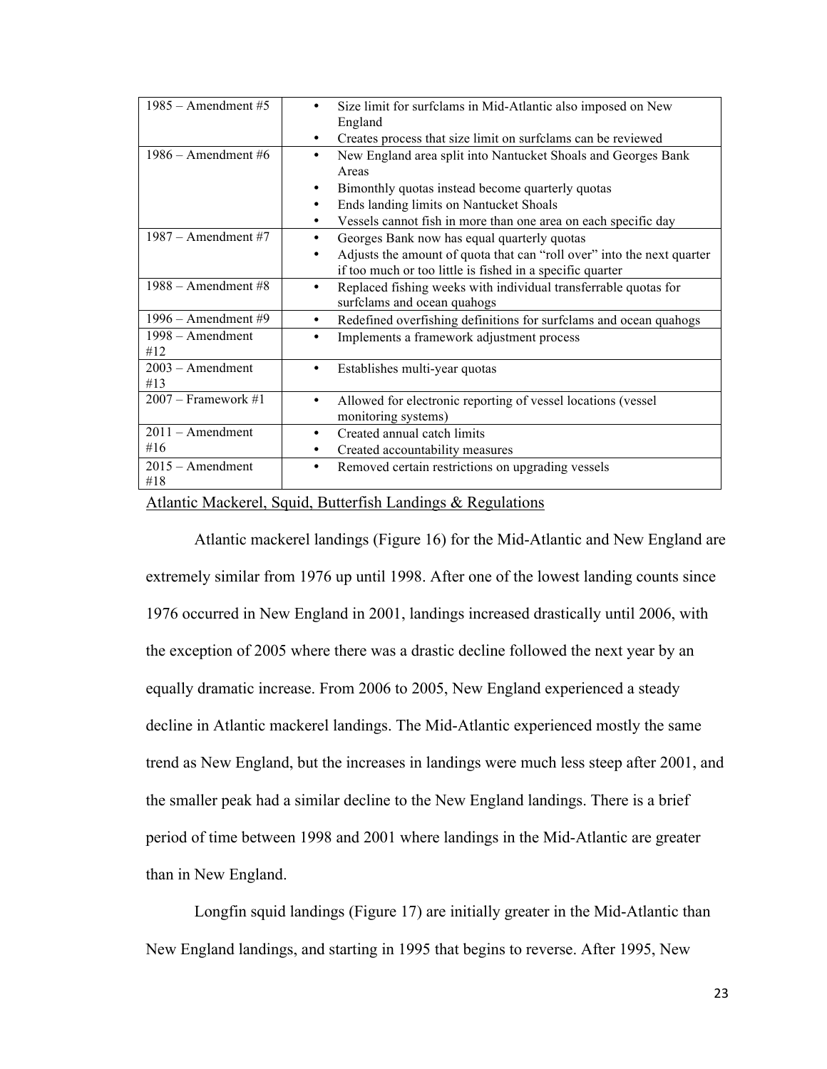| | |
|---|---|
| 1985 – Amendment #5 | • Size limit for surfclams in Mid-Atlantic also imposed on New England<br>• Creates process that size limit on surfclams can be reviewed |
| 1986 – Amendment #6 | • New England area split into Nantucket Shoals and Georges Bank Areas<br>• Bimonthly quotas instead become quarterly quotas<br>• Ends landing limits on Nantucket Shoals<br>• Vessels cannot fish in more than one area on each specific day |
| 1987 – Amendment #7 | • Georges Bank now has equal quarterly quotas<br>• Adjusts the amount of quota that can "roll over" into the next quarter if too much or too little is fished in a specific quarter |
| 1988 – Amendment #8 | • Replaced fishing weeks with individual transferrable quotas for surfclams and ocean quahogs |
| 1996 – Amendment #9 | • Redefined overfishing definitions for surfclams and ocean quahogs |
| 1998 – Amendment #12 | • Implements a framework adjustment process |
| 2003 – Amendment #13 | • Establishes multi-year quotas |
| 2007 – Framework #1 | • Allowed for electronic reporting of vessel locations (vessel monitoring systems) |
| 2011 – Amendment #16 | • Created annual catch limits<br>• Created accountability measures |
| 2015 – Amendment #18 | • Removed certain restrictions on upgrading vessels |

Atlantic Mackerel, Squid, Butterfish Landings & Regulations

Atlantic mackerel landings (Figure 16) for the Mid-Atlantic and New England are extremely similar from 1976 up until 1998. After one of the lowest landing counts since 1976 occurred in New England in 2001, landings increased drastically until 2006, with the exception of 2005 where there was a drastic decline followed the next year by an equally dramatic increase. From 2006 to 2005, New England experienced a steady decline in Atlantic mackerel landings. The Mid-Atlantic experienced mostly the same trend as New England, but the increases in landings were much less steep after 2001, and the smaller peak had a similar decline to the New England landings. There is a brief period of time between 1998 and 2001 where landings in the Mid-Atlantic are greater than in New England.

Longfin squid landings (Figure 17) are initially greater in the Mid-Atlantic than New England landings, and starting in 1995 that begins to reverse. After 1995, New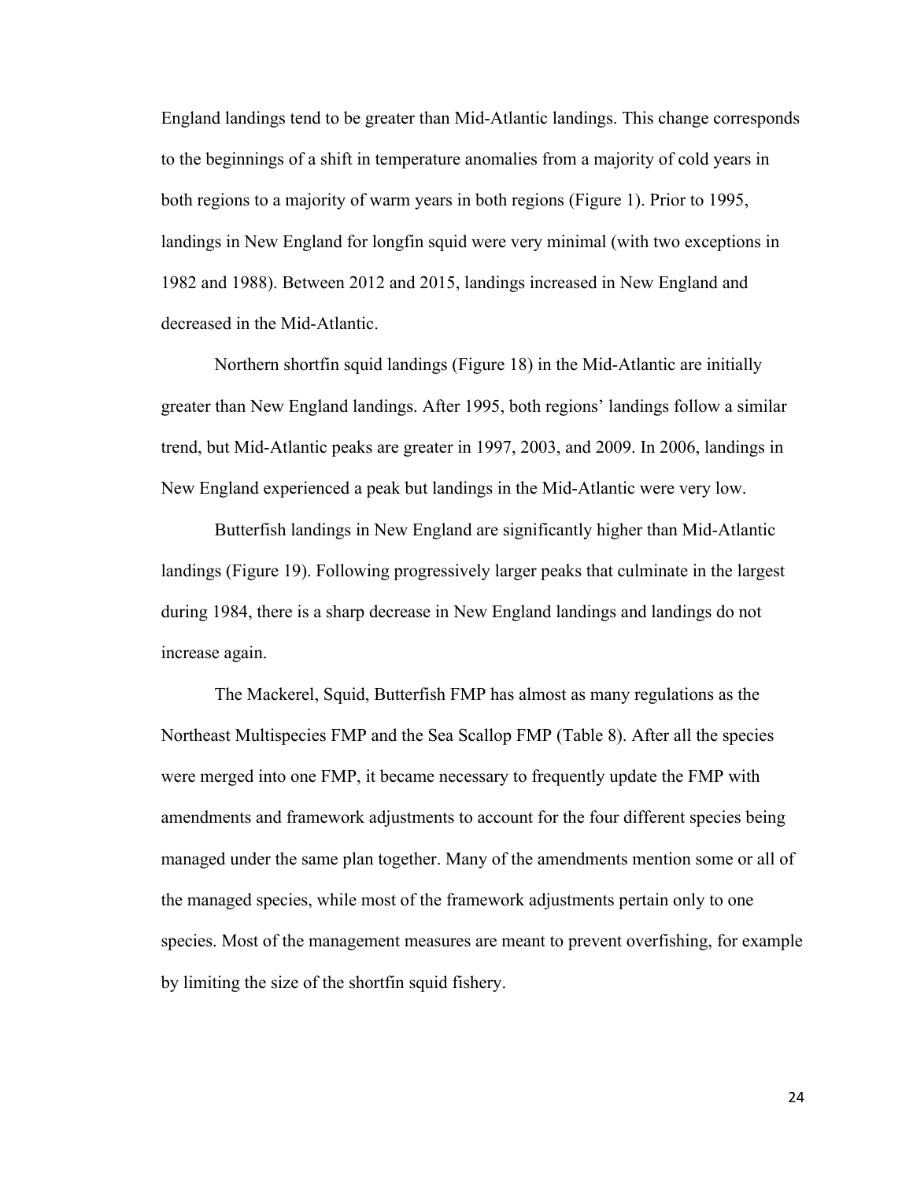England landings tend to be greater than Mid-Atlantic landings. This change corresponds to the beginnings of a shift in temperature anomalies from a majority of cold years in both regions to a majority of warm years in both regions (Figure 1). Prior to 1995, landings in New England for longfin squid were very minimal (with two exceptions in 1982 and 1988). Between 2012 and 2015, landings increased in New England and decreased in the Mid-Atlantic.

Northern shortfin squid landings (Figure 18) in the Mid-Atlantic are initially greater than New England landings. After 1995, both regions' landings follow a similar trend, but Mid-Atlantic peaks are greater in 1997, 2003, and 2009. In 2006, landings in New England experienced a peak but landings in the Mid-Atlantic were very low.

Butterfish landings in New England are significantly higher than Mid-Atlantic landings (Figure 19). Following progressively larger peaks that culminate in the largest during 1984, there is a sharp decrease in New England landings and landings do not increase again.

The Mackerel, Squid, Butterfish FMP has almost as many regulations as the Northeast Multispecies FMP and the Sea Scallop FMP (Table 8). After all the species were merged into one FMP, it became necessary to frequently update the FMP with amendments and framework adjustments to account for the four different species being managed under the same plan together. Many of the amendments mention some or all of the managed species, while most of the framework adjustments pertain only to one species. Most of the management measures are meant to prevent overfishing, for example by limiting the size of the shortfin squid fishery.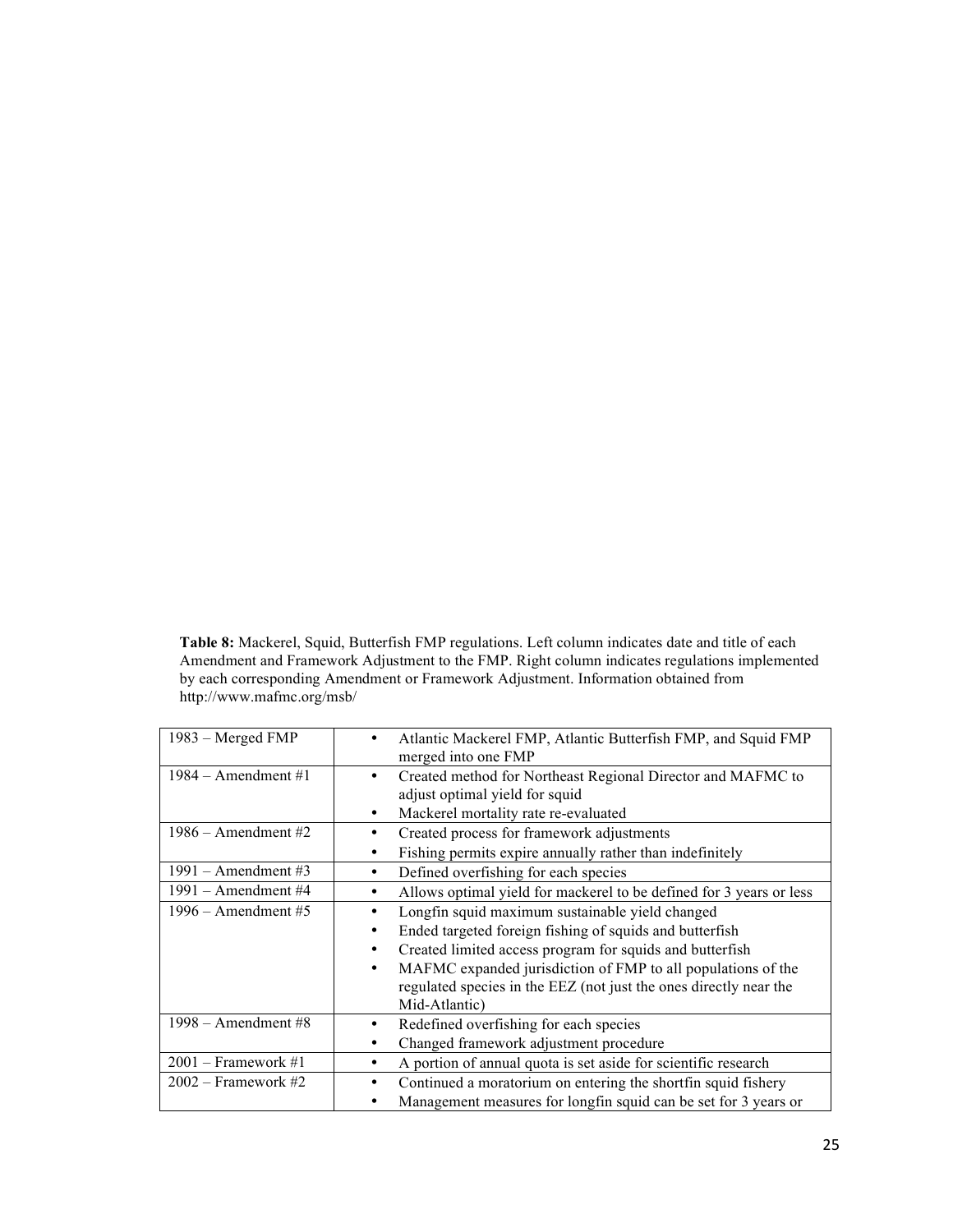**Table 8:** Mackerel, Squid, Butterfish FMP regulations. Left column indicates date and title of each Amendment and Framework Adjustment to the FMP. Right column indicates regulations implemented by each corresponding Amendment or Framework Adjustment. Information obtained from http://www.mafmc.org/msb/

| | |
|---|---|
| 1983 – Merged FMP | • Atlantic Mackerel FMP, Atlantic Butterfish FMP, and Squid FMP merged into one FMP |
| 1984 – Amendment #1 | • Created method for Northeast Regional Director and MAFMC to adjust optimal yield for squid<br>• Mackerel mortality rate re-evaluated |
| 1986 – Amendment #2 | • Created process for framework adjustments<br>• Fishing permits expire annually rather than indefinitely |
| 1991 – Amendment #3 | • Defined overfishing for each species |
| 1991 – Amendment #4 | • Allows optimal yield for mackerel to be defined for 3 years or less |
| 1996 – Amendment #5 | • Longfin squid maximum sustainable yield changed<br>• Ended targeted foreign fishing of squids and butterfish<br>• Created limited access program for squids and butterfish<br>• MAFMC expanded jurisdiction of FMP to all populations of the regulated species in the EEZ (not just the ones directly near the Mid-Atlantic) |
| 1998 – Amendment #8 | • Redefined overfishing for each species<br>• Changed framework adjustment procedure |
| 2001 – Framework #1 | • A portion of annual quota is set aside for scientific research |
| 2002 – Framework #2 | • Continued a moratorium on entering the shortfin squid fishery<br>• Management measures for longfin squid can be set for 3 years or |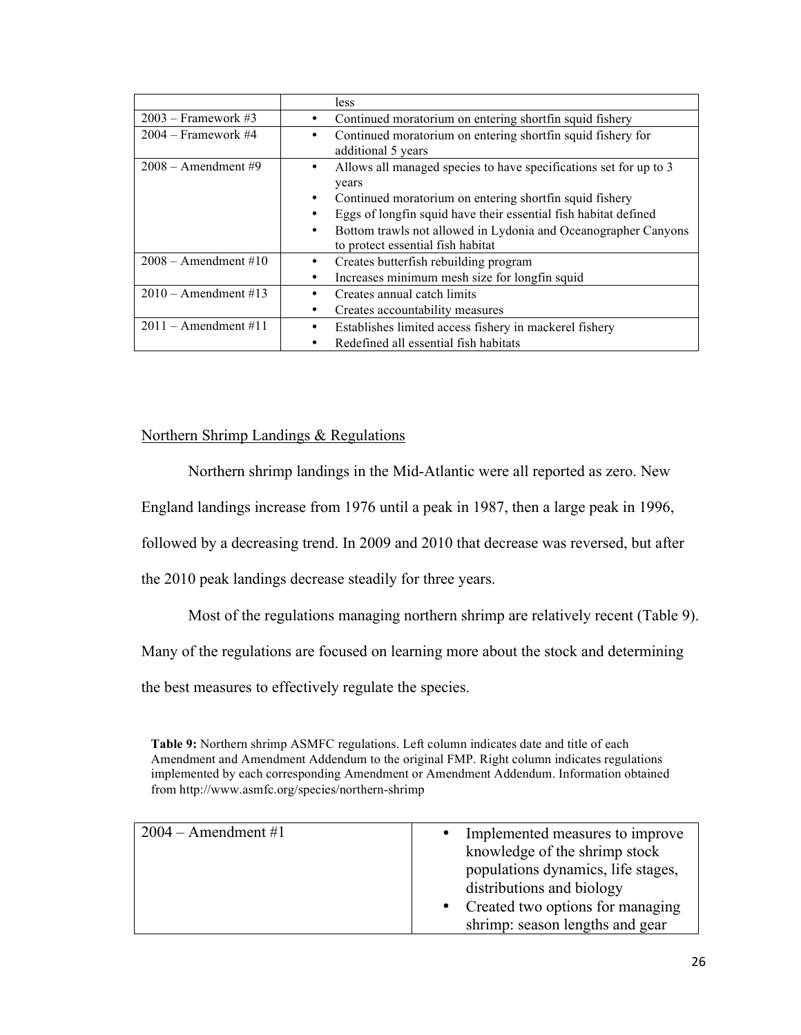| | |
|---|---|
| | less |
| 2003 – Framework #3 | • Continued moratorium on entering shortfin squid fishery |
| 2004 – Framework #4 | • Continued moratorium on entering shortfin squid fishery for additional 5 years |
| 2008 – Amendment #9 | • Allows all managed species to have specifications set for up to 3 years<br>• Continued moratorium on entering shortfin squid fishery<br>• Eggs of longfin squid have their essential fish habitat defined<br>• Bottom trawls not allowed in Lydonia and Oceanographer Canyons to protect essential fish habitat |
| 2008 – Amendment #10 | • Creates butterfish rebuilding program<br>• Increases minimum mesh size for longfin squid |
| 2010 – Amendment #13 | • Creates annual catch limits<br>• Creates accountability measures |
| 2011 – Amendment #11 | • Establishes limited access fishery in mackerel fishery<br>• Redefined all essential fish habitats |

Northern Shrimp Landings & Regulations

Northern shrimp landings in the Mid-Atlantic were all reported as zero. New England landings increase from 1976 until a peak in 1987, then a large peak in 1996, followed by a decreasing trend. In 2009 and 2010 that decrease was reversed, but after the 2010 peak landings decrease steadily for three years.

Most of the regulations managing northern shrimp are relatively recent (Table 9). Many of the regulations are focused on learning more about the stock and determining the best measures to effectively regulate the species.

**Table 9:** Northern shrimp ASMFC regulations. Left column indicates date and title of each Amendment and Amendment Addendum to the original FMP. Right column indicates regulations implemented by each corresponding Amendment or Amendment Addendum. Information obtained from http://www.asmfc.org/species/northern-shrimp

| | |
|---|---|
| 2004 – Amendment #1 | • Implemented measures to improve knowledge of the shrimp stock populations dynamics, life stages, distributions and biology<br>• Created two options for managing shrimp: season lengths and gear |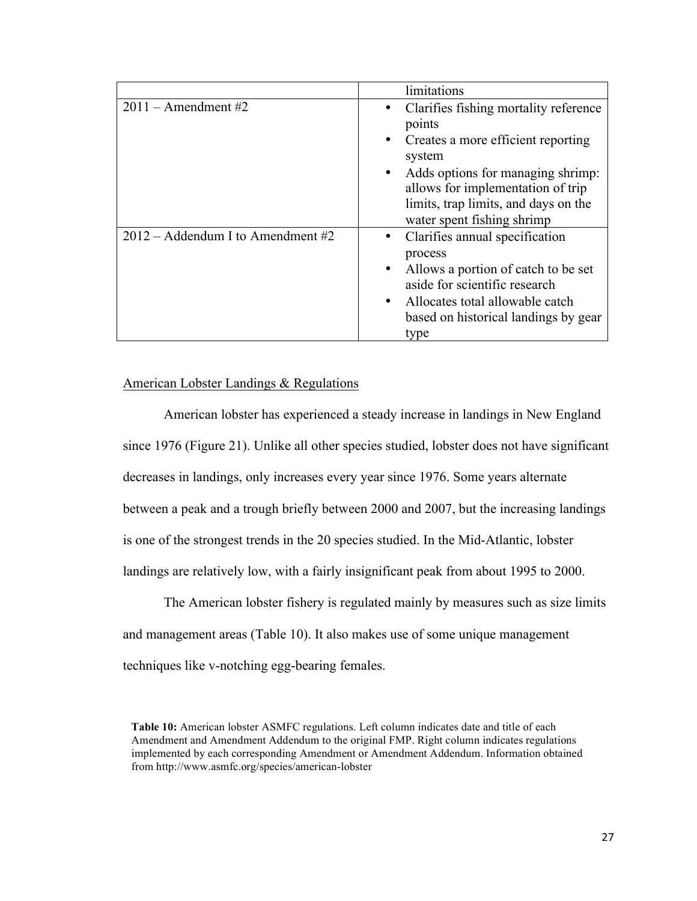| | |
|---|---|
| | limitations |
| 2011 – Amendment #2 | • Clarifies fishing mortality reference points<br>• Creates a more efficient reporting system<br>• Adds options for managing shrimp: allows for implementation of trip limits, trap limits, and days on the water spent fishing shrimp |
| 2012 – Addendum I to Amendment #2 | • Clarifies annual specification process<br>• Allows a portion of catch to be set aside for scientific research<br>• Allocates total allowable catch based on historical landings by gear type |

American Lobster Landings & Regulations

American lobster has experienced a steady increase in landings in New England since 1976 (Figure 21). Unlike all other species studied, lobster does not have significant decreases in landings, only increases every year since 1976. Some years alternate between a peak and a trough briefly between 2000 and 2007, but the increasing landings is one of the strongest trends in the 20 species studied. In the Mid-Atlantic, lobster landings are relatively low, with a fairly insignificant peak from about 1995 to 2000.

The American lobster fishery is regulated mainly by measures such as size limits and management areas (Table 10). It also makes use of some unique management techniques like v-notching egg-bearing females.

**Table 10:** American lobster ASMFC regulations. Left column indicates date and title of each Amendment and Amendment Addendum to the original FMP. Right column indicates regulations implemented by each corresponding Amendment or Amendment Addendum. Information obtained from http://www.asmfc.org/species/american-lobster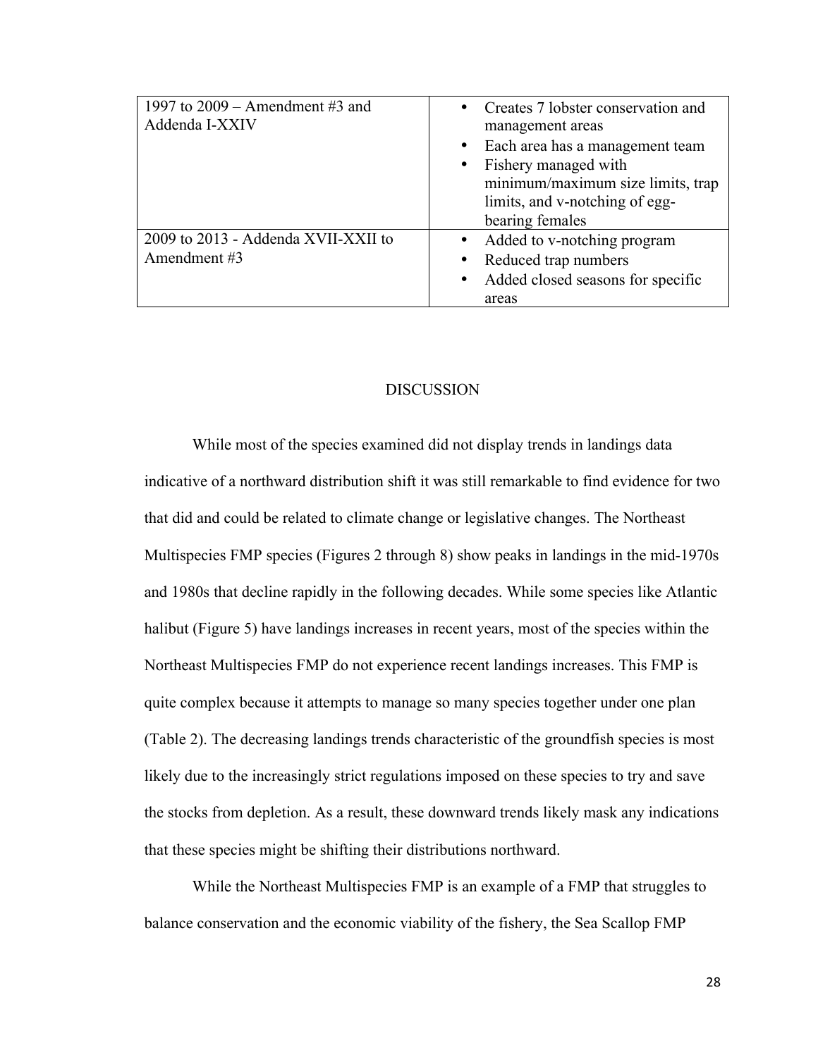| | |
|---|---|
| 1997 to 2009 – Amendment #3 and Addenda I-XXIV | • Creates 7 lobster conservation and management areas<br>• Each area has a management team<br>• Fishery managed with minimum/maximum size limits, trap limits, and v-notching of egg-bearing females |
| 2009 to 2013 - Addenda XVII-XXII to Amendment #3 | • Added to v-notching program<br>• Reduced trap numbers<br>• Added closed seasons for specific areas |

## DISCUSSION

While most of the species examined did not display trends in landings data indicative of a northward distribution shift it was still remarkable to find evidence for two that did and could be related to climate change or legislative changes. The Northeast Multispecies FMP species (Figures 2 through 8) show peaks in landings in the mid-1970s and 1980s that decline rapidly in the following decades. While some species like Atlantic halibut (Figure 5) have landings increases in recent years, most of the species within the Northeast Multispecies FMP do not experience recent landings increases. This FMP is quite complex because it attempts to manage so many species together under one plan (Table 2). The decreasing landings trends characteristic of the groundfish species is most likely due to the increasingly strict regulations imposed on these species to try and save the stocks from depletion. As a result, these downward trends likely mask any indications that these species might be shifting their distributions northward.

While the Northeast Multispecies FMP is an example of a FMP that struggles to balance conservation and the economic viability of the fishery, the Sea Scallop FMP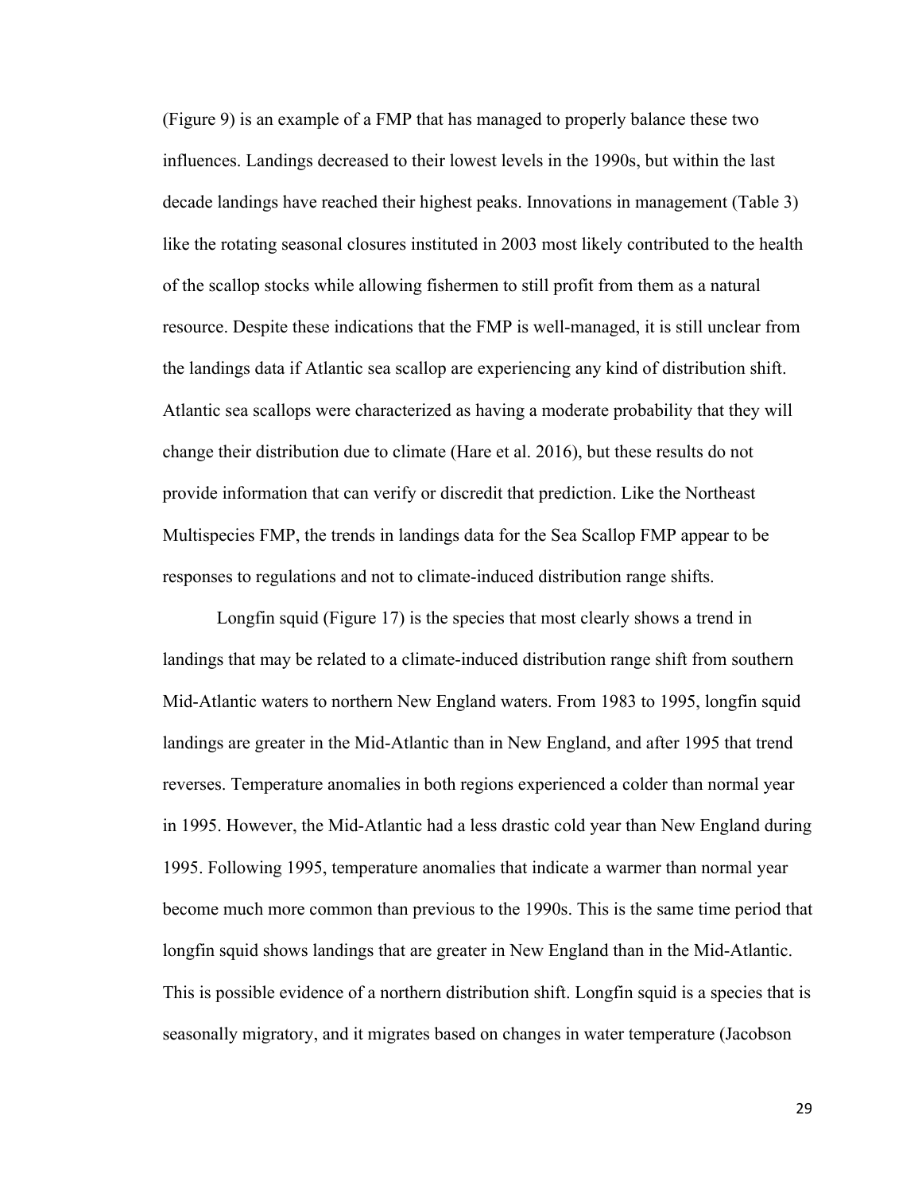(Figure 9) is an example of a FMP that has managed to properly balance these two influences. Landings decreased to their lowest levels in the 1990s, but within the last decade landings have reached their highest peaks. Innovations in management (Table 3) like the rotating seasonal closures instituted in 2003 most likely contributed to the health of the scallop stocks while allowing fishermen to still profit from them as a natural resource. Despite these indications that the FMP is well-managed, it is still unclear from the landings data if Atlantic sea scallop are experiencing any kind of distribution shift. Atlantic sea scallops were characterized as having a moderate probability that they will change their distribution due to climate (Hare et al. 2016), but these results do not provide information that can verify or discredit that prediction. Like the Northeast Multispecies FMP, the trends in landings data for the Sea Scallop FMP appear to be responses to regulations and not to climate-induced distribution range shifts.

Longfin squid (Figure 17) is the species that most clearly shows a trend in landings that may be related to a climate-induced distribution range shift from southern Mid-Atlantic waters to northern New England waters. From 1983 to 1995, longfin squid landings are greater in the Mid-Atlantic than in New England, and after 1995 that trend reverses. Temperature anomalies in both regions experienced a colder than normal year in 1995. However, the Mid-Atlantic had a less drastic cold year than New England during 1995. Following 1995, temperature anomalies that indicate a warmer than normal year become much more common than previous to the 1990s. This is the same time period that longfin squid shows landings that are greater in New England than in the Mid-Atlantic. This is possible evidence of a northern distribution shift. Longfin squid is a species that is seasonally migratory, and it migrates based on changes in water temperature (Jacobson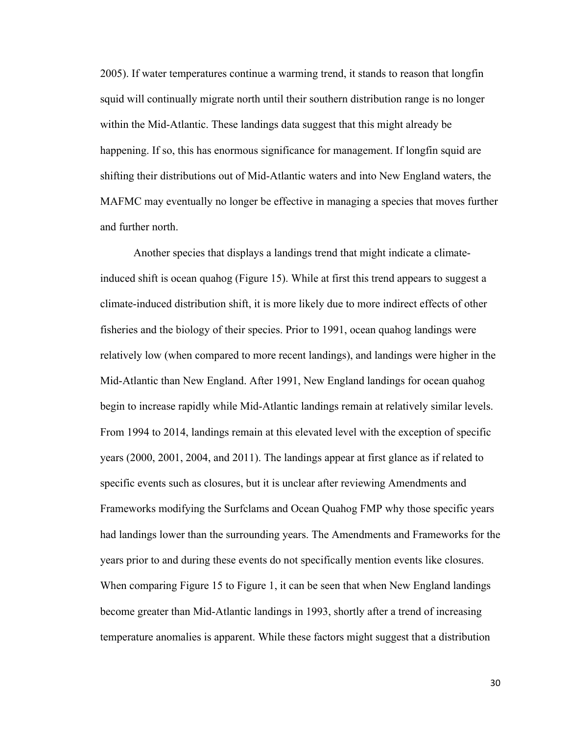2005). If water temperatures continue a warming trend, it stands to reason that longfin squid will continually migrate north until their southern distribution range is no longer within the Mid-Atlantic. These landings data suggest that this might already be happening. If so, this has enormous significance for management. If longfin squid are shifting their distributions out of Mid-Atlantic waters and into New England waters, the MAFMC may eventually no longer be effective in managing a species that moves further and further north.

Another species that displays a landings trend that might indicate a climate-induced shift is ocean quahog (Figure 15). While at first this trend appears to suggest a climate-induced distribution shift, it is more likely due to more indirect effects of other fisheries and the biology of their species. Prior to 1991, ocean quahog landings were relatively low (when compared to more recent landings), and landings were higher in the Mid-Atlantic than New England. After 1991, New England landings for ocean quahog begin to increase rapidly while Mid-Atlantic landings remain at relatively similar levels. From 1994 to 2014, landings remain at this elevated level with the exception of specific years (2000, 2001, 2004, and 2011). The landings appear at first glance as if related to specific events such as closures, but it is unclear after reviewing Amendments and Frameworks modifying the Surfclams and Ocean Quahog FMP why those specific years had landings lower than the surrounding years. The Amendments and Frameworks for the years prior to and during these events do not specifically mention events like closures. When comparing Figure 15 to Figure 1, it can be seen that when New England landings become greater than Mid-Atlantic landings in 1993, shortly after a trend of increasing temperature anomalies is apparent. While these factors might suggest that a distribution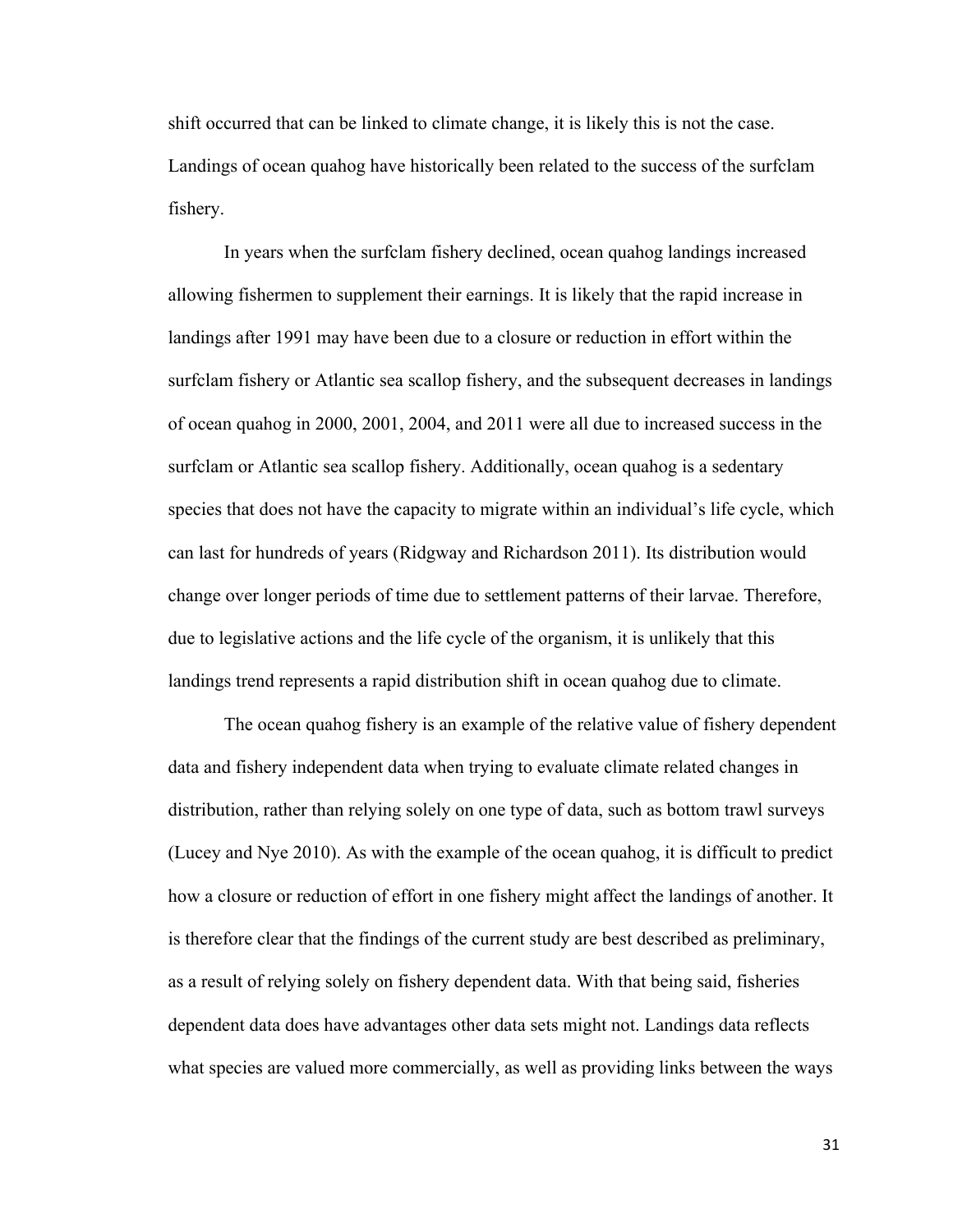shift occurred that can be linked to climate change, it is likely this is not the case. Landings of ocean quahog have historically been related to the success of the surfclam fishery.

In years when the surfclam fishery declined, ocean quahog landings increased allowing fishermen to supplement their earnings. It is likely that the rapid increase in landings after 1991 may have been due to a closure or reduction in effort within the surfclam fishery or Atlantic sea scallop fishery, and the subsequent decreases in landings of ocean quahog in 2000, 2001, 2004, and 2011 were all due to increased success in the surfclam or Atlantic sea scallop fishery. Additionally, ocean quahog is a sedentary species that does not have the capacity to migrate within an individual's life cycle, which can last for hundreds of years (Ridgway and Richardson 2011). Its distribution would change over longer periods of time due to settlement patterns of their larvae. Therefore, due to legislative actions and the life cycle of the organism, it is unlikely that this landings trend represents a rapid distribution shift in ocean quahog due to climate.

The ocean quahog fishery is an example of the relative value of fishery dependent data and fishery independent data when trying to evaluate climate related changes in distribution, rather than relying solely on one type of data, such as bottom trawl surveys (Lucey and Nye 2010). As with the example of the ocean quahog, it is difficult to predict how a closure or reduction of effort in one fishery might affect the landings of another. It is therefore clear that the findings of the current study are best described as preliminary, as a result of relying solely on fishery dependent data. With that being said, fisheries dependent data does have advantages other data sets might not. Landings data reflects what species are valued more commercially, as well as providing links between the ways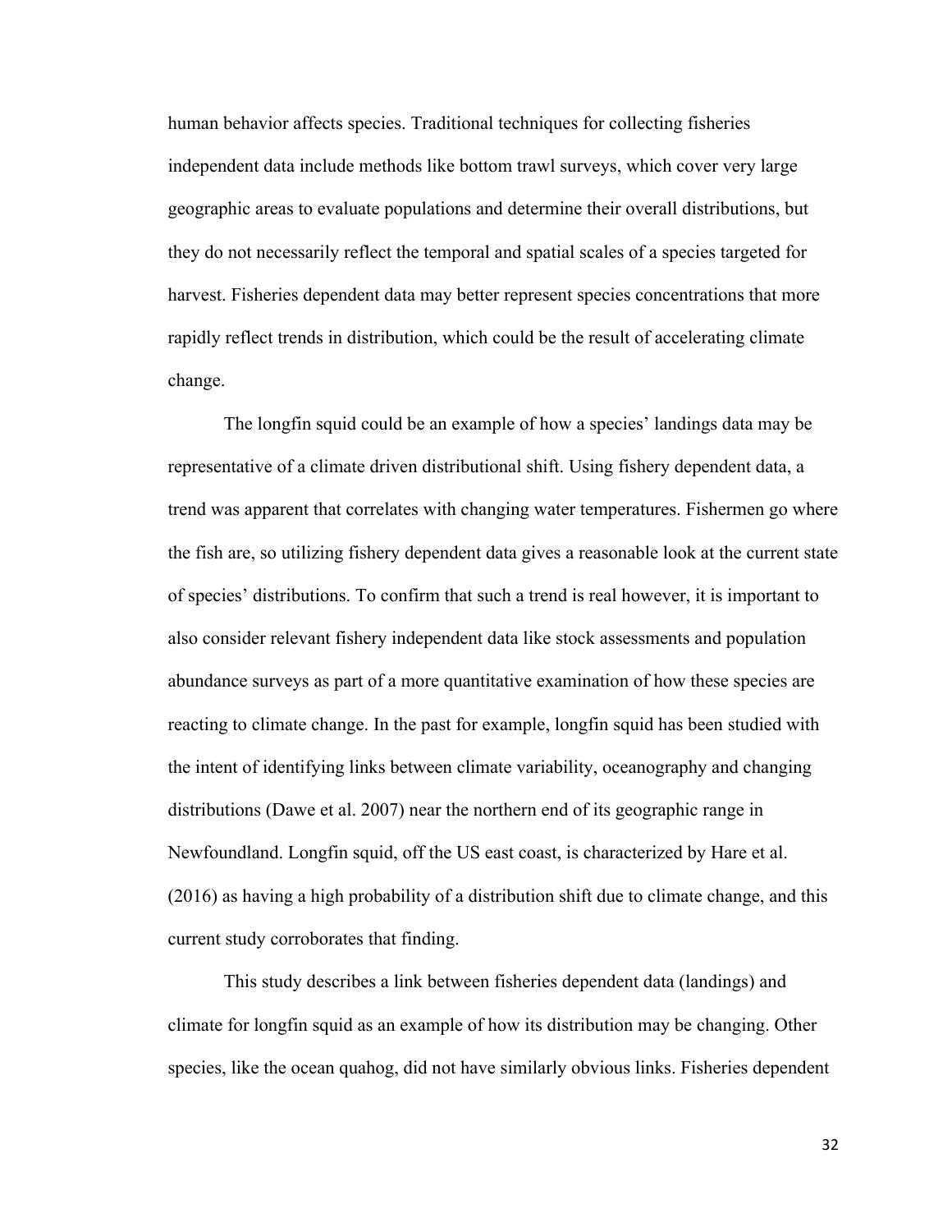human behavior affects species. Traditional techniques for collecting fisheries independent data include methods like bottom trawl surveys, which cover very large geographic areas to evaluate populations and determine their overall distributions, but they do not necessarily reflect the temporal and spatial scales of a species targeted for harvest. Fisheries dependent data may better represent species concentrations that more rapidly reflect trends in distribution, which could be the result of accelerating climate change.

The longfin squid could be an example of how a species' landings data may be representative of a climate driven distributional shift. Using fishery dependent data, a trend was apparent that correlates with changing water temperatures. Fishermen go where the fish are, so utilizing fishery dependent data gives a reasonable look at the current state of species' distributions. To confirm that such a trend is real however, it is important to also consider relevant fishery independent data like stock assessments and population abundance surveys as part of a more quantitative examination of how these species are reacting to climate change. In the past for example, longfin squid has been studied with the intent of identifying links between climate variability, oceanography and changing distributions (Dawe et al. 2007) near the northern end of its geographic range in Newfoundland. Longfin squid, off the US east coast, is characterized by Hare et al. (2016) as having a high probability of a distribution shift due to climate change, and this current study corroborates that finding.

This study describes a link between fisheries dependent data (landings) and climate for longfin squid as an example of how its distribution may be changing. Other species, like the ocean quahog, did not have similarly obvious links. Fisheries dependent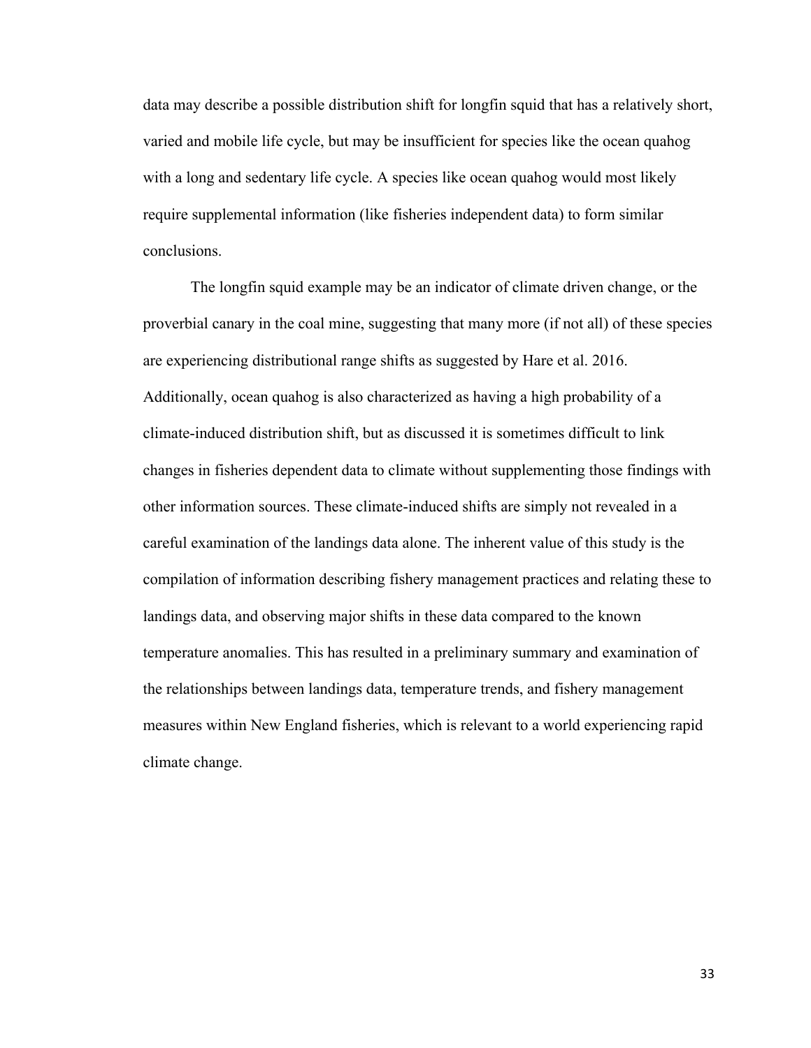data may describe a possible distribution shift for longfin squid that has a relatively short, varied and mobile life cycle, but may be insufficient for species like the ocean quahog with a long and sedentary life cycle. A species like ocean quahog would most likely require supplemental information (like fisheries independent data) to form similar conclusions.

The longfin squid example may be an indicator of climate driven change, or the proverbial canary in the coal mine, suggesting that many more (if not all) of these species are experiencing distributional range shifts as suggested by Hare et al. 2016. Additionally, ocean quahog is also characterized as having a high probability of a climate-induced distribution shift, but as discussed it is sometimes difficult to link changes in fisheries dependent data to climate without supplementing those findings with other information sources. These climate-induced shifts are simply not revealed in a careful examination of the landings data alone. The inherent value of this study is the compilation of information describing fishery management practices and relating these to landings data, and observing major shifts in these data compared to the known temperature anomalies. This has resulted in a preliminary summary and examination of the relationships between landings data, temperature trends, and fishery management measures within New England fisheries, which is relevant to a world experiencing rapid climate change.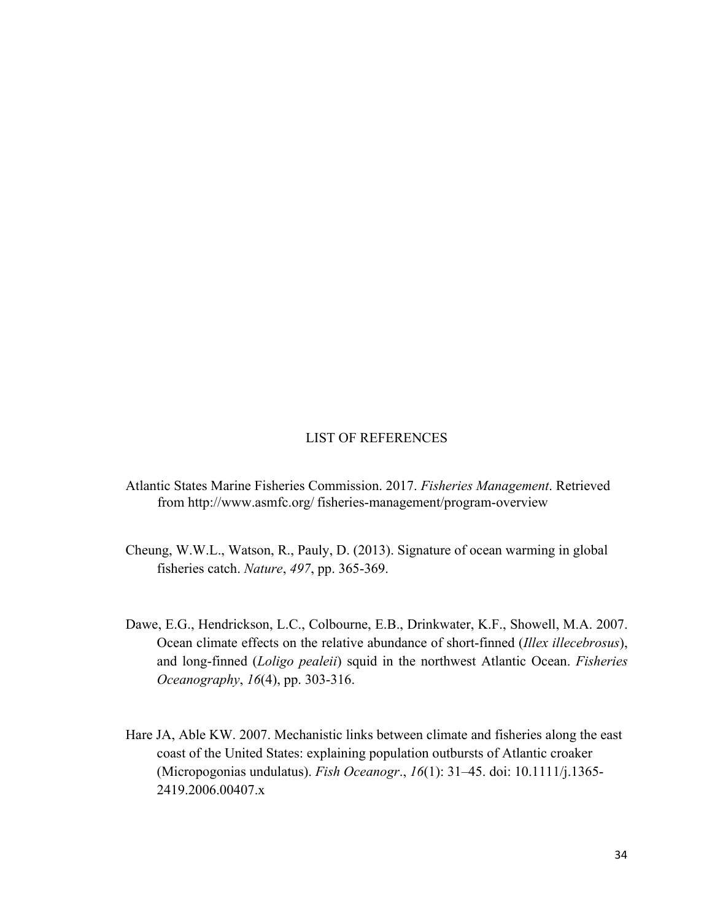# LIST OF REFERENCES

Atlantic States Marine Fisheries Commission. 2017. *Fisheries Management*. Retrieved from http://www.asmfc.org/ fisheries-management/program-overview

Cheung, W.W.L., Watson, R., Pauly, D. (2013). Signature of ocean warming in global fisheries catch. *Nature*, *497*, pp. 365-369.

Dawe, E.G., Hendrickson, L.C., Colbourne, E.B., Drinkwater, K.F., Showell, M.A. 2007. Ocean climate effects on the relative abundance of short-finned (*Illex illecebrosus*), and long-finned (*Loligo pealeii*) squid in the northwest Atlantic Ocean. *Fisheries Oceanography*, *16*(4), pp. 303-316.

Hare JA, Able KW. 2007. Mechanistic links between climate and fisheries along the east coast of the United States: explaining population outbursts of Atlantic croaker (Micropogonias undulatus). *Fish Oceanogr*., *16*(1): 31–45. doi: 10.1111/j.1365-2419.2006.00407.x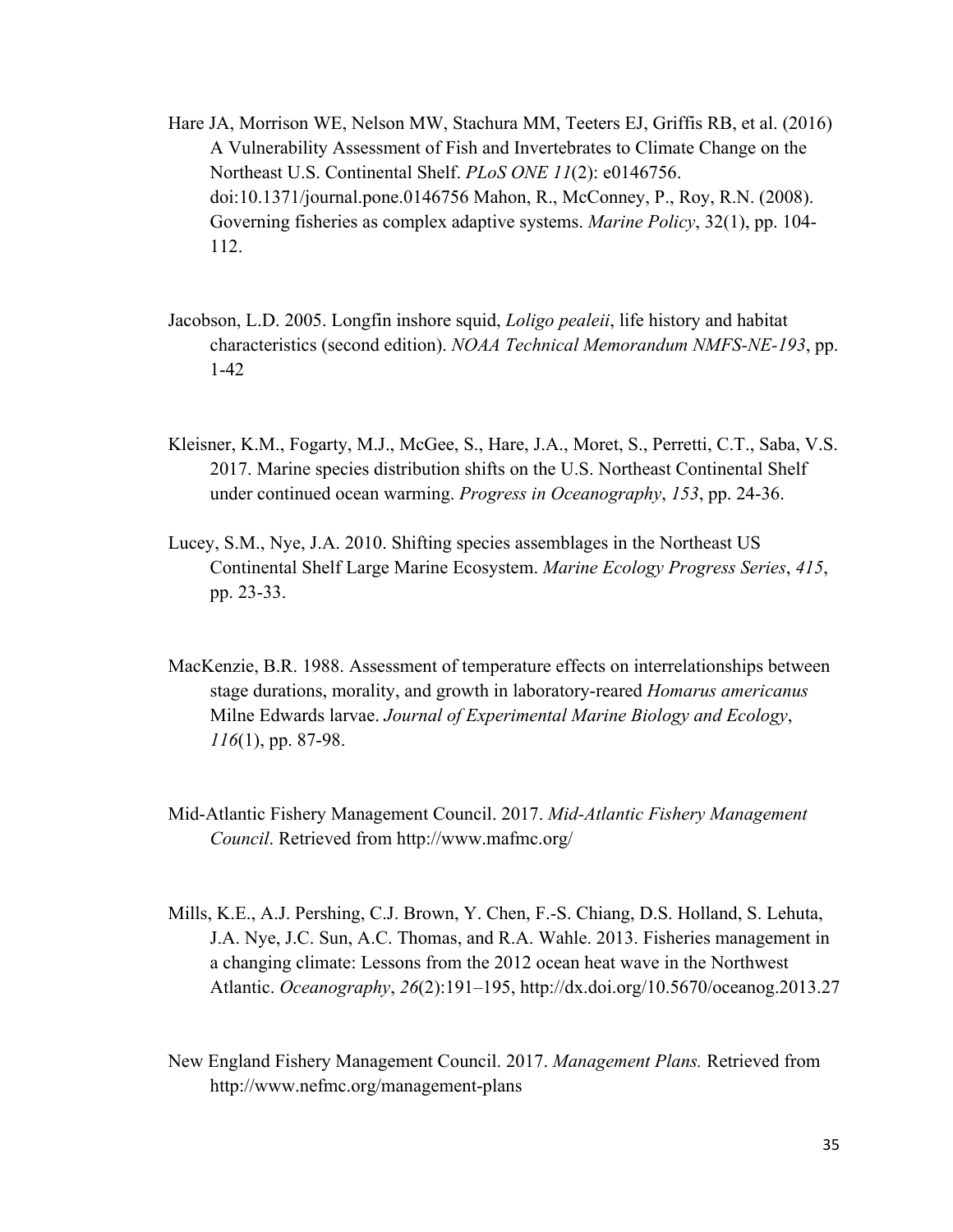Hare JA, Morrison WE, Nelson MW, Stachura MM, Teeters EJ, Griffis RB, et al. (2016) A Vulnerability Assessment of Fish and Invertebrates to Climate Change on the Northeast U.S. Continental Shelf. *PLoS ONE 11*(2): e0146756. doi:10.1371/journal.pone.0146756 Mahon, R., McConney, P., Roy, R.N. (2008). Governing fisheries as complex adaptive systems. *Marine Policy*, 32(1), pp. 104-112.

Jacobson, L.D. 2005. Longfin inshore squid, *Loligo pealeii*, life history and habitat characteristics (second edition). *NOAA Technical Memorandum NMFS-NE-193*, pp. 1-42

Kleisner, K.M., Fogarty, M.J., McGee, S., Hare, J.A., Moret, S., Perretti, C.T., Saba, V.S. 2017. Marine species distribution shifts on the U.S. Northeast Continental Shelf under continued ocean warming. *Progress in Oceanography*, *153*, pp. 24-36.

Lucey, S.M., Nye, J.A. 2010. Shifting species assemblages in the Northeast US Continental Shelf Large Marine Ecosystem. *Marine Ecology Progress Series*, *415*, pp. 23-33.

MacKenzie, B.R. 1988. Assessment of temperature effects on interrelationships between stage durations, morality, and growth in laboratory-reared *Homarus americanus* Milne Edwards larvae. *Journal of Experimental Marine Biology and Ecology*, *116*(1), pp. 87-98.

Mid-Atlantic Fishery Management Council. 2017. *Mid-Atlantic Fishery Management Council*. Retrieved from http://www.mafmc.org/

Mills, K.E., A.J. Pershing, C.J. Brown, Y. Chen, F.-S. Chiang, D.S. Holland, S. Lehuta, J.A. Nye, J.C. Sun, A.C. Thomas, and R.A. Wahle. 2013. Fisheries management in a changing climate: Lessons from the 2012 ocean heat wave in the Northwest Atlantic. *Oceanography*, *26*(2):191–195, http://dx.doi.org/10.5670/oceanog.2013.27

New England Fishery Management Council. 2017. *Management Plans.* Retrieved from http://www.nefmc.org/management-plans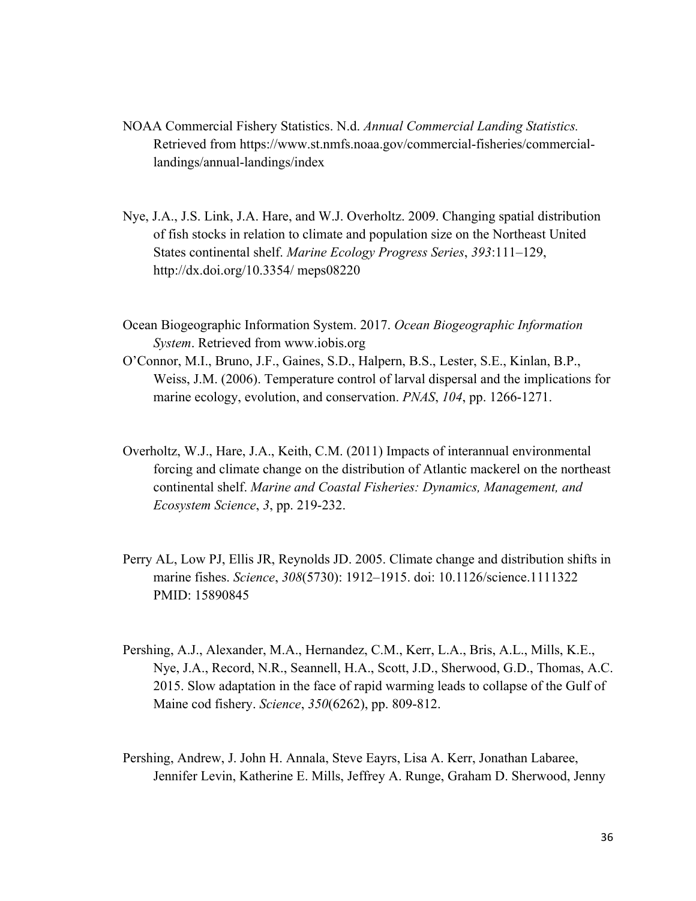NOAA Commercial Fishery Statistics. N.d. *Annual Commercial Landing Statistics.* Retrieved from https://www.st.nmfs.noaa.gov/commercial-fisheries/commercial-landings/annual-landings/index

Nye, J.A., J.S. Link, J.A. Hare, and W.J. Overholtz. 2009. Changing spatial distribution of fish stocks in relation to climate and population size on the Northeast United States continental shelf. *Marine Ecology Progress Series*, *393*:111–129, http://dx.doi.org/10.3354/ meps08220

Ocean Biogeographic Information System. 2017. *Ocean Biogeographic Information System*. Retrieved from www.iobis.org

O'Connor, M.I., Bruno, J.F., Gaines, S.D., Halpern, B.S., Lester, S.E., Kinlan, B.P., Weiss, J.M. (2006). Temperature control of larval dispersal and the implications for marine ecology, evolution, and conservation. *PNAS*, *104*, pp. 1266-1271.

Overholtz, W.J., Hare, J.A., Keith, C.M. (2011) Impacts of interannual environmental forcing and climate change on the distribution of Atlantic mackerel on the northeast continental shelf. *Marine and Coastal Fisheries: Dynamics, Management, and Ecosystem Science*, *3*, pp. 219-232.

Perry AL, Low PJ, Ellis JR, Reynolds JD. 2005. Climate change and distribution shifts in marine fishes. *Science*, *308*(5730): 1912–1915. doi: 10.1126/science.1111322 PMID: 15890845

Pershing, A.J., Alexander, M.A., Hernandez, C.M., Kerr, L.A., Bris, A.L., Mills, K.E., Nye, J.A., Record, N.R., Seannell, H.A., Scott, J.D., Sherwood, G.D., Thomas, A.C. 2015. Slow adaptation in the face of rapid warming leads to collapse of the Gulf of Maine cod fishery. *Science*, *350*(6262), pp. 809-812.

Pershing, Andrew, J. John H. Annala, Steve Eayrs, Lisa A. Kerr, Jonathan Labaree, Jennifer Levin, Katherine E. Mills, Jeffrey A. Runge, Graham D. Sherwood, Jenny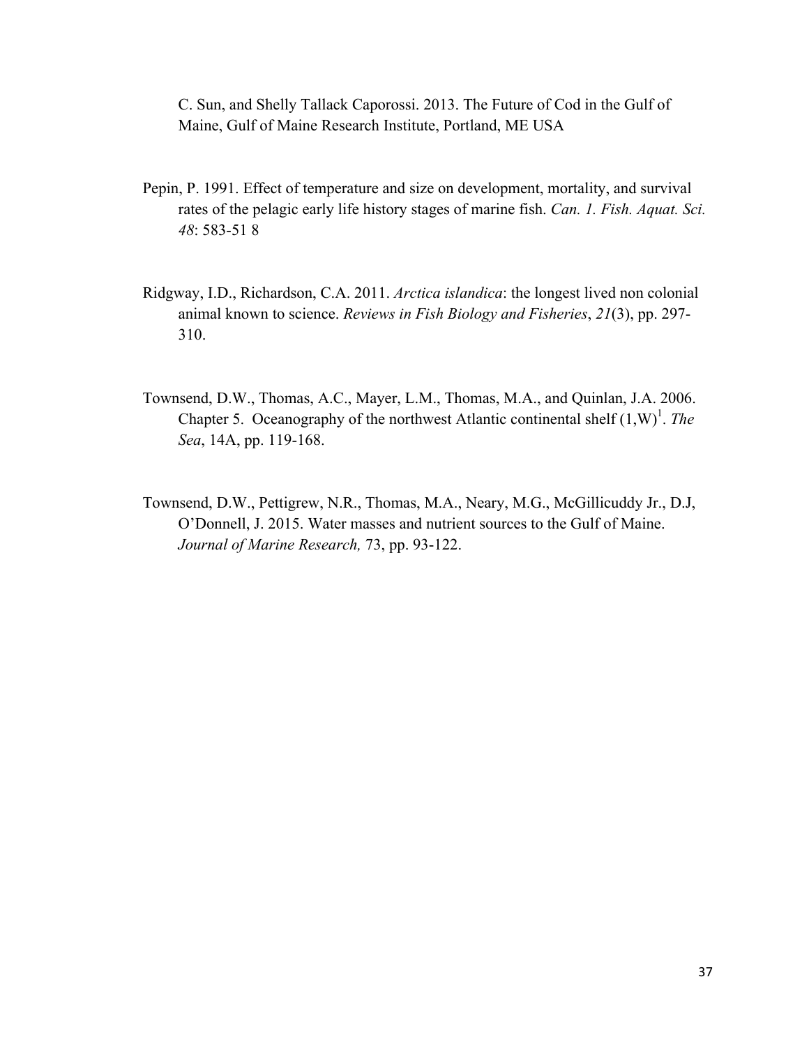C. Sun, and Shelly Tallack Caporossi. 2013. The Future of Cod in the Gulf of Maine, Gulf of Maine Research Institute, Portland, ME USA

Pepin, P. 1991. Effect of temperature and size on development, mortality, and survival rates of the pelagic early life history stages of marine fish. *Can. 1. Fish. Aquat. Sci. 48*: 583-51 8

Ridgway, I.D., Richardson, C.A. 2011. *Arctica islandica*: the longest lived non colonial animal known to science. *Reviews in Fish Biology and Fisheries*, *21*(3), pp. 297-310.

Townsend, D.W., Thomas, A.C., Mayer, L.M., Thomas, M.A., and Quinlan, J.A. 2006. Chapter 5. Oceanography of the northwest Atlantic continental shelf (1,W)[1]. *The Sea*, 14A, pp. 119-168.

Townsend, D.W., Pettigrew, N.R., Thomas, M.A., Neary, M.G., McGillicuddy Jr., D.J, O'Donnell, J. 2015. Water masses and nutrient sources to the Gulf of Maine. *Journal of Marine Research,* 73, pp. 93-122.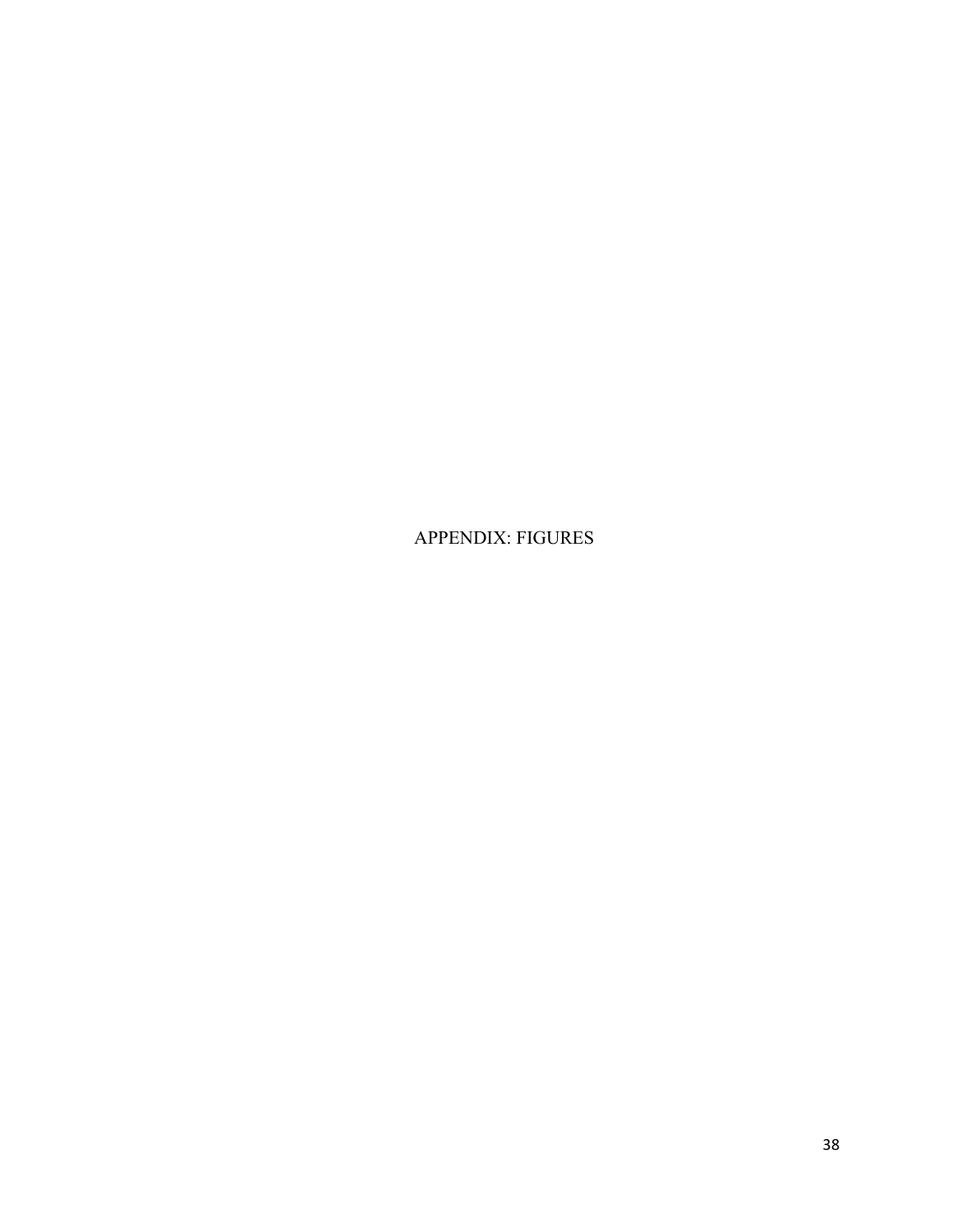# APPENDIX: FIGURES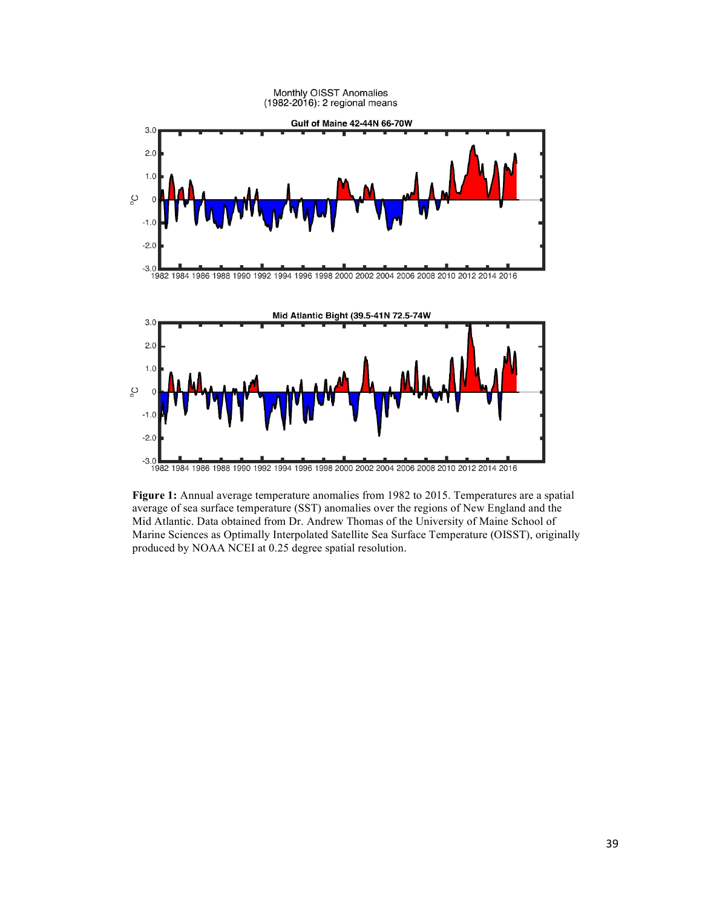**Figure 1:** Annual average temperature anomalies from 1982 to 2015. Temperatures are a spatial average of sea surface temperature (SST) anomalies over the regions of New England and the Mid Atlantic. Data obtained from Dr. Andrew Thomas of the University of Maine School of Marine Sciences as Optimally Interpolated Satellite Sea Surface Temperature (OISST), originally produced by NOAA NCEI at 0.25 degree spatial resolution.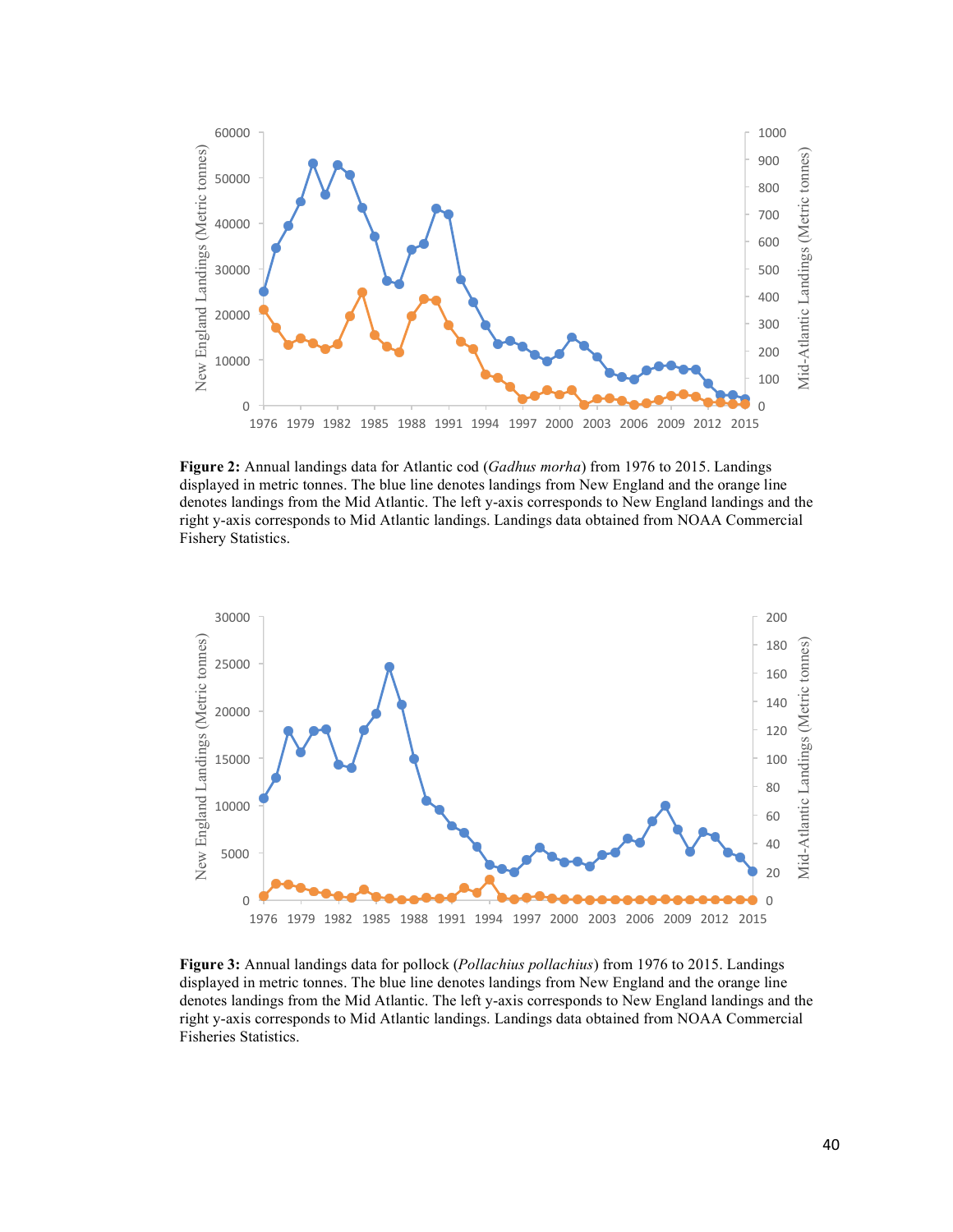**Figure 2:** Annual landings data for Atlantic cod (*Gadhus morha*) from 1976 to 2015. Landings displayed in metric tonnes. The blue line denotes landings from New England and the orange line denotes landings from the Mid Atlantic. The left y-axis corresponds to New England landings and the right y-axis corresponds to Mid Atlantic landings. Landings data obtained from NOAA Commercial Fishery Statistics.

**Figure 3:** Annual landings data for pollock (*Pollachius pollachius*) from 1976 to 2015. Landings displayed in metric tonnes. The blue line denotes landings from New England and the orange line denotes landings from the Mid Atlantic. The left y-axis corresponds to New England landings and the right y-axis corresponds to Mid Atlantic landings. Landings data obtained from NOAA Commercial Fisheries Statistics.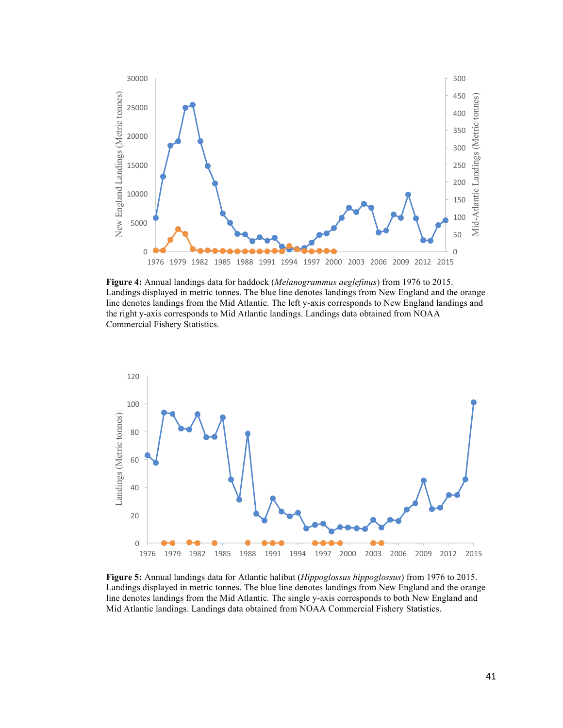**Figure 4:** Annual landings data for haddock (*Melanogrammus aeglefinus*) from 1976 to 2015. Landings displayed in metric tonnes. The blue line denotes landings from New England and the orange line denotes landings from the Mid Atlantic. The left y-axis corresponds to New England landings and the right y-axis corresponds to Mid Atlantic landings. Landings data obtained from NOAA Commercial Fishery Statistics.

**Figure 5:** Annual landings data for Atlantic halibut (*Hippoglossus hippoglossus*) from 1976 to 2015. Landings displayed in metric tonnes. The blue line denotes landings from New England and the orange line denotes landings from the Mid Atlantic. The single y-axis corresponds to both New England and Mid Atlantic landings. Landings data obtained from NOAA Commercial Fishery Statistics.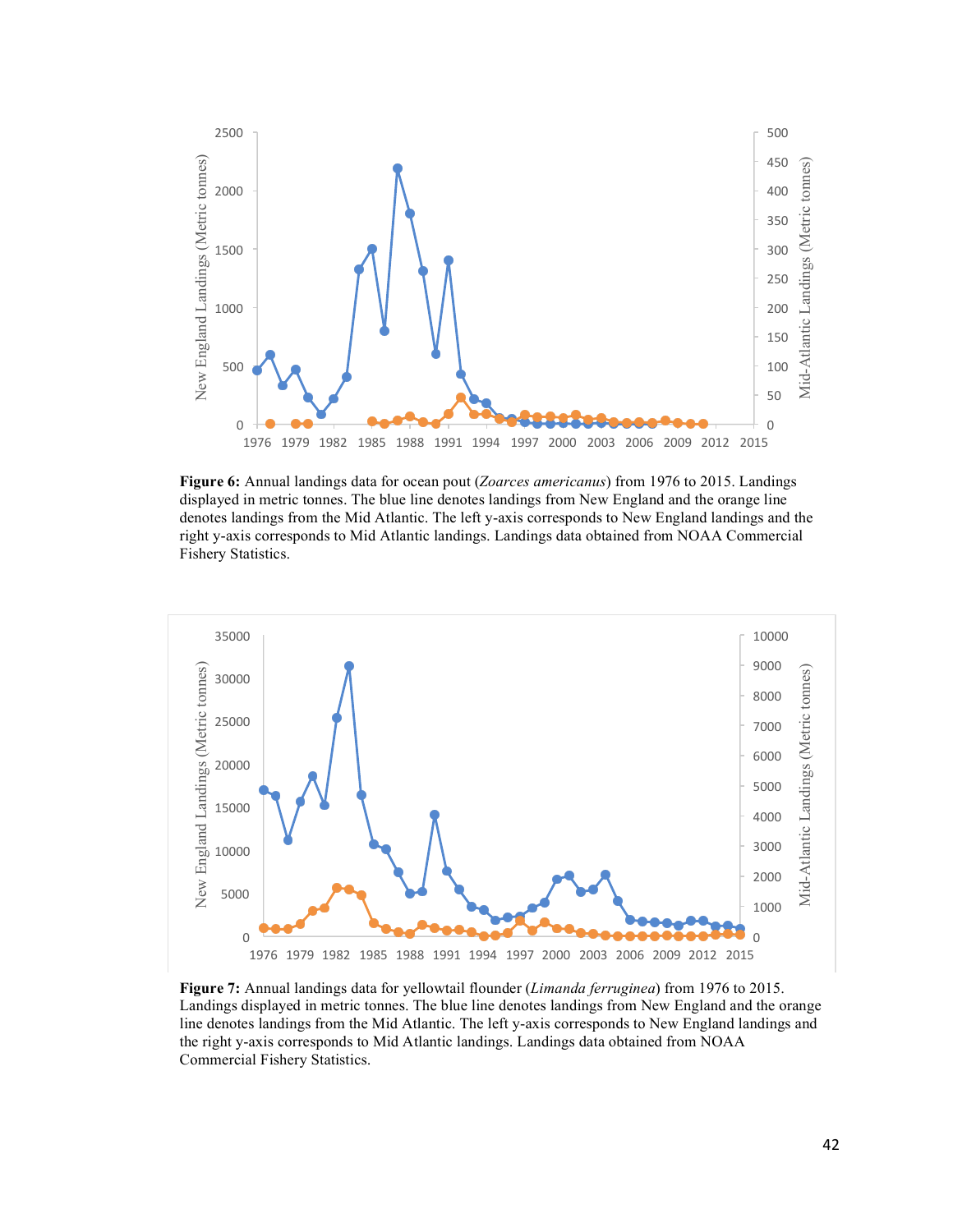**Figure 6:** Annual landings data for ocean pout (*Zoarces americanus*) from 1976 to 2015. Landings displayed in metric tonnes. The blue line denotes landings from New England and the orange line denotes landings from the Mid Atlantic. The left y-axis corresponds to New England landings and the right y-axis corresponds to Mid Atlantic landings. Landings data obtained from NOAA Commercial Fishery Statistics.

**Figure 7:** Annual landings data for yellowtail flounder (*Limanda ferruginea*) from 1976 to 2015. Landings displayed in metric tonnes. The blue line denotes landings from New England and the orange line denotes landings from the Mid Atlantic. The left y-axis corresponds to New England landings and the right y-axis corresponds to Mid Atlantic landings. Landings data obtained from NOAA Commercial Fishery Statistics.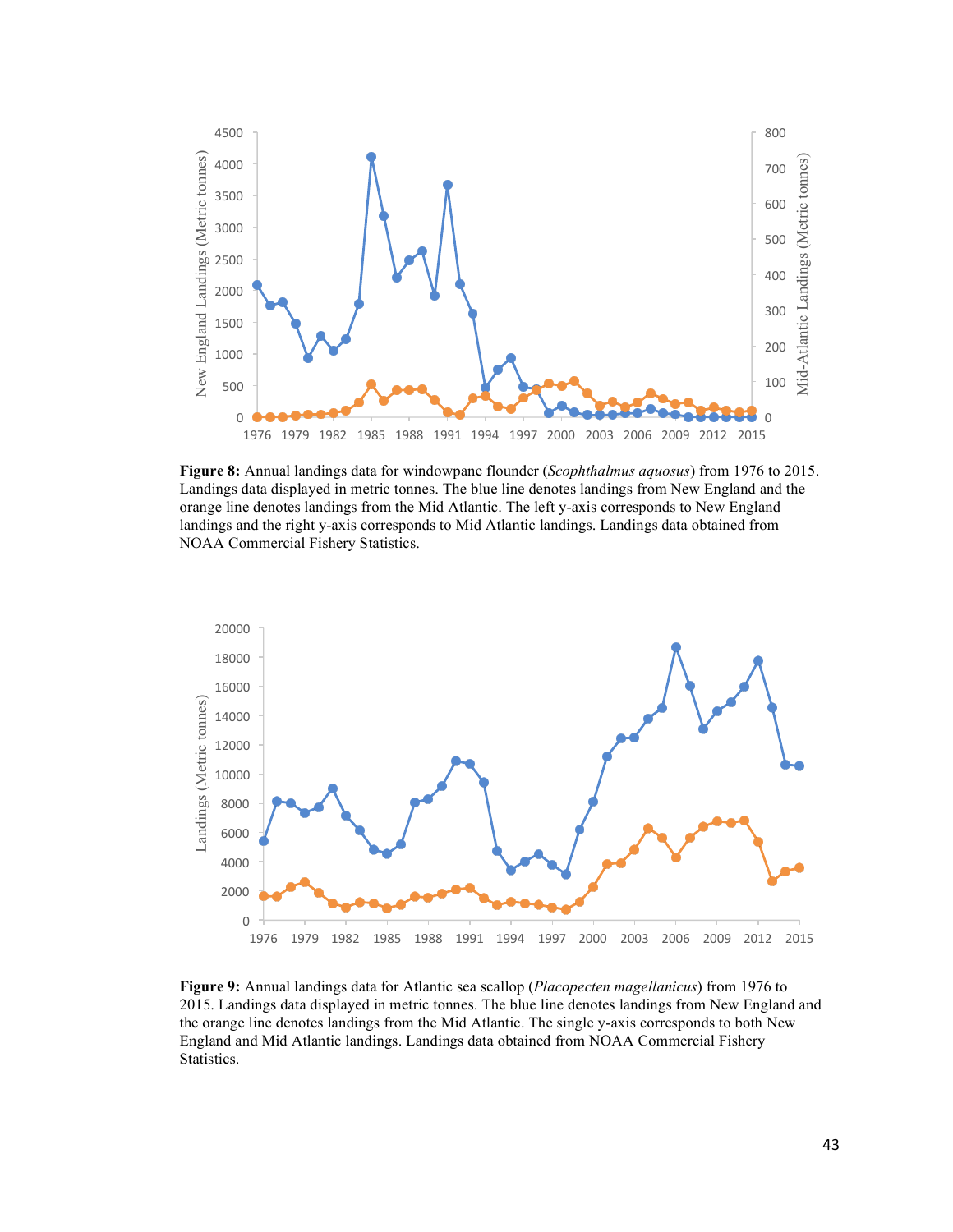**Figure 8:** Annual landings data for windowpane flounder (*Scophthalmus aquosus*) from 1976 to 2015. Landings data displayed in metric tonnes. The blue line denotes landings from New England and the orange line denotes landings from the Mid Atlantic. The left y-axis corresponds to New England landings and the right y-axis corresponds to Mid Atlantic landings. Landings data obtained from NOAA Commercial Fishery Statistics.

**Figure 9:** Annual landings data for Atlantic sea scallop (*Placopecten magellanicus*) from 1976 to 2015. Landings data displayed in metric tonnes. The blue line denotes landings from New England and the orange line denotes landings from the Mid Atlantic. The single y-axis corresponds to both New England and Mid Atlantic landings. Landings data obtained from NOAA Commercial Fishery Statistics.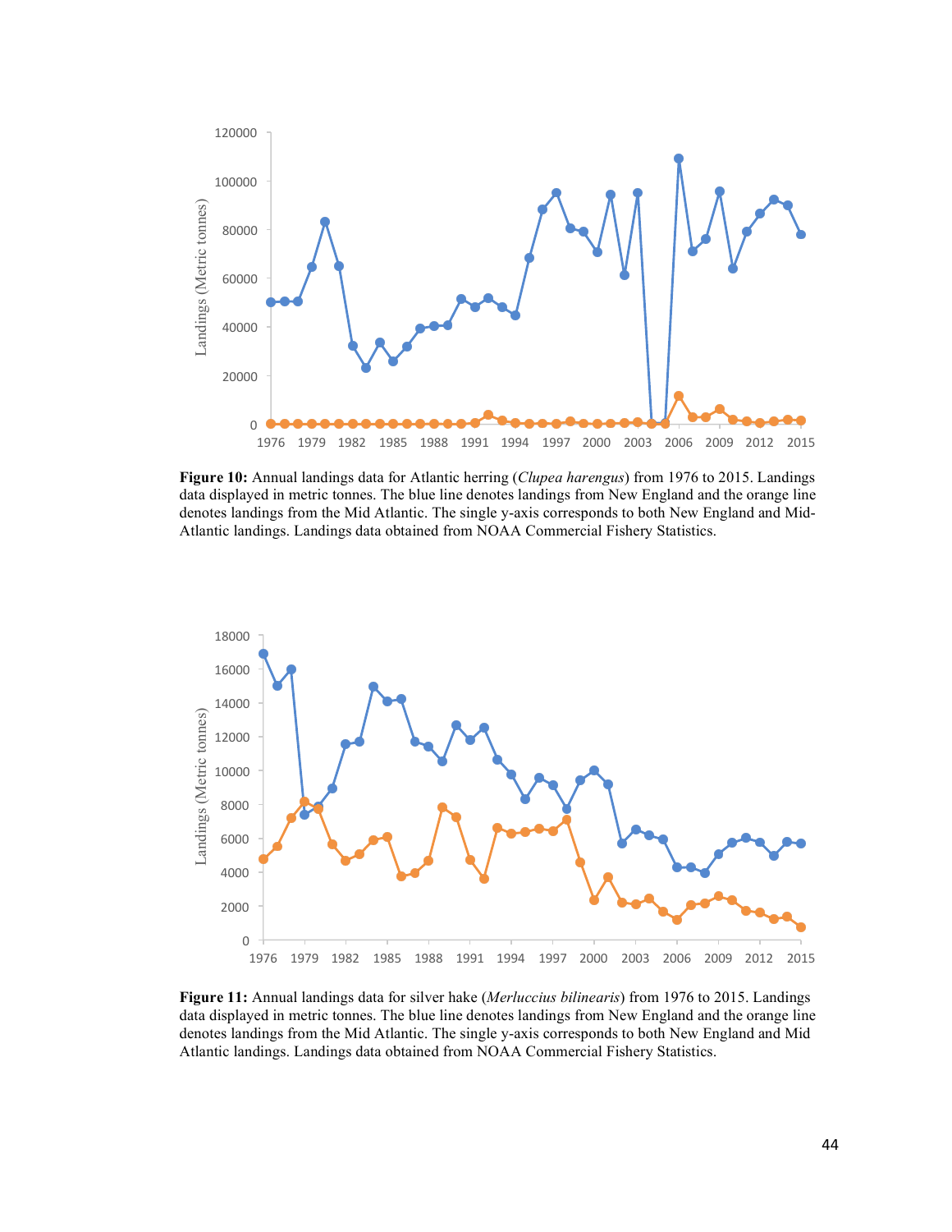**Figure 10:** Annual landings data for Atlantic herring (*Clupea harengus*) from 1976 to 2015. Landings data displayed in metric tonnes. The blue line denotes landings from New England and the orange line denotes landings from the Mid Atlantic. The single y-axis corresponds to both New England and Mid-Atlantic landings. Landings data obtained from NOAA Commercial Fishery Statistics.

**Figure 11:** Annual landings data for silver hake (*Merluccius bilinearis*) from 1976 to 2015. Landings data displayed in metric tonnes. The blue line denotes landings from New England and the orange line denotes landings from the Mid Atlantic. The single y-axis corresponds to both New England and Mid Atlantic landings. Landings data obtained from NOAA Commercial Fishery Statistics.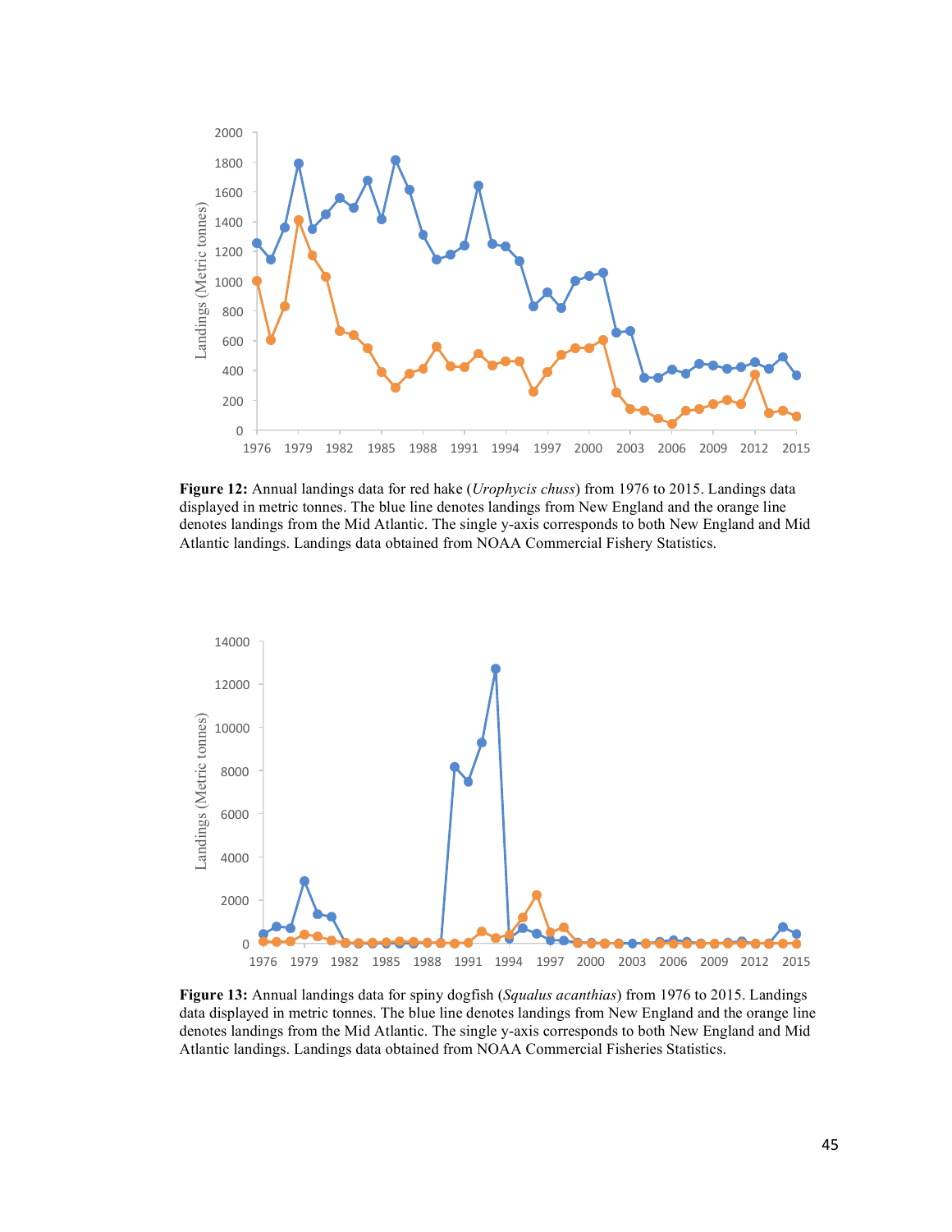**Figure 12:** Annual landings data for red hake (*Urophycis chuss*) from 1976 to 2015. Landings data displayed in metric tonnes. The blue line denotes landings from New England and the orange line denotes landings from the Mid Atlantic. The single y-axis corresponds to both New England and Mid Atlantic landings. Landings data obtained from NOAA Commercial Fishery Statistics.

**Figure 13:** Annual landings data for spiny dogfish (*Squalus acanthias*) from 1976 to 2015. Landings data displayed in metric tonnes. The blue line denotes landings from New England and the orange line denotes landings from the Mid Atlantic. The single y-axis corresponds to both New England and Mid Atlantic landings. Landings data obtained from NOAA Commercial Fisheries Statistics.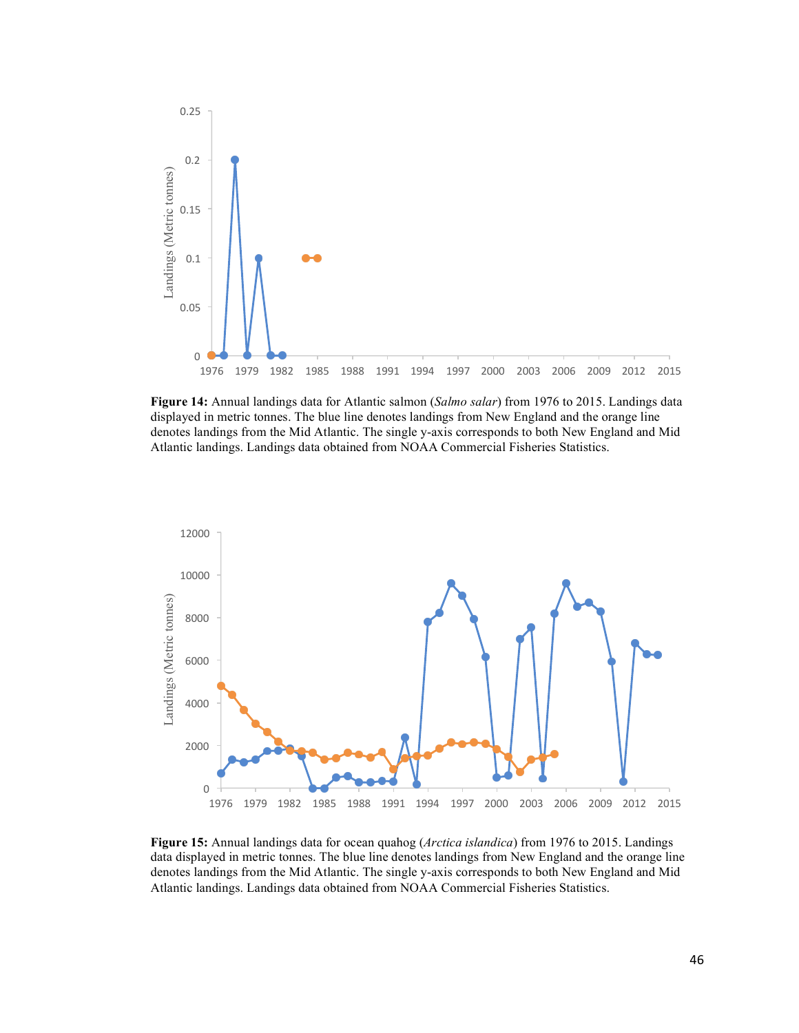**Figure 14:** Annual landings data for Atlantic salmon (*Salmo salar*) from 1976 to 2015. Landings data displayed in metric tonnes. The blue line denotes landings from New England and the orange line denotes landings from the Mid Atlantic. The single y-axis corresponds to both New England and Mid Atlantic landings. Landings data obtained from NOAA Commercial Fisheries Statistics.

**Figure 15:** Annual landings data for ocean quahog (*Arctica islandica*) from 1976 to 2015. Landings data displayed in metric tonnes. The blue line denotes landings from New England and the orange line denotes landings from the Mid Atlantic. The single y-axis corresponds to both New England and Mid Atlantic landings. Landings data obtained from NOAA Commercial Fisheries Statistics.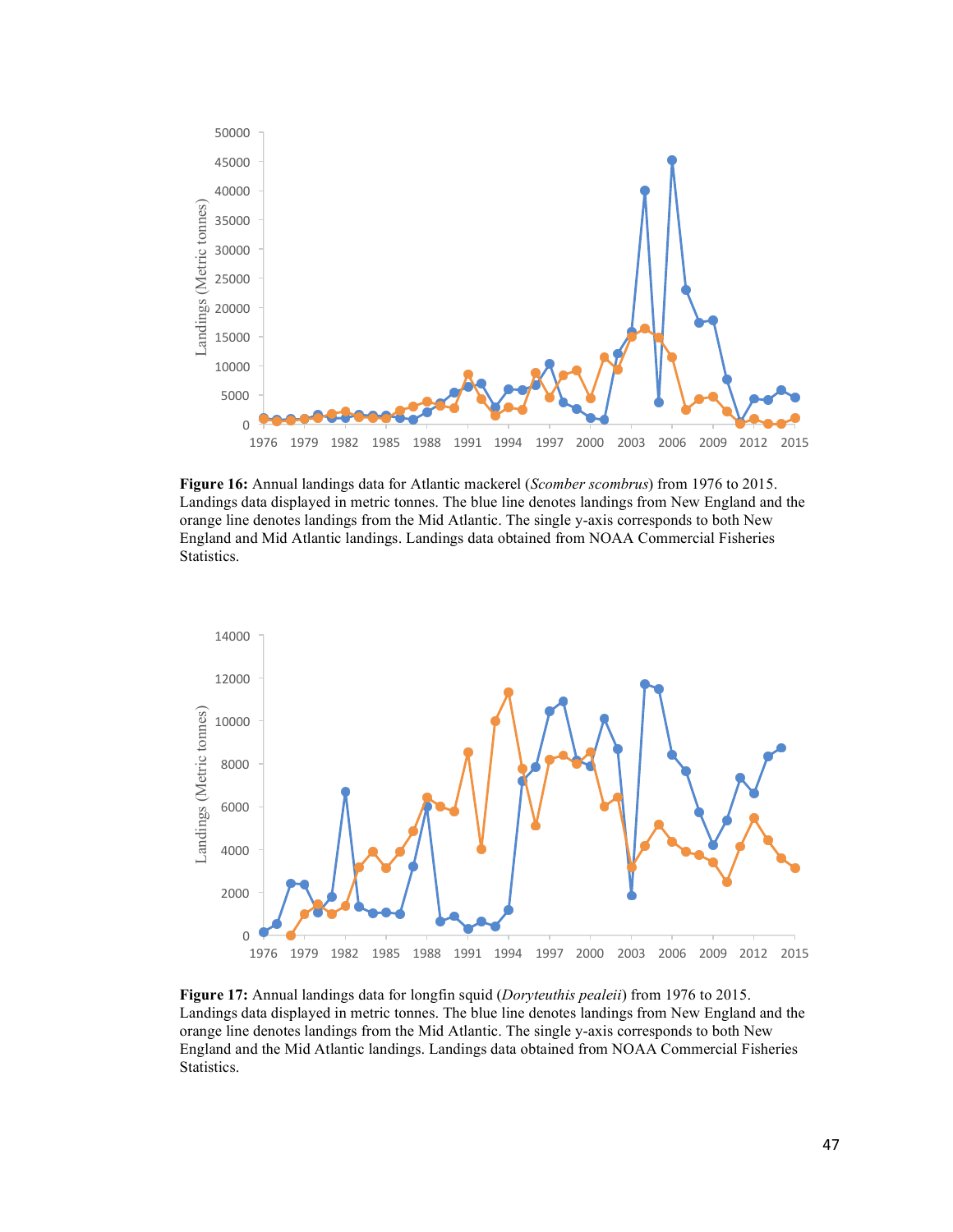**Figure 16:** Annual landings data for Atlantic mackerel (*Scomber scombrus*) from 1976 to 2015. Landings data displayed in metric tonnes. The blue line denotes landings from New England and the orange line denotes landings from the Mid Atlantic. The single y-axis corresponds to both New England and Mid Atlantic landings. Landings data obtained from NOAA Commercial Fisheries Statistics.

**Figure 17:** Annual landings data for longfin squid (*Doryteuthis pealeii*) from 1976 to 2015. Landings data displayed in metric tonnes. The blue line denotes landings from New England and the orange line denotes landings from the Mid Atlantic. The single y-axis corresponds to both New England and the Mid Atlantic landings. Landings data obtained from NOAA Commercial Fisheries Statistics.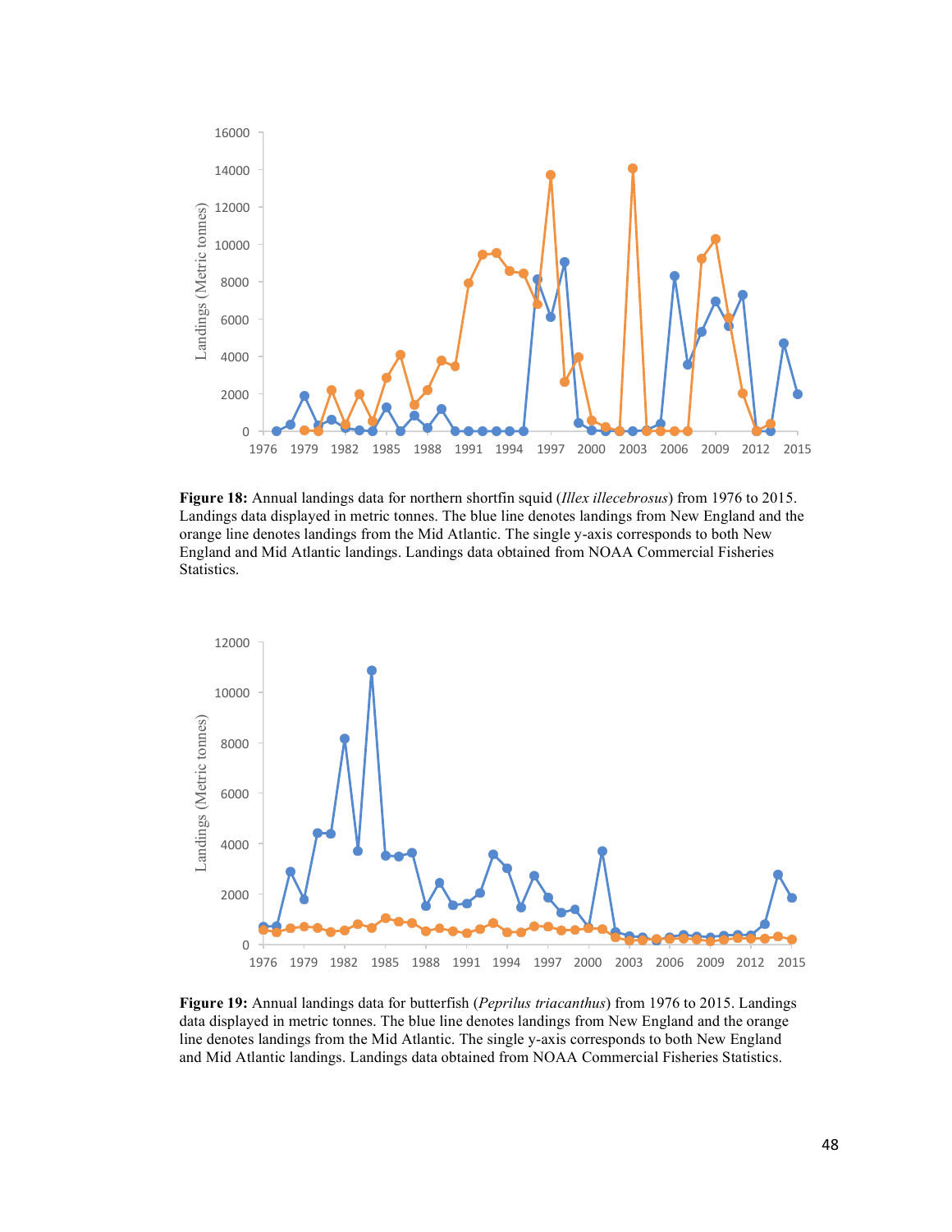**Figure 18:** Annual landings data for northern shortfin squid (*Illex illecebrosus*) from 1976 to 2015. Landings data displayed in metric tonnes. The blue line denotes landings from New England and the orange line denotes landings from the Mid Atlantic. The single y-axis corresponds to both New England and Mid Atlantic landings. Landings data obtained from NOAA Commercial Fisheries Statistics.

**Figure 19:** Annual landings data for butterfish (*Peprilus triacanthus*) from 1976 to 2015. Landings data displayed in metric tonnes. The blue line denotes landings from New England and the orange line denotes landings from the Mid Atlantic. The single y-axis corresponds to both New England and Mid Atlantic landings. Landings data obtained from NOAA Commercial Fisheries Statistics.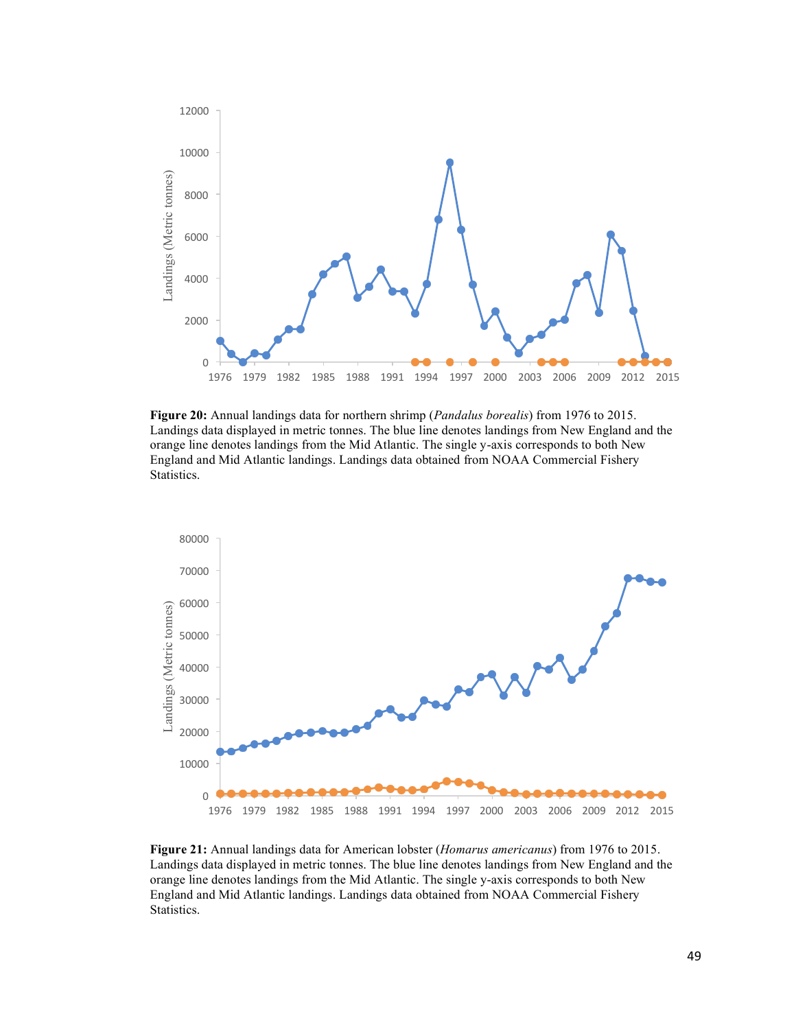**Figure 20:** Annual landings data for northern shrimp (*Pandalus borealis*) from 1976 to 2015. Landings data displayed in metric tonnes. The blue line denotes landings from New England and the orange line denotes landings from the Mid Atlantic. The single y-axis corresponds to both New England and Mid Atlantic landings. Landings data obtained from NOAA Commercial Fishery Statistics.

**Figure 21:** Annual landings data for American lobster (*Homarus americanus*) from 1976 to 2015. Landings data displayed in metric tonnes. The blue line denotes landings from New England and the orange line denotes landings from the Mid Atlantic. The single y-axis corresponds to both New England and Mid Atlantic landings. Landings data obtained from NOAA Commercial Fishery Statistics.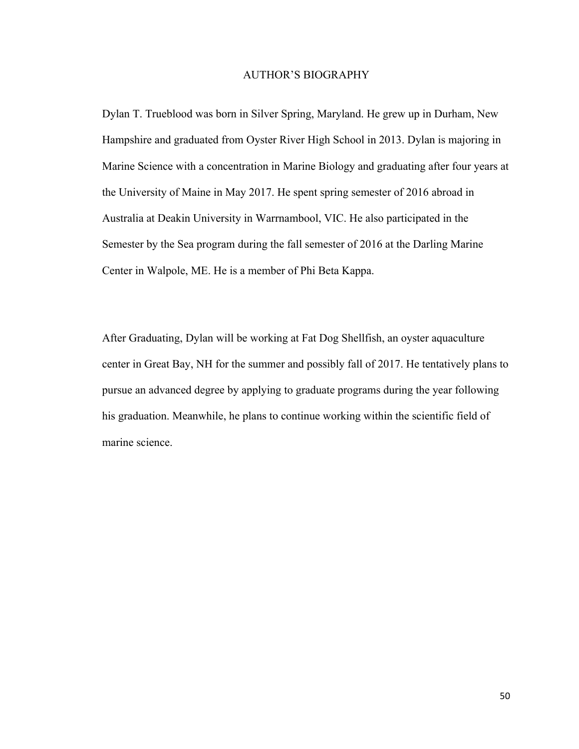# AUTHOR'S BIOGRAPHY

Dylan T. Trueblood was born in Silver Spring, Maryland. He grew up in Durham, New Hampshire and graduated from Oyster River High School in 2013. Dylan is majoring in Marine Science with a concentration in Marine Biology and graduating after four years at the University of Maine in May 2017. He spent spring semester of 2016 abroad in Australia at Deakin University in Warrnambool, VIC. He also participated in the Semester by the Sea program during the fall semester of 2016 at the Darling Marine Center in Walpole, ME. He is a member of Phi Beta Kappa.

After Graduating, Dylan will be working at Fat Dog Shellfish, an oyster aquaculture center in Great Bay, NH for the summer and possibly fall of 2017. He tentatively plans to pursue an advanced degree by applying to graduate programs during the year following his graduation. Meanwhile, he plans to continue working within the scientific field of marine science.